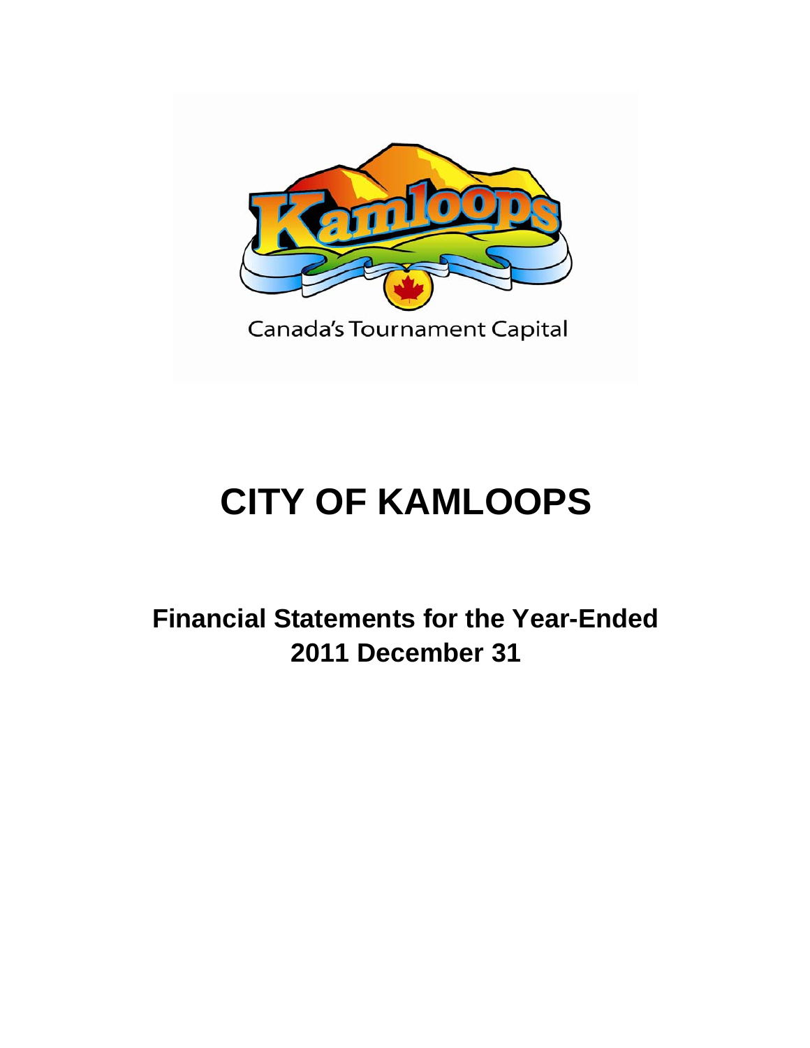Canada's Tournament Capital

# CITY OF KAMLOOPS

## Financial Statements for the Year-Ended 2011 December 31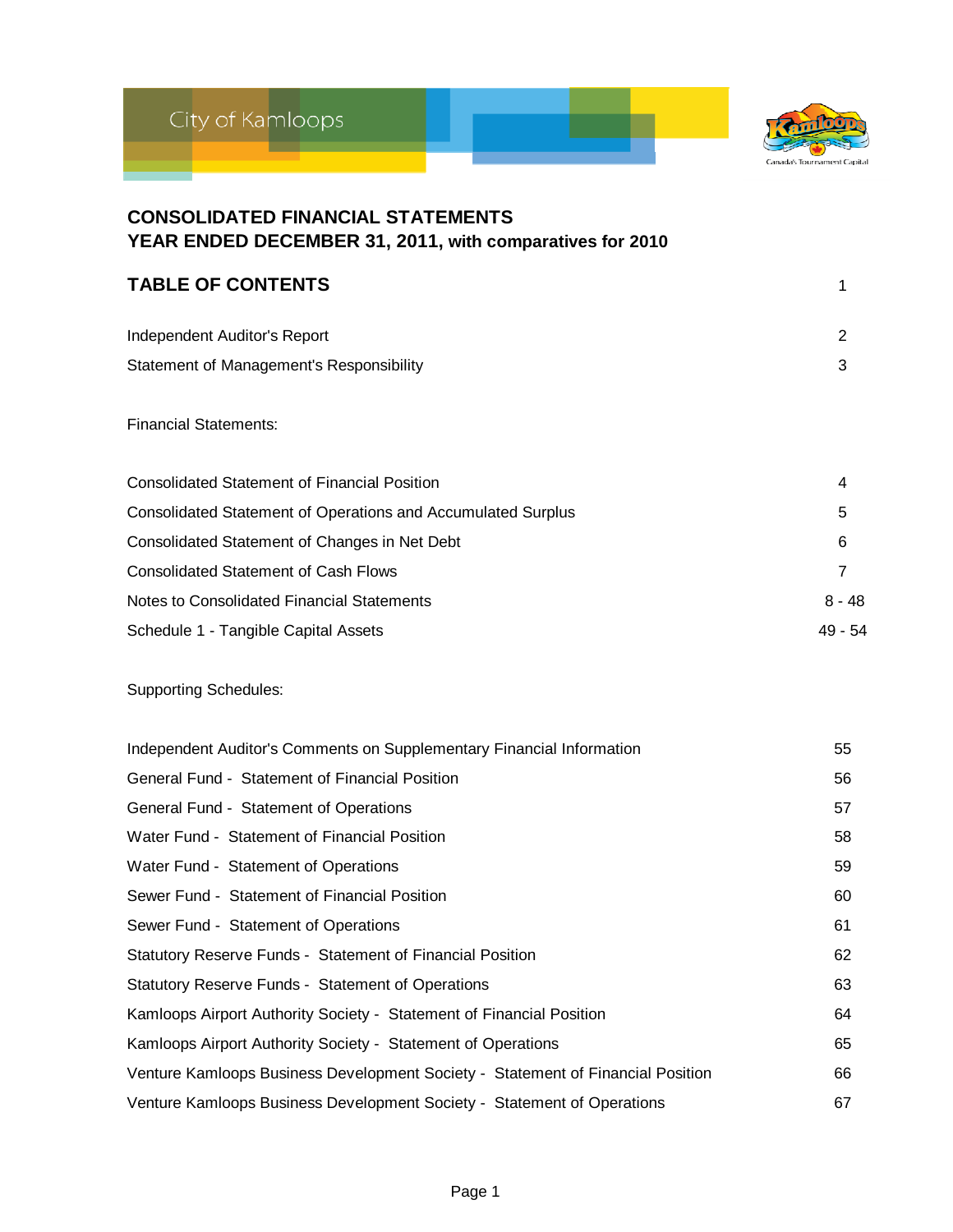City of Kamloops

# CONSOLIDATED FINANCIAL STATEMENTS
## YEAR ENDED DECEMBER 31, 2011, with comparatives for 2010

## TABLE OF CONTENTS 1

| | |
|---|---|
| Independent Auditor's Report | 2 |
| Statement of Management's Responsibility | 3 |

Financial Statements:

| | |
|---|---|
| Consolidated Statement of Financial Position | 4 |
| Consolidated Statement of Operations and Accumulated Surplus | 5 |
| Consolidated Statement of Changes in Net Debt | 6 |
| Consolidated Statement of Cash Flows | 7 |
| Notes to Consolidated Financial Statements | 8 - 48 |
| Schedule 1 - Tangible Capital Assets | 49 - 54 |

Supporting Schedules:

| | |
|---|---|
| Independent Auditor's Comments on Supplementary Financial Information | 55 |
| General Fund - Statement of Financial Position | 56 |
| General Fund - Statement of Operations | 57 |
| Water Fund - Statement of Financial Position | 58 |
| Water Fund - Statement of Operations | 59 |
| Sewer Fund - Statement of Financial Position | 60 |
| Sewer Fund - Statement of Operations | 61 |
| Statutory Reserve Funds - Statement of Financial Position | 62 |
| Statutory Reserve Funds - Statement of Operations | 63 |
| Kamloops Airport Authority Society - Statement of Financial Position | 64 |
| Kamloops Airport Authority Society - Statement of Operations | 65 |
| Venture Kamloops Business Development Society - Statement of Financial Position | 66 |
| Venture Kamloops Business Development Society - Statement of Operations | 67 |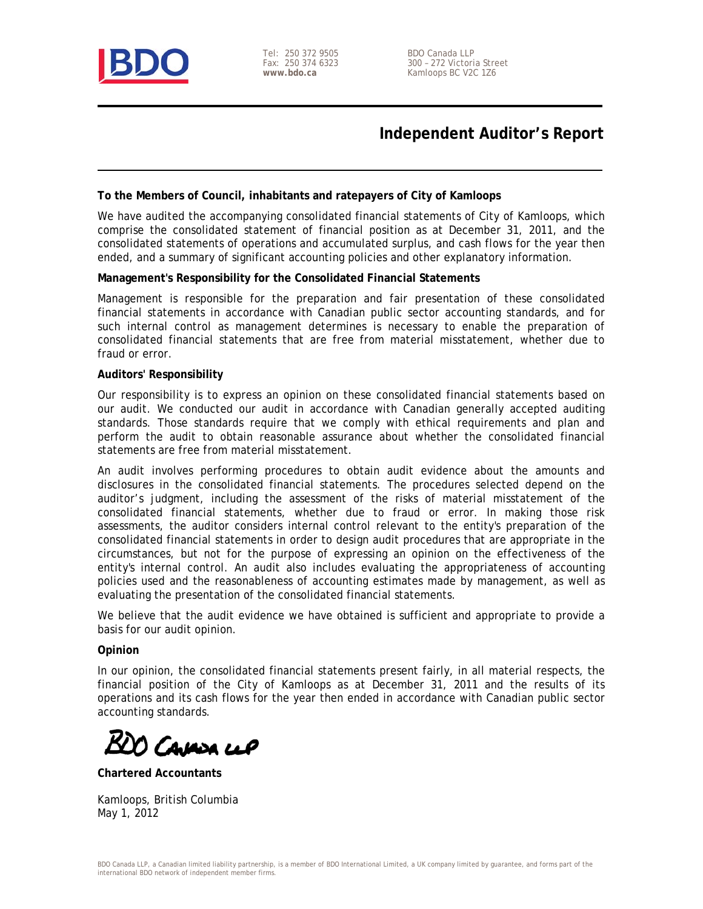BDO

Tel: 250 372 9505
Fax: 250 374 6323
**www.bdo.ca**

BDO Canada LLP
300 – 272 Victoria Street
Kamloops BC V2C 1Z6

# Independent Auditor's Report

**To the Members of Council, inhabitants and ratepayers of City of Kamloops**

We have audited the accompanying consolidated financial statements of City of Kamloops, which comprise the consolidated statement of financial position as at December 31, 2011, and the consolidated statements of operations and accumulated surplus, and cash flows for the year then ended, and a summary of significant accounting policies and other explanatory information.

**Management's Responsibility for the Consolidated Financial Statements**

Management is responsible for the preparation and fair presentation of these consolidated financial statements in accordance with Canadian public sector accounting standards, and for such internal control as management determines is necessary to enable the preparation of consolidated financial statements that are free from material misstatement, whether due to fraud or error.

**Auditors' Responsibility**

Our responsibility is to express an opinion on these consolidated financial statements based on our audit. We conducted our audit in accordance with Canadian generally accepted auditing standards. Those standards require that we comply with ethical requirements and plan and perform the audit to obtain reasonable assurance about whether the consolidated financial statements are free from material misstatement.

An audit involves performing procedures to obtain audit evidence about the amounts and disclosures in the consolidated financial statements. The procedures selected depend on the auditor's judgment, including the assessment of the risks of material misstatement of the consolidated financial statements, whether due to fraud or error. In making those risk assessments, the auditor considers internal control relevant to the entity's preparation of the consolidated financial statements in order to design audit procedures that are appropriate in the circumstances, but not for the purpose of expressing an opinion on the effectiveness of the entity's internal control. An audit also includes evaluating the appropriateness of accounting policies used and the reasonableness of accounting estimates made by management, as well as evaluating the presentation of the consolidated financial statements.

We believe that the audit evidence we have obtained is sufficient and appropriate to provide a basis for our audit opinion.

**Opinion**

In our opinion, the consolidated financial statements present fairly, in all material respects, the financial position of the City of Kamloops as at December 31, 2011 and the results of its operations and its cash flows for the year then ended in accordance with Canadian public sector accounting standards.

BDO Canada LLP

**Chartered Accountants**

Kamloops, British Columbia
May 1, 2012

BDO Canada LLP, a Canadian limited liability partnership, is a member of BDO International Limited, a UK company limited by guarantee, and forms part of the international BDO network of independent member firms.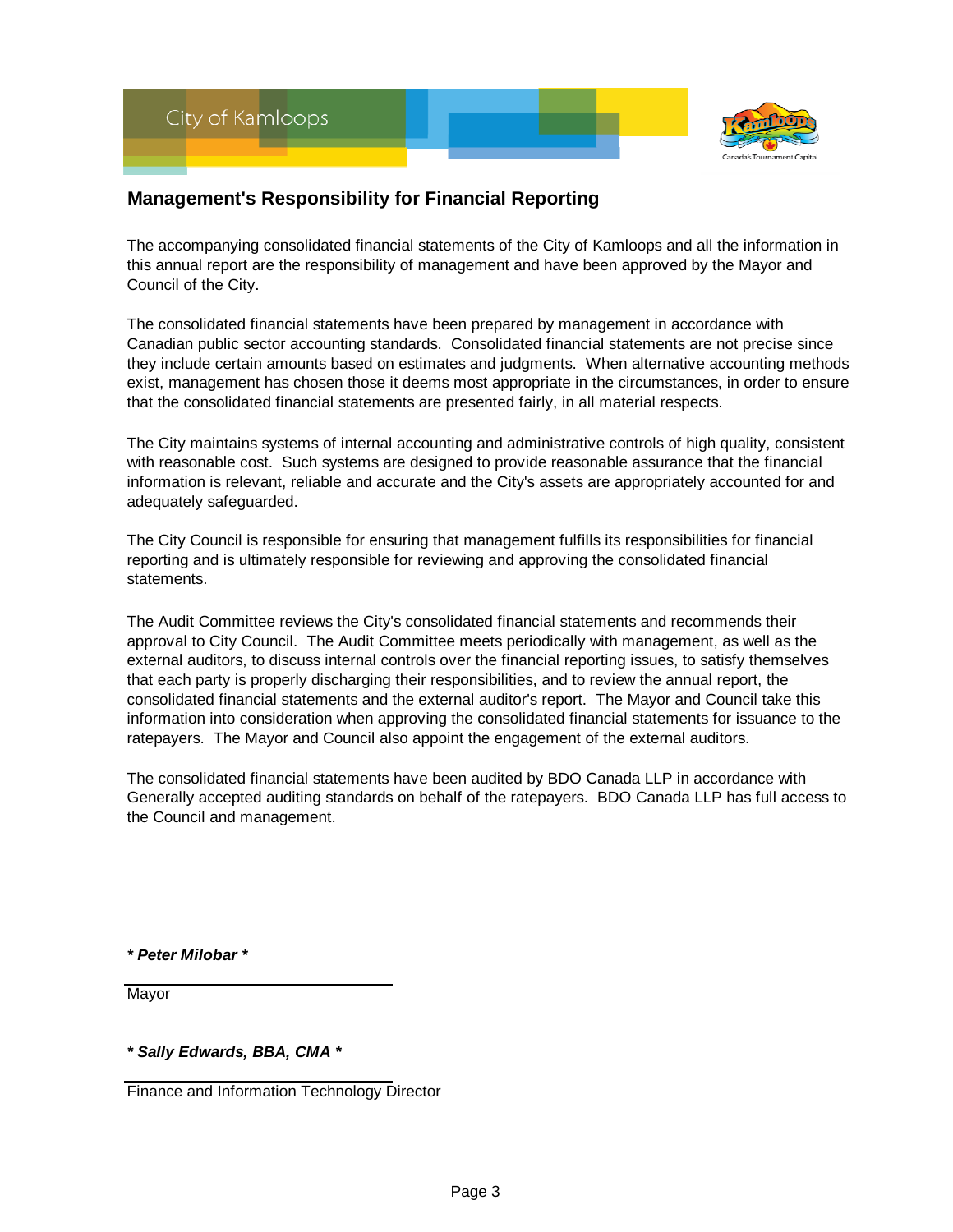## Management's Responsibility for Financial Reporting

The accompanying consolidated financial statements of the City of Kamloops and all the information in this annual report are the responsibility of management and have been approved by the Mayor and Council of the City.

The consolidated financial statements have been prepared by management in accordance with Canadian public sector accounting standards. Consolidated financial statements are not precise since they include certain amounts based on estimates and judgments. When alternative accounting methods exist, management has chosen those it deems most appropriate in the circumstances, in order to ensure that the consolidated financial statements are presented fairly, in all material respects.

The City maintains systems of internal accounting and administrative controls of high quality, consistent with reasonable cost. Such systems are designed to provide reasonable assurance that the financial information is relevant, reliable and accurate and the City's assets are appropriately accounted for and adequately safeguarded.

The City Council is responsible for ensuring that management fulfills its responsibilities for financial reporting and is ultimately responsible for reviewing and approving the consolidated financial statements.

The Audit Committee reviews the City's consolidated financial statements and recommends their approval to City Council. The Audit Committee meets periodically with management, as well as the external auditors, to discuss internal controls over the financial reporting issues, to satisfy themselves that each party is properly discharging their responsibilities, and to review the annual report, the consolidated financial statements and the external auditor's report. The Mayor and Council take this information into consideration when approving the consolidated financial statements for issuance to the ratepayers. The Mayor and Council also appoint the engagement of the external auditors.

The consolidated financial statements have been audited by BDO Canada LLP in accordance with Generally accepted auditing standards on behalf of the ratepayers. BDO Canada LLP has full access to the Council and management.

***\* Peter Milobar \****

Mayor

***\* Sally Edwards, BBA, CMA \****

Finance and Information Technology Director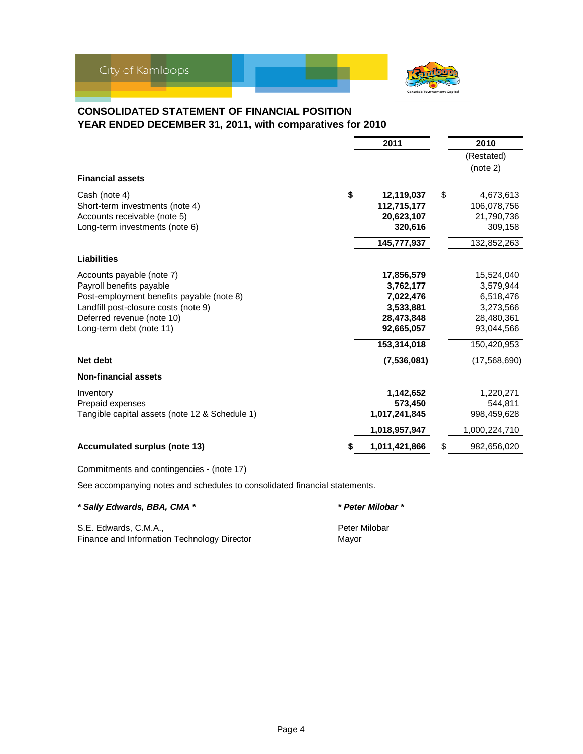City of Kamloops

# CONSOLIDATED STATEMENT OF FINANCIAL POSITION
## YEAR ENDED DECEMBER 31, 2011, with comparatives for 2010

| | 2011 | 2010<br>(Restated)<br>(note 2) |
|---|---|---|
| **Financial assets** | | |
| Cash (note 4) | $ **12,119,037** | $ 4,673,613 |
| Short-term investments (note 4) | **112,715,177** | 106,078,756 |
| Accounts receivable (note 5) | **20,623,107** | 21,790,736 |
| Long-term investments (note 6) | **320,616** | 309,158 |
| | **145,777,937** | 132,852,263 |
| **Liabilities** | | |
| Accounts payable (note 7) | **17,856,579** | 15,524,040 |
| Payroll benefits payable | **3,762,177** | 3,579,944 |
| Post-employment benefits payable (note 8) | **7,022,476** | 6,518,476 |
| Landfill post-closure costs (note 9) | **3,533,881** | 3,273,566 |
| Deferred revenue (note 10) | **28,473,848** | 28,480,361 |
| Long-term debt (note 11) | **92,665,057** | 93,044,566 |
| | **153,314,018** | 150,420,953 |
| **Net debt** | **(7,536,081)** | (17,568,690) |
| **Non-financial assets** | | |
| Inventory | **1,142,652** | 1,220,271 |
| Prepaid expenses | **573,450** | 544,811 |
| Tangible capital assets (note 12 & Schedule 1) | **1,017,241,845** | 998,459,628 |
| | **1,018,957,947** | 1,000,224,710 |
| **Accumulated surplus (note 13)** | $ **1,011,421,866** | $ 982,656,020 |

Commitments and contingencies - (note 17)

See accompanying notes and schedules to consolidated financial statements.

***\* Sally Edwards, BBA, CMA \****

S.E. Edwards, C.M.A.,
Finance and Information Technology Director

***\* Peter Milobar \****

Peter Milobar
Mayor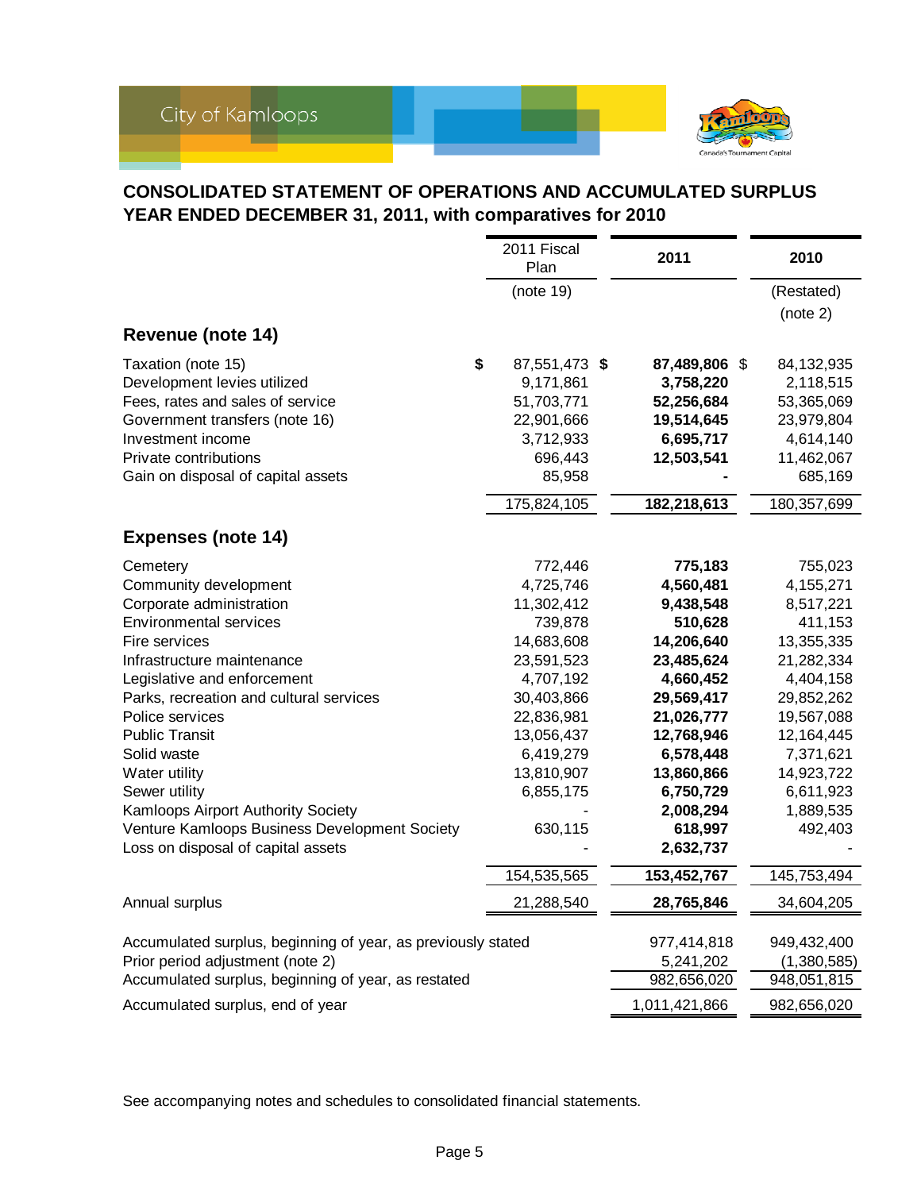City of Kamloops

## CONSOLIDATED STATEMENT OF OPERATIONS AND ACCUMULATED SURPLUS
## YEAR ENDED DECEMBER 31, 2011, with comparatives for 2010

| | 2011 Fiscal Plan | 2011 | 2010 |
|---|---|---|---|
| | (note 19) | | (Restated) (note 2) |
| **Revenue (note 14)** | | | |
| Taxation (note 15) | $ 87,551,473 | $ **87,489,806** | $ 84,132,935 |
| Development levies utilized | 9,171,861 | **3,758,220** | 2,118,515 |
| Fees, rates and sales of service | 51,703,771 | **52,256,684** | 53,365,069 |
| Government transfers (note 16) | 22,901,666 | **19,514,645** | 23,979,804 |
| Investment income | 3,712,933 | **6,695,717** | 4,614,140 |
| Private contributions | 696,443 | **12,503,541** | 11,462,067 |
| Gain on disposal of capital assets | 85,958 | **-** | 685,169 |
| | 175,824,105 | **182,218,613** | 180,357,699 |
| **Expenses (note 14)** | | | |
| Cemetery | 772,446 | **775,183** | 755,023 |
| Community development | 4,725,746 | **4,560,481** | 4,155,271 |
| Corporate administration | 11,302,412 | **9,438,548** | 8,517,221 |
| Environmental services | 739,878 | **510,628** | 411,153 |
| Fire services | 14,683,608 | **14,206,640** | 13,355,335 |
| Infrastructure maintenance | 23,591,523 | **23,485,624** | 21,282,334 |
| Legislative and enforcement | 4,707,192 | **4,660,452** | 4,404,158 |
| Parks, recreation and cultural services | 30,403,866 | **29,569,417** | 29,852,262 |
| Police services | 22,836,981 | **21,026,777** | 19,567,088 |
| Public Transit | 13,056,437 | **12,768,946** | 12,164,445 |
| Solid waste | 6,419,279 | **6,578,448** | 7,371,621 |
| Water utility | 13,810,907 | **13,860,866** | 14,923,722 |
| Sewer utility | 6,855,175 | **6,750,729** | 6,611,923 |
| Kamloops Airport Authority Society | - | **2,008,294** | 1,889,535 |
| Venture Kamloops Business Development Society | 630,115 | **618,997** | 492,403 |
| Loss on disposal of capital assets | - | **2,632,737** | - |
| | 154,535,565 | **153,452,767** | 145,753,494 |
| Annual surplus | 21,288,540 | **28,765,846** | 34,604,205 |
| Accumulated surplus, beginning of year, as previously stated | | 977,414,818 | 949,432,400 |
| Prior period adjustment (note 2) | | 5,241,202 | (1,380,585) |
| Accumulated surplus, beginning of year, as restated | | 982,656,020 | 948,051,815 |
| Accumulated surplus, end of year | | 1,011,421,866 | 982,656,020 |

See accompanying notes and schedules to consolidated financial statements.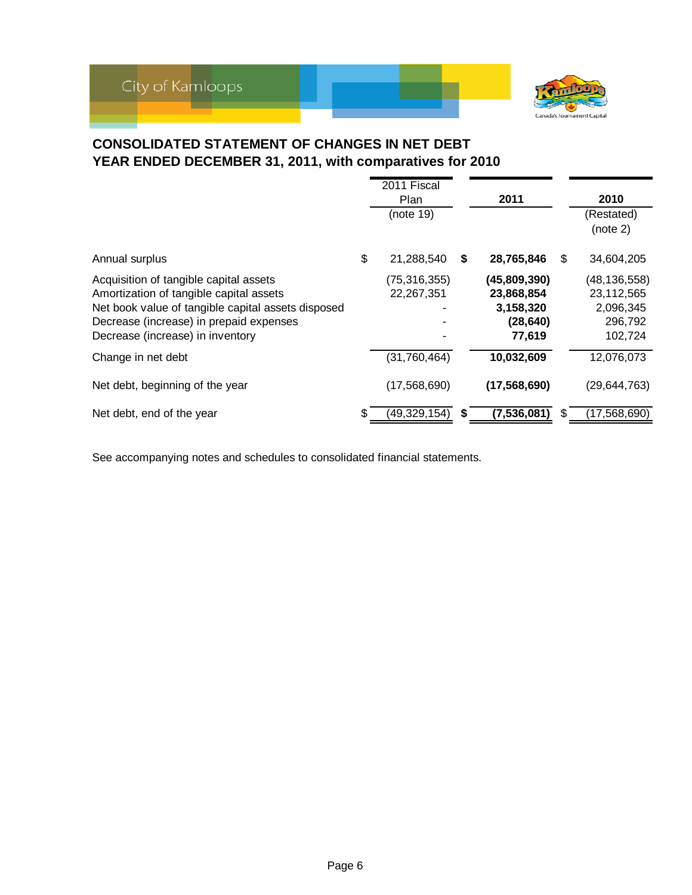City of Kamloops

## CONSOLIDATED STATEMENT OF CHANGES IN NET DEBT
## YEAR ENDED DECEMBER 31, 2011, with comparatives for 2010

| | 2011 Fiscal Plan (note 19) | 2011 | 2010 (Restated) (note 2) |
|---|---|---|---|
| Annual surplus | $ 21,288,540 | **$ 28,765,846** | $ 34,604,205 |
| Acquisition of tangible capital assets | (75,316,355) | **(45,809,390)** | (48,136,558) |
| Amortization of tangible capital assets | 22,267,351 | **23,868,854** | 23,112,565 |
| Net book value of tangible capital assets disposed | - | **3,158,320** | 2,096,345 |
| Decrease (increase) in prepaid expenses | - | **(28,640)** | 296,792 |
| Decrease (increase) in inventory | - | **77,619** | 102,724 |
| Change in net debt | (31,760,464) | **10,032,609** | 12,076,073 |
| Net debt, beginning of the year | (17,568,690) | **(17,568,690)** | (29,644,763) |
| Net debt, end of the year | $ (49,329,154) | **$ (7,536,081)** | $ (17,568,690) |

See accompanying notes and schedules to consolidated financial statements.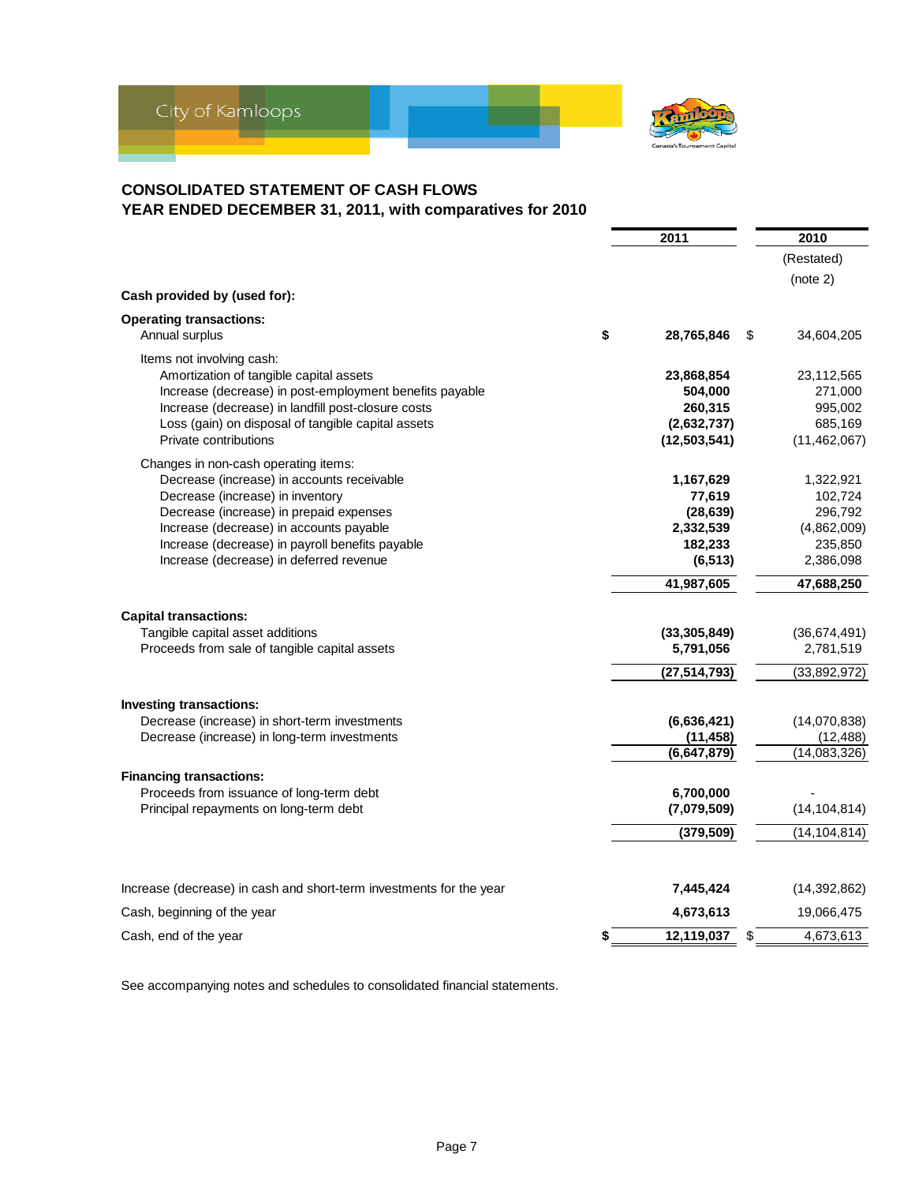## CONSOLIDATED STATEMENT OF CASH FLOWS
## YEAR ENDED DECEMBER 31, 2011, with comparatives for 2010

| | 2011 | 2010 (Restated) (note 2) |
|---|---|---|
| **Cash provided by (used for):** | | |
| **Operating transactions:** | | |
| Annual surplus | $ **28,765,846** | $ 34,604,205 |
| Items not involving cash: | | |
| Amortization of tangible capital assets | **23,868,854** | 23,112,565 |
| Increase (decrease) in post-employment benefits payable | **504,000** | 271,000 |
| Increase (decrease) in landfill post-closure costs | **260,315** | 995,002 |
| Loss (gain) on disposal of tangible capital assets | **(2,632,737)** | 685,169 |
| Private contributions | **(12,503,541)** | (11,462,067) |
| Changes in non-cash operating items: | | |
| Decrease (increase) in accounts receivable | **1,167,629** | 1,322,921 |
| Decrease (increase) in inventory | **77,619** | 102,724 |
| Decrease (increase) in prepaid expenses | **(28,639)** | 296,792 |
| Increase (decrease) in accounts payable | **2,332,539** | (4,862,009) |
| Increase (decrease) in payroll benefits payable | **182,233** | 235,850 |
| Increase (decrease) in deferred revenue | **(6,513)** | 2,386,098 |
| | **41,987,605** | **47,688,250** |
| **Capital transactions:** | | |
| Tangible capital asset additions | **(33,305,849)** | (36,674,491) |
| Proceeds from sale of tangible capital assets | **5,791,056** | 2,781,519 |
| | **(27,514,793)** | (33,892,972) |
| **Investing transactions:** | | |
| Decrease (increase) in short-term investments | **(6,636,421)** | (14,070,838) |
| Decrease (increase) in long-term investments | **(11,458)** | (12,488) |
| | **(6,647,879)** | (14,083,326) |
| **Financing transactions:** | | |
| Proceeds from issuance of long-term debt | **6,700,000** | - |
| Principal repayments on long-term debt | **(7,079,509)** | (14,104,814) |
| | **(379,509)** | (14,104,814) |
| Increase (decrease) in cash and short-term investments for the year | **7,445,424** | (14,392,862) |
| Cash, beginning of the year | **4,673,613** | 19,066,475 |
| Cash, end of the year | $ **12,119,037** | $ 4,673,613 |

See accompanying notes and schedules to consolidated financial statements.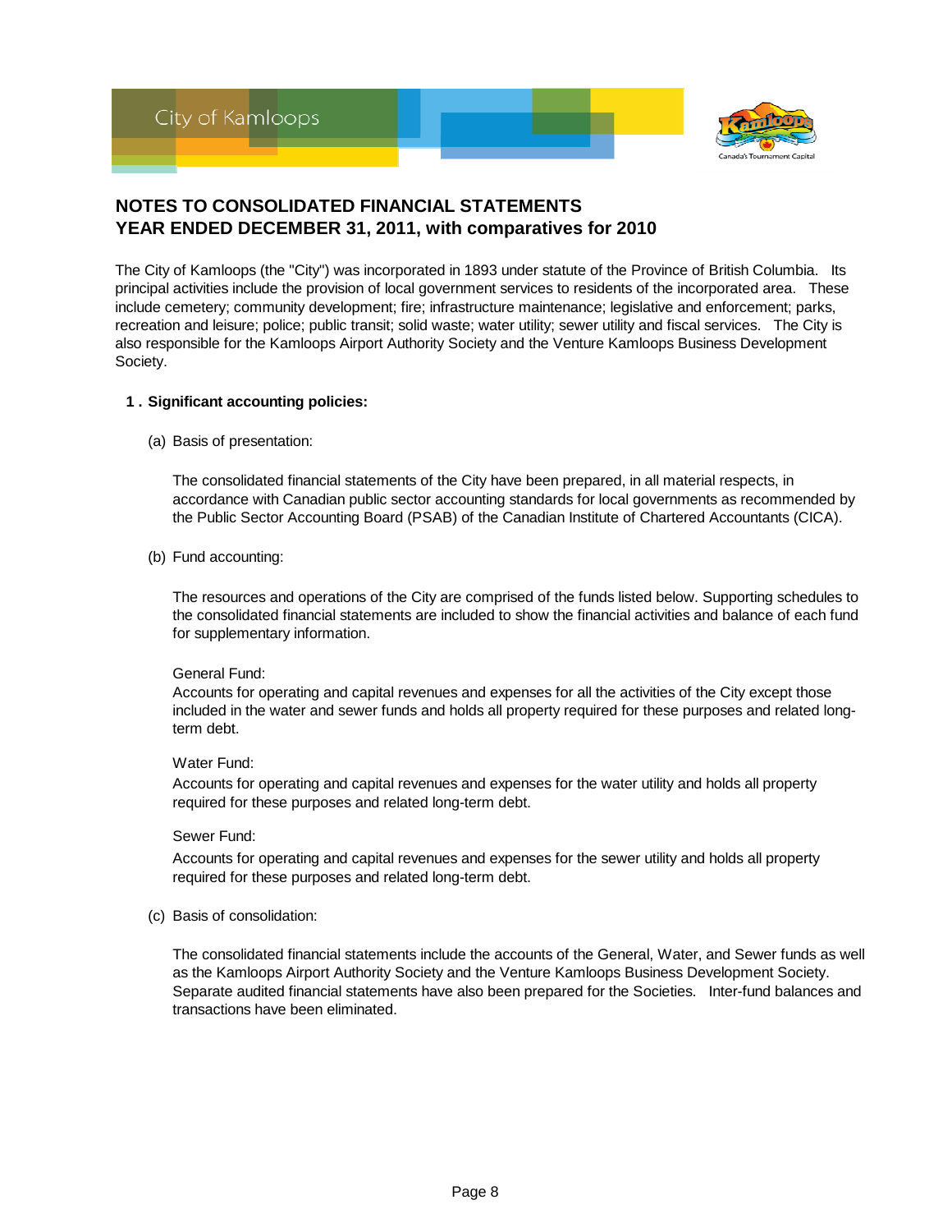# NOTES TO CONSOLIDATED FINANCIAL STATEMENTS
# YEAR ENDED DECEMBER 31, 2011, with comparatives for 2010

The City of Kamloops (the "City") was incorporated in 1893 under statute of the Province of British Columbia. Its principal activities include the provision of local government services to residents of the incorporated area. These include cemetery; community development; fire; infrastructure maintenance; legislative and enforcement; parks, recreation and leisure; police; public transit; solid waste; water utility; sewer utility and fiscal services. The City is also responsible for the Kamloops Airport Authority Society and the Venture Kamloops Business Development Society.

## 1 . Significant accounting policies:

(a) Basis of presentation:

The consolidated financial statements of the City have been prepared, in all material respects, in accordance with Canadian public sector accounting standards for local governments as recommended by the Public Sector Accounting Board (PSAB) of the Canadian Institute of Chartered Accountants (CICA).

(b) Fund accounting:

The resources and operations of the City are comprised of the funds listed below. Supporting schedules to the consolidated financial statements are included to show the financial activities and balance of each fund for supplementary information.

General Fund:
Accounts for operating and capital revenues and expenses for all the activities of the City except those included in the water and sewer funds and holds all property required for these purposes and related long-term debt.

Water Fund:
Accounts for operating and capital revenues and expenses for the water utility and holds all property required for these purposes and related long-term debt.

Sewer Fund:
Accounts for operating and capital revenues and expenses for the sewer utility and holds all property required for these purposes and related long-term debt.

(c) Basis of consolidation:

The consolidated financial statements include the accounts of the General, Water, and Sewer funds as well as the Kamloops Airport Authority Society and the Venture Kamloops Business Development Society. Separate audited financial statements have also been prepared for the Societies. Inter-fund balances and transactions have been eliminated.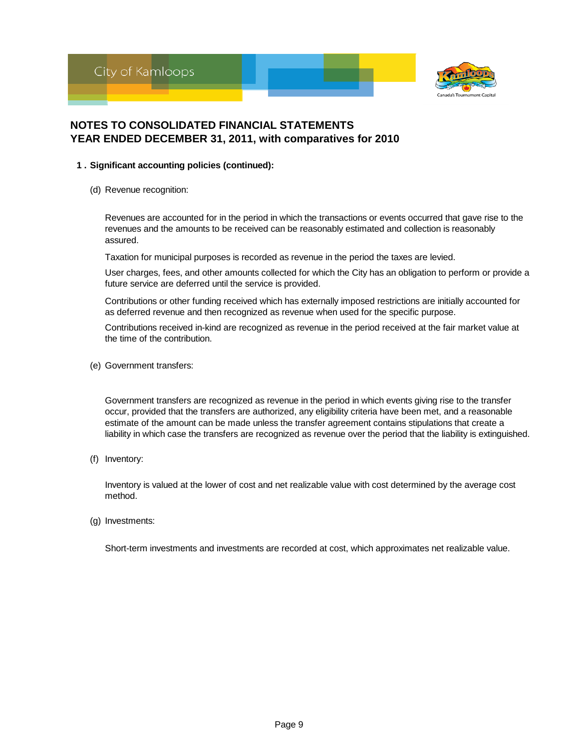## NOTES TO CONSOLIDATED FINANCIAL STATEMENTS
## YEAR ENDED DECEMBER 31, 2011, with comparatives for 2010

**1 . Significant accounting policies (continued):**

(d) Revenue recognition:

Revenues are accounted for in the period in which the transactions or events occurred that gave rise to the revenues and the amounts to be received can be reasonably estimated and collection is reasonably assured.

Taxation for municipal purposes is recorded as revenue in the period the taxes are levied.

User charges, fees, and other amounts collected for which the City has an obligation to perform or provide a future service are deferred until the service is provided.

Contributions or other funding received which has externally imposed restrictions are initially accounted for as deferred revenue and then recognized as revenue when used for the specific purpose.

Contributions received in-kind are recognized as revenue in the period received at the fair market value at the time of the contribution.

(e) Government transfers:

Government transfers are recognized as revenue in the period in which events giving rise to the transfer occur, provided that the transfers are authorized, any eligibility criteria have been met, and a reasonable estimate of the amount can be made unless the transfer agreement contains stipulations that create a liability in which case the transfers are recognized as revenue over the period that the liability is extinguished.

(f) Inventory:

Inventory is valued at the lower of cost and net realizable value with cost determined by the average cost method.

(g) Investments:

Short-term investments and investments are recorded at cost, which approximates net realizable value.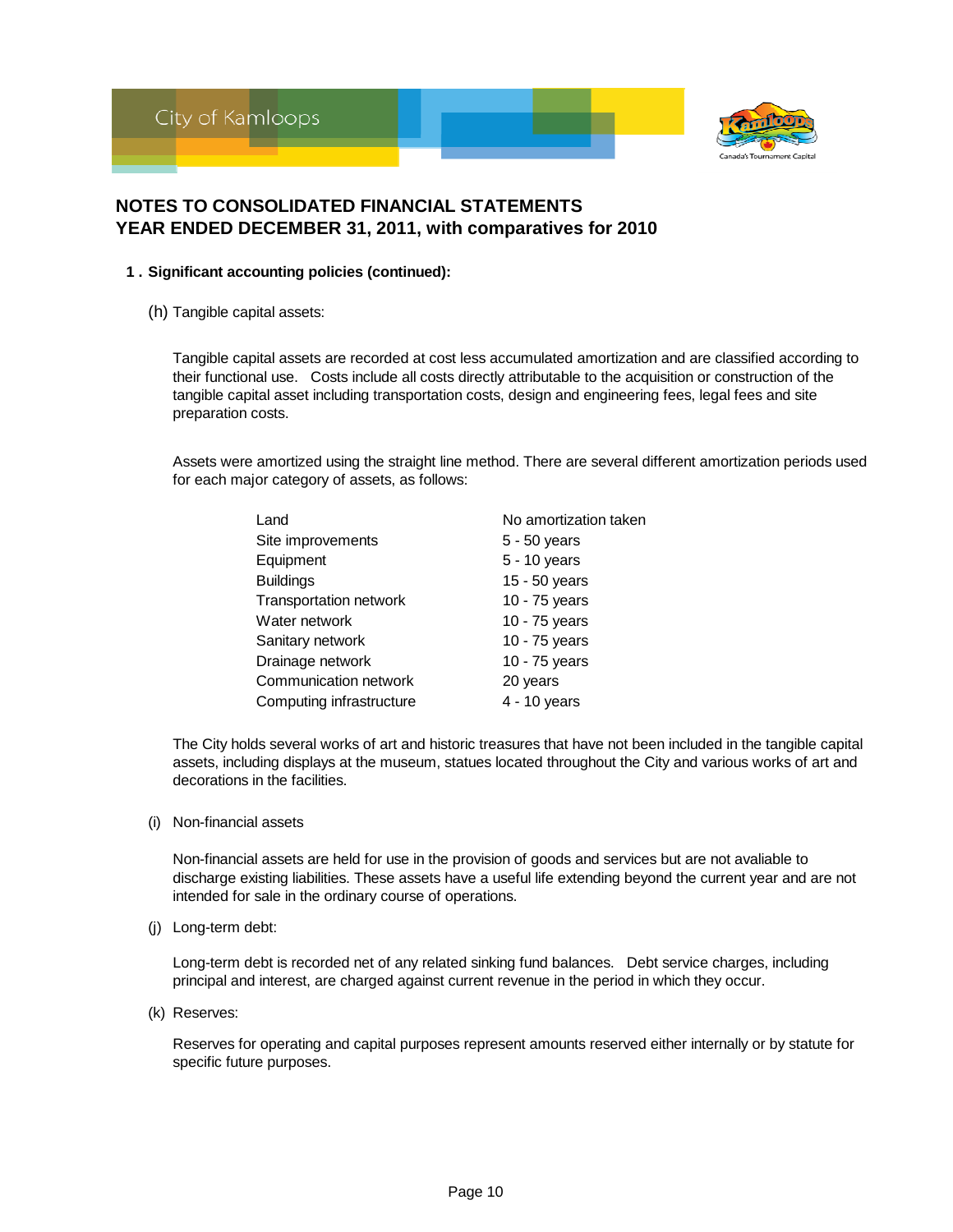# NOTES TO CONSOLIDATED FINANCIAL STATEMENTS
## YEAR ENDED DECEMBER 31, 2011, with comparatives for 2010

**1 . Significant accounting policies (continued):**

(h) Tangible capital assets:

Tangible capital assets are recorded at cost less accumulated amortization and are classified according to their functional use. Costs include all costs directly attributable to the acquisition or construction of the tangible capital asset including transportation costs, design and engineering fees, legal fees and site preparation costs.

Assets were amortized using the straight line method. There are several different amortization periods used for each major category of assets, as follows:

| | |
|---|---|
| Land | No amortization taken |
| Site improvements | 5 - 50 years |
| Equipment | 5 - 10 years |
| Buildings | 15 - 50 years |
| Transportation network | 10 - 75 years |
| Water network | 10 - 75 years |
| Sanitary network | 10 - 75 years |
| Drainage network | 10 - 75 years |
| Communication network | 20 years |
| Computing infrastructure | 4 - 10 years |

The City holds several works of art and historic treasures that have not been included in the tangible capital assets, including displays at the museum, statues located throughout the City and various works of art and decorations in the facilities.

(i) Non-financial assets

Non-financial assets are held for use in the provision of goods and services but are not avaliable to discharge existing liabilities. These assets have a useful life extending beyond the current year and are not intended for sale in the ordinary course of operations.

(j) Long-term debt:

Long-term debt is recorded net of any related sinking fund balances. Debt service charges, including principal and interest, are charged against current revenue in the period in which they occur.

(k) Reserves:

Reserves for operating and capital purposes represent amounts reserved either internally or by statute for specific future purposes.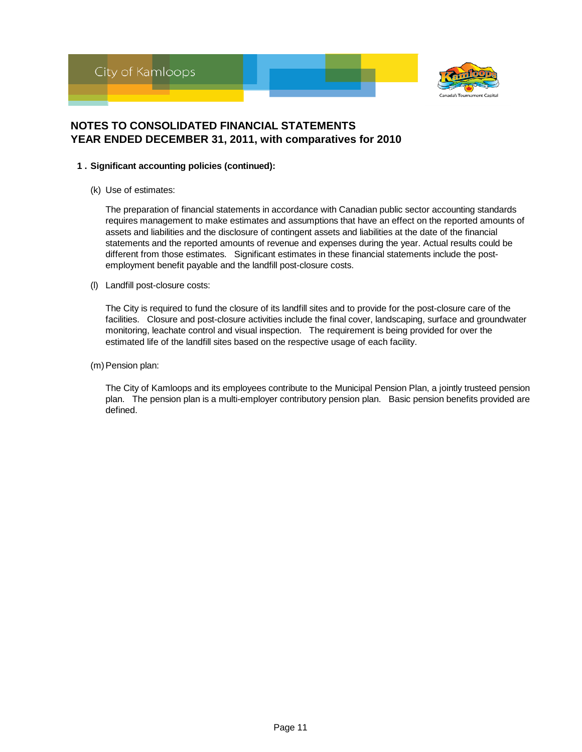# NOTES TO CONSOLIDATED FINANCIAL STATEMENTS
# YEAR ENDED DECEMBER 31, 2011, with comparatives for 2010

**1 . Significant accounting policies (continued):**

(k) Use of estimates:

The preparation of financial statements in accordance with Canadian public sector accounting standards requires management to make estimates and assumptions that have an effect on the reported amounts of assets and liabilities and the disclosure of contingent assets and liabilities at the date of the financial statements and the reported amounts of revenue and expenses during the year. Actual results could be different from those estimates. Significant estimates in these financial statements include the post-employment benefit payable and the landfill post-closure costs.

(l) Landfill post-closure costs:

The City is required to fund the closure of its landfill sites and to provide for the post-closure care of the facilities. Closure and post-closure activities include the final cover, landscaping, surface and groundwater monitoring, leachate control and visual inspection. The requirement is being provided for over the estimated life of the landfill sites based on the respective usage of each facility.

(m) Pension plan:

The City of Kamloops and its employees contribute to the Municipal Pension Plan, a jointly trusteed pension plan. The pension plan is a multi-employer contributory pension plan. Basic pension benefits provided are defined.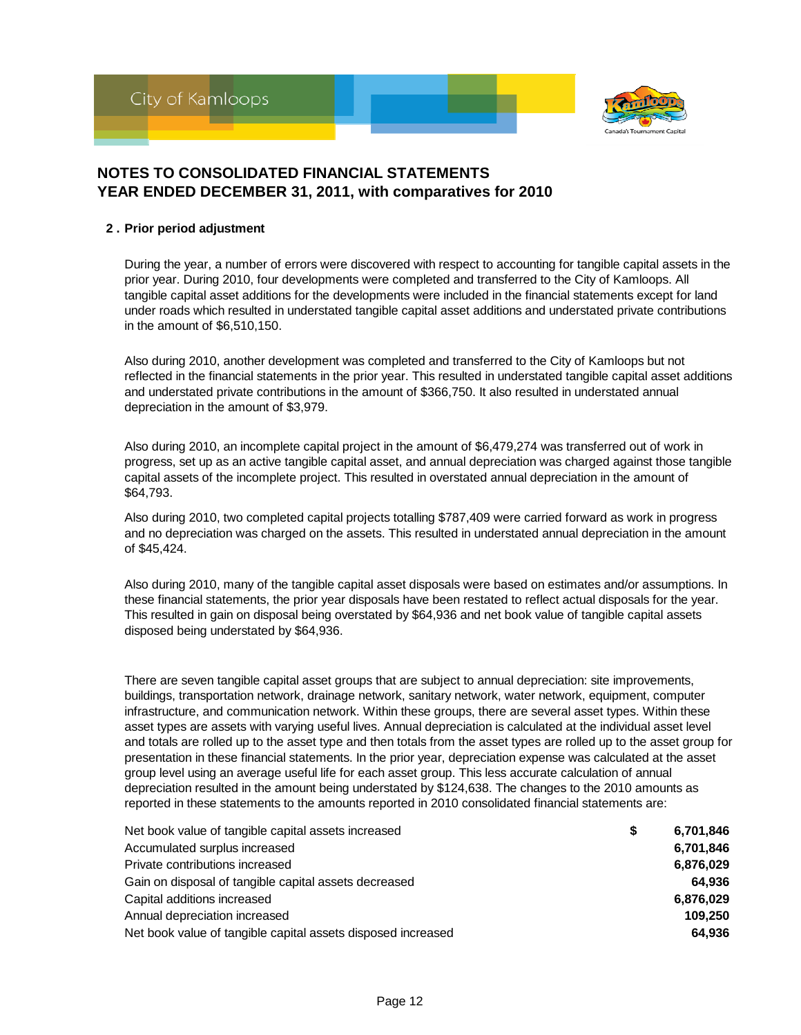## NOTES TO CONSOLIDATED FINANCIAL STATEMENTS
## YEAR ENDED DECEMBER 31, 2011, with comparatives for 2010

### 2 . Prior period adjustment

During the year, a number of errors were discovered with respect to accounting for tangible capital assets in the prior year. During 2010, four developments were completed and transferred to the City of Kamloops. All tangible capital asset additions for the developments were included in the financial statements except for land under roads which resulted in understated tangible capital asset additions and understated private contributions in the amount of $6,510,150.

Also during 2010, another development was completed and transferred to the City of Kamloops but not reflected in the financial statements in the prior year. This resulted in understated tangible capital asset additions and understated private contributions in the amount of $366,750. It also resulted in understated annual depreciation in the amount of $3,979.

Also during 2010, an incomplete capital project in the amount of $6,479,274 was transferred out of work in progress, set up as an active tangible capital asset, and annual depreciation was charged against those tangible capital assets of the incomplete project. This resulted in overstated annual depreciation in the amount of $64,793.

Also during 2010, two completed capital projects totalling $787,409 were carried forward as work in progress and no depreciation was charged on the assets. This resulted in understated annual depreciation in the amount of $45,424.

Also during 2010, many of the tangible capital asset disposals were based on estimates and/or assumptions. In these financial statements, the prior year disposals have been restated to reflect actual disposals for the year. This resulted in gain on disposal being overstated by $64,936 and net book value of tangible capital assets disposed being understated by $64,936.

There are seven tangible capital asset groups that are subject to annual depreciation: site improvements, buildings, transportation network, drainage network, sanitary network, water network, equipment, computer infrastructure, and communication network. Within these groups, there are several asset types. Within these asset types are assets with varying useful lives. Annual depreciation is calculated at the individual asset level and totals are rolled up to the asset type and then totals from the asset types are rolled up to the asset group for presentation in these financial statements. In the prior year, depreciation expense was calculated at the asset group level using an average useful life for each asset group. This less accurate calculation of annual depreciation resulted in the amount being understated by $124,638. The changes to the 2010 amounts as reported in these statements to the amounts reported in 2010 consolidated financial statements are:

| | | |
|---|---|---|
| Net book value of tangible capital assets increased | $ | **6,701,846** |
| Accumulated surplus increased | | **6,701,846** |
| Private contributions increased | | **6,876,029** |
| Gain on disposal of tangible capital assets decreased | | **64,936** |
| Capital additions increased | | **6,876,029** |
| Annual depreciation increased | | **109,250** |
| Net book value of tangible capital assets disposed increased | | **64,936** |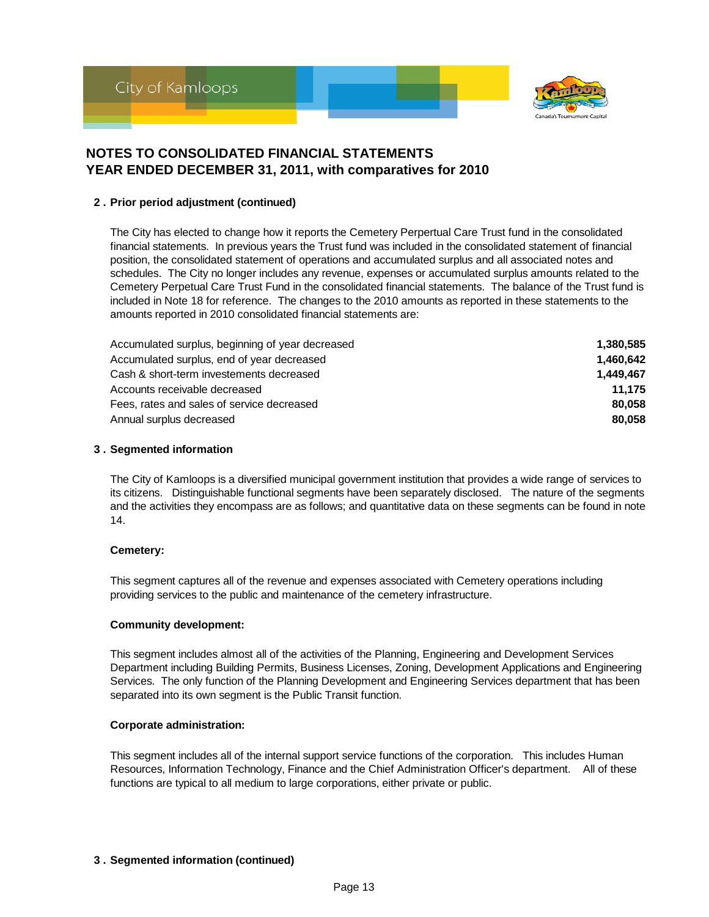## NOTES TO CONSOLIDATED FINANCIAL STATEMENTS
## YEAR ENDED DECEMBER 31, 2011, with comparatives for 2010

### 2 . Prior period adjustment (continued)

The City has elected to change how it reports the Cemetery Perpertual Care Trust fund in the consolidated financial statements. In previous years the Trust fund was included in the consolidated statement of financial position, the consolidated statement of operations and accumulated surplus and all associated notes and schedules. The City no longer includes any revenue, expenses or accumulated surplus amounts related to the Cemetery Perpetual Care Trust Fund in the consolidated financial statements. The balance of the Trust fund is included in Note 18 for reference. The changes to the 2010 amounts as reported in these statements to the amounts reported in 2010 consolidated financial statements are:

| | |
|---|---:|
| Accumulated surplus, beginning of year decreased | **1,380,585** |
| Accumulated surplus, end of year decreased | **1,460,642** |
| Cash & short-term investements decreased | **1,449,467** |
| Accounts receivable decreased | **11,175** |
| Fees, rates and sales of service decreased | **80,058** |
| Annual surplus decreased | **80,058** |

### 3 . Segmented information

The City of Kamloops is a diversified municipal government institution that provides a wide range of services to its citizens. Distinguishable functional segments have been separately disclosed. The nature of the segments and the activities they encompass are as follows; and quantitative data on these segments can be found in note 14.

**Cemetery:**

This segment captures all of the revenue and expenses associated with Cemetery operations including providing services to the public and maintenance of the cemetery infrastructure.

**Community development:**

This segment includes almost all of the activities of the Planning, Engineering and Development Services Department including Building Permits, Business Licenses, Zoning, Development Applications and Engineering Services. The only function of the Planning Development and Engineering Services department that has been separated into its own segment is the Public Transit function.

**Corporate administration:**

This segment includes all of the internal support service functions of the corporation. This includes Human Resources, Information Technology, Finance and the Chief Administration Officer's department. All of these functions are typical to all medium to large corporations, either private or public.

### 3 . Segmented information (continued)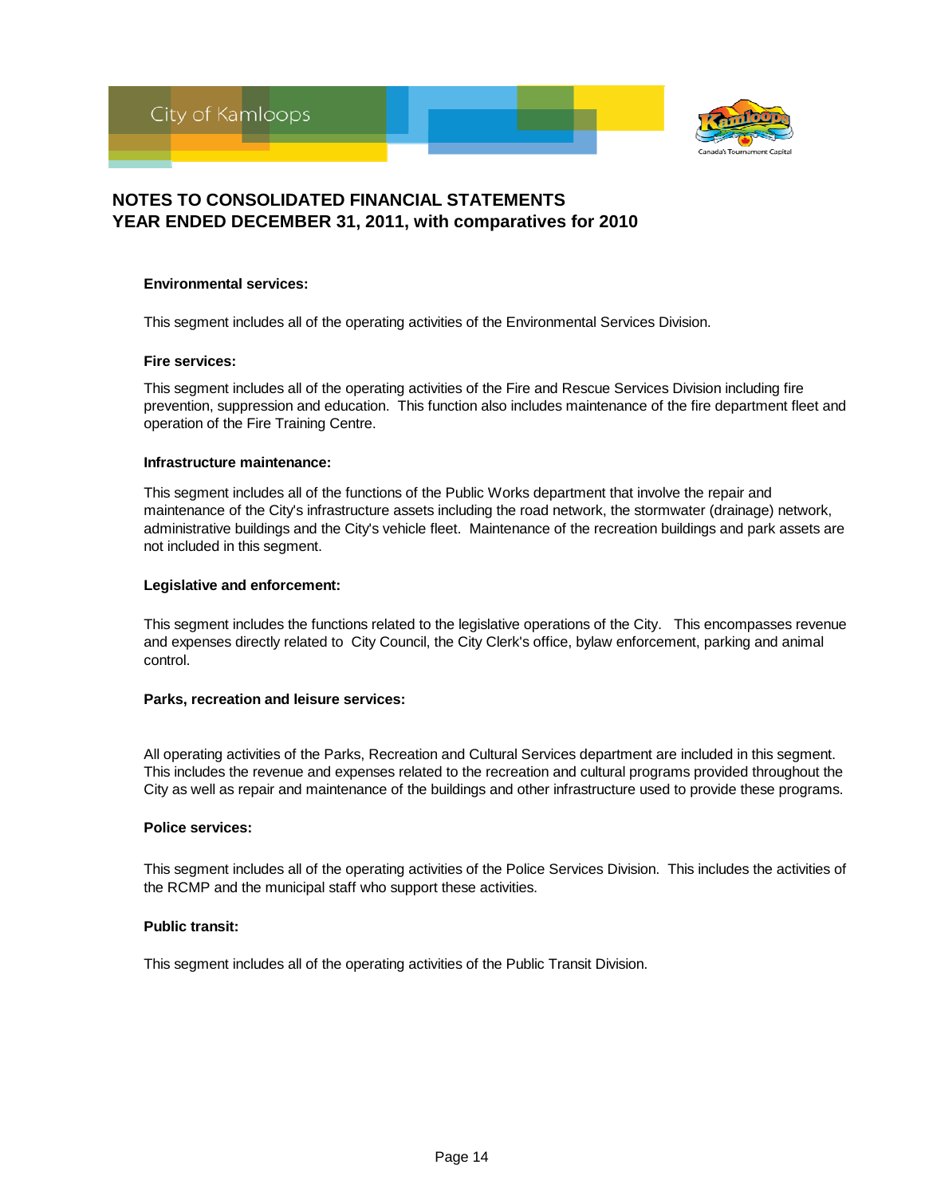**Environmental services:**

This segment includes all of the operating activities of the Environmental Services Division.

**Fire services:**

This segment includes all of the operating activities of the Fire and Rescue Services Division including fire prevention, suppression and education. This function also includes maintenance of the fire department fleet and operation of the Fire Training Centre.

**Infrastructure maintenance:**

This segment includes all of the functions of the Public Works department that involve the repair and maintenance of the City's infrastructure assets including the road network, the stormwater (drainage) network, administrative buildings and the City's vehicle fleet. Maintenance of the recreation buildings and park assets are not included in this segment.

**Legislative and enforcement:**

This segment includes the functions related to the legislative operations of the City. This encompasses revenue and expenses directly related to City Council, the City Clerk's office, bylaw enforcement, parking and animal control.

**Parks, recreation and leisure services:**

All operating activities of the Parks, Recreation and Cultural Services department are included in this segment. This includes the revenue and expenses related to the recreation and cultural programs provided throughout the City as well as repair and maintenance of the buildings and other infrastructure used to provide these programs.

**Police services:**

This segment includes all of the operating activities of the Police Services Division. This includes the activities of the RCMP and the municipal staff who support these activities.

**Public transit:**

This segment includes all of the operating activities of the Public Transit Division.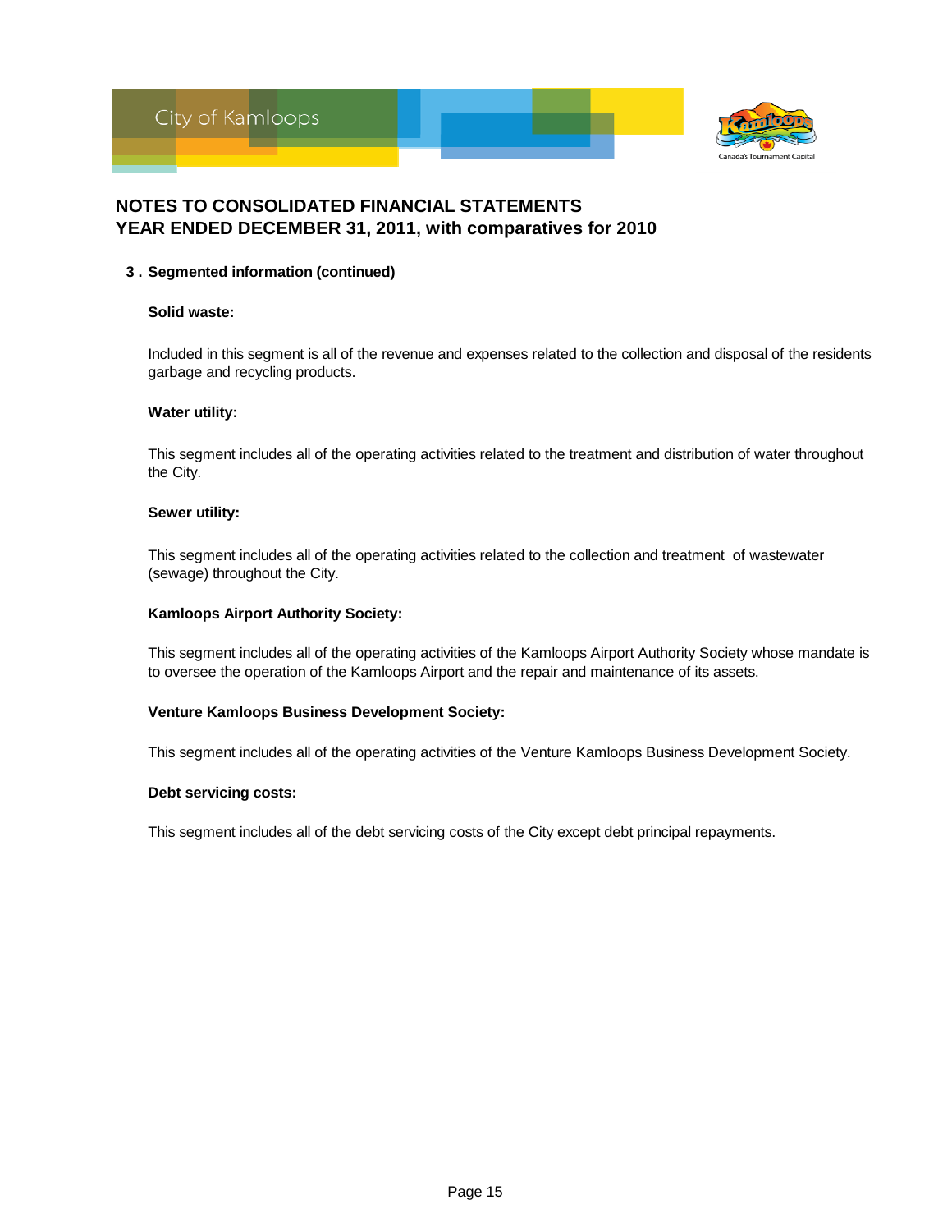## NOTES TO CONSOLIDATED FINANCIAL STATEMENTS
## YEAR ENDED DECEMBER 31, 2011, with comparatives for 2010

### 3 . Segmented information (continued)

**Solid waste:**

Included in this segment is all of the revenue and expenses related to the collection and disposal of the residents garbage and recycling products.

**Water utility:**

This segment includes all of the operating activities related to the treatment and distribution of water throughout the City.

**Sewer utility:**

This segment includes all of the operating activities related to the collection and treatment of wastewater (sewage) throughout the City.

**Kamloops Airport Authority Society:**

This segment includes all of the operating activities of the Kamloops Airport Authority Society whose mandate is to oversee the operation of the Kamloops Airport and the repair and maintenance of its assets.

**Venture Kamloops Business Development Society:**

This segment includes all of the operating activities of the Venture Kamloops Business Development Society.

**Debt servicing costs:**

This segment includes all of the debt servicing costs of the City except debt principal repayments.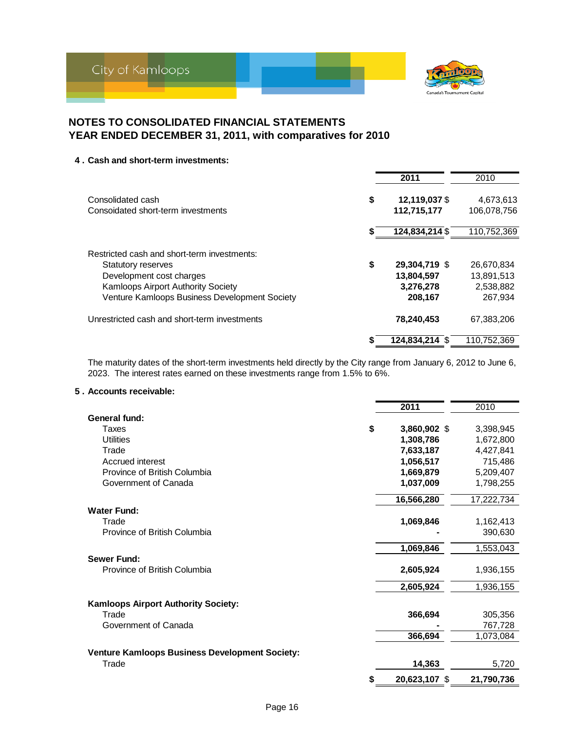## NOTES TO CONSOLIDATED FINANCIAL STATEMENTS
## YEAR ENDED DECEMBER 31, 2011, with comparatives for 2010

**4 . Cash and short-term investments:**

| | 2011 | 2010 |
|---|---|---|
| Consolidated cash | $ **12,119,037** | $ 4,673,613 |
| Consoidated short-term investments | **112,715,177** | 106,078,756 |
| | $ **124,834,214** | $ 110,752,369 |
| Restricted cash and short-term investments: | | |
| Statutory reserves | $ **29,304,719** | $ 26,670,834 |
| Development cost charges | **13,804,597** | 13,891,513 |
| Kamloops Airport Authority Society | **3,276,278** | 2,538,882 |
| Venture Kamloops Business Development Society | **208,167** | 267,934 |
| Unrestricted cash and short-term investments | **78,240,453** | 67,383,206 |
| | $ **124,834,214** | $ 110,752,369 |

The maturity dates of the short-term investments held directly by the City range from January 6, 2012 to June 6, 2023. The interest rates earned on these investments range from 1.5% to 6%.

**5 . Accounts receivable:**

| | 2011 | 2010 |
|---|---|---|
| **General fund:** | | |
| Taxes | $ **3,860,902** | $ 3,398,945 |
| Utilities | **1,308,786** | 1,672,800 |
| Trade | **7,633,187** | 4,427,841 |
| Accrued interest | **1,056,517** | 715,486 |
| Province of British Columbia | **1,669,879** | 5,209,407 |
| Government of Canada | **1,037,009** | 1,798,255 |
| | **16,566,280** | 17,222,734 |
| **Water Fund:** | | |
| Trade | **1,069,846** | 1,162,413 |
| Province of British Columbia | **-** | 390,630 |
| | **1,069,846** | 1,553,043 |
| **Sewer Fund:** | | |
| Province of British Columbia | **2,605,924** | 1,936,155 |
| | **2,605,924** | 1,936,155 |
| **Kamloops Airport Authority Society:** | | |
| Trade | **366,694** | 305,356 |
| Government of Canada | **-** | 767,728 |
| | **366,694** | 1,073,084 |
| **Venture Kamloops Business Development Society:** | | |
| Trade | **14,363** | 5,720 |
| | $ **20,623,107** | $ **21,790,736** |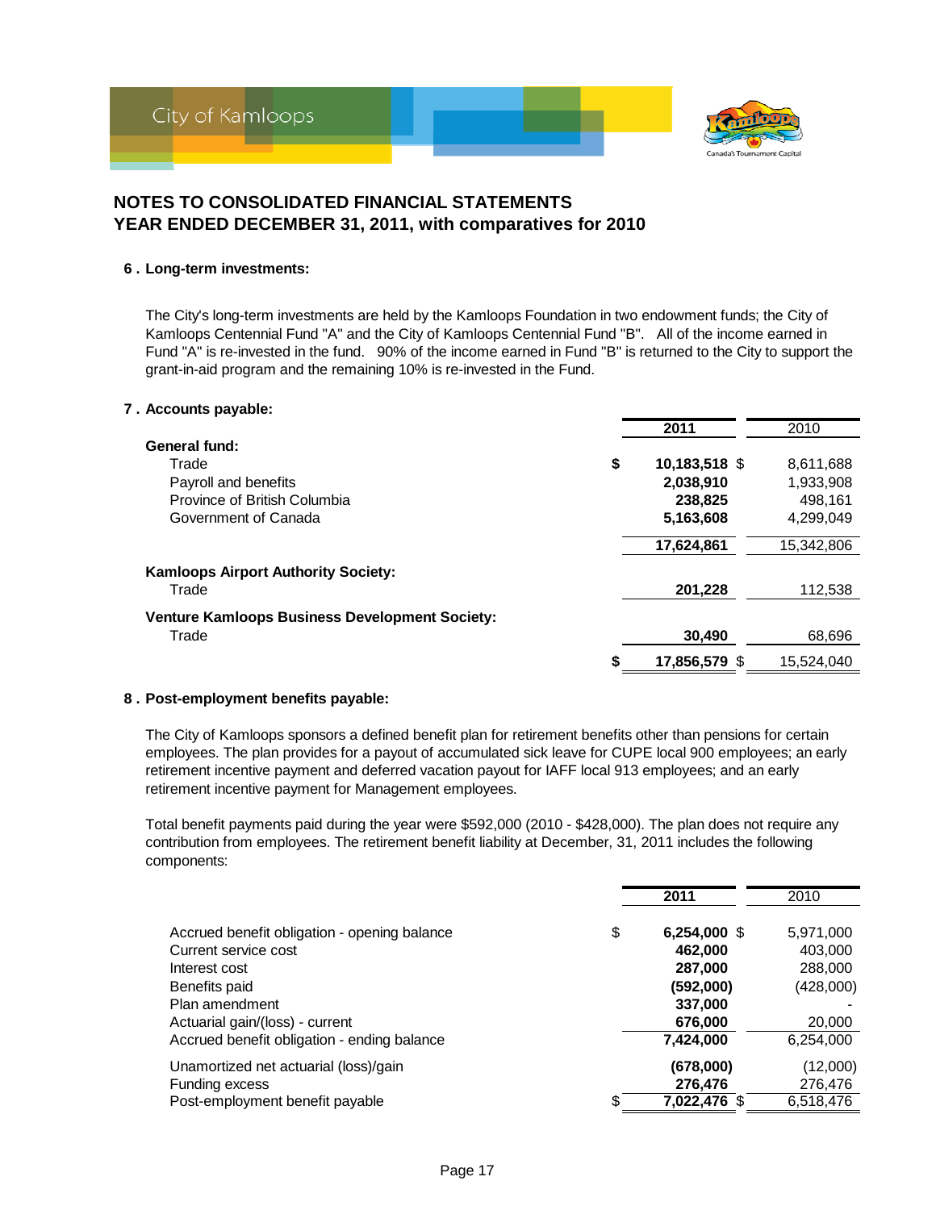# NOTES TO CONSOLIDATED FINANCIAL STATEMENTS
# YEAR ENDED DECEMBER 31, 2011, with comparatives for 2010

## 6 . Long-term investments:

The City's long-term investments are held by the Kamloops Foundation in two endowment funds; the City of Kamloops Centennial Fund "A" and the City of Kamloops Centennial Fund "B". All of the income earned in Fund "A" is re-invested in the fund. 90% of the income earned in Fund "B" is returned to the City to support the grant-in-aid program and the remaining 10% is re-invested in the Fund.

## 7 . Accounts payable:

| | | 2011 | 2010 |
|---|---|---|---|
| **General fund:** | | | |
| Trade | $ | **10,183,518** $ | 8,611,688 |
| Payroll and benefits | | **2,038,910** | 1,933,908 |
| Province of British Columbia | | **238,825** | 498,161 |
| Government of Canada | | **5,163,608** | 4,299,049 |
| | | **17,624,861** | 15,342,806 |
| **Kamloops Airport Authority Society:** | | | |
| Trade | | **201,228** | 112,538 |
| **Venture Kamloops Business Development Society:** | | | |
| Trade | | **30,490** | 68,696 |
| | $ | **17,856,579** $ | 15,524,040 |

## 8 . Post-employment benefits payable:

The City of Kamloops sponsors a defined benefit plan for retirement benefits other than pensions for certain employees. The plan provides for a payout of accumulated sick leave for CUPE local 900 employees; an early retirement incentive payment and deferred vacation payout for IAFF local 913 employees; and an early retirement incentive payment for Management employees.

Total benefit payments paid during the year were $592,000 (2010 - $428,000). The plan does not require any contribution from employees. The retirement benefit liability at December, 31, 2011 includes the following components:

| | | 2011 | 2010 |
|---|---|---|---|
| Accrued benefit obligation - opening balance | $ | **6,254,000** $ | 5,971,000 |
| Current service cost | | **462,000** | 403,000 |
| Interest cost | | **287,000** | 288,000 |
| Benefits paid | | **(592,000)** | (428,000) |
| Plan amendment | | **337,000** | - |
| Actuarial gain/(loss) - current | | **676,000** | 20,000 |
| Accrued benefit obligation - ending balance | | **7,424,000** | 6,254,000 |
| Unamortized net actuarial (loss)/gain | | **(678,000)** | (12,000) |
| Funding excess | | **276,476** | 276,476 |
| Post-employment benefit payable | $ | **7,022,476** $ | 6,518,476 |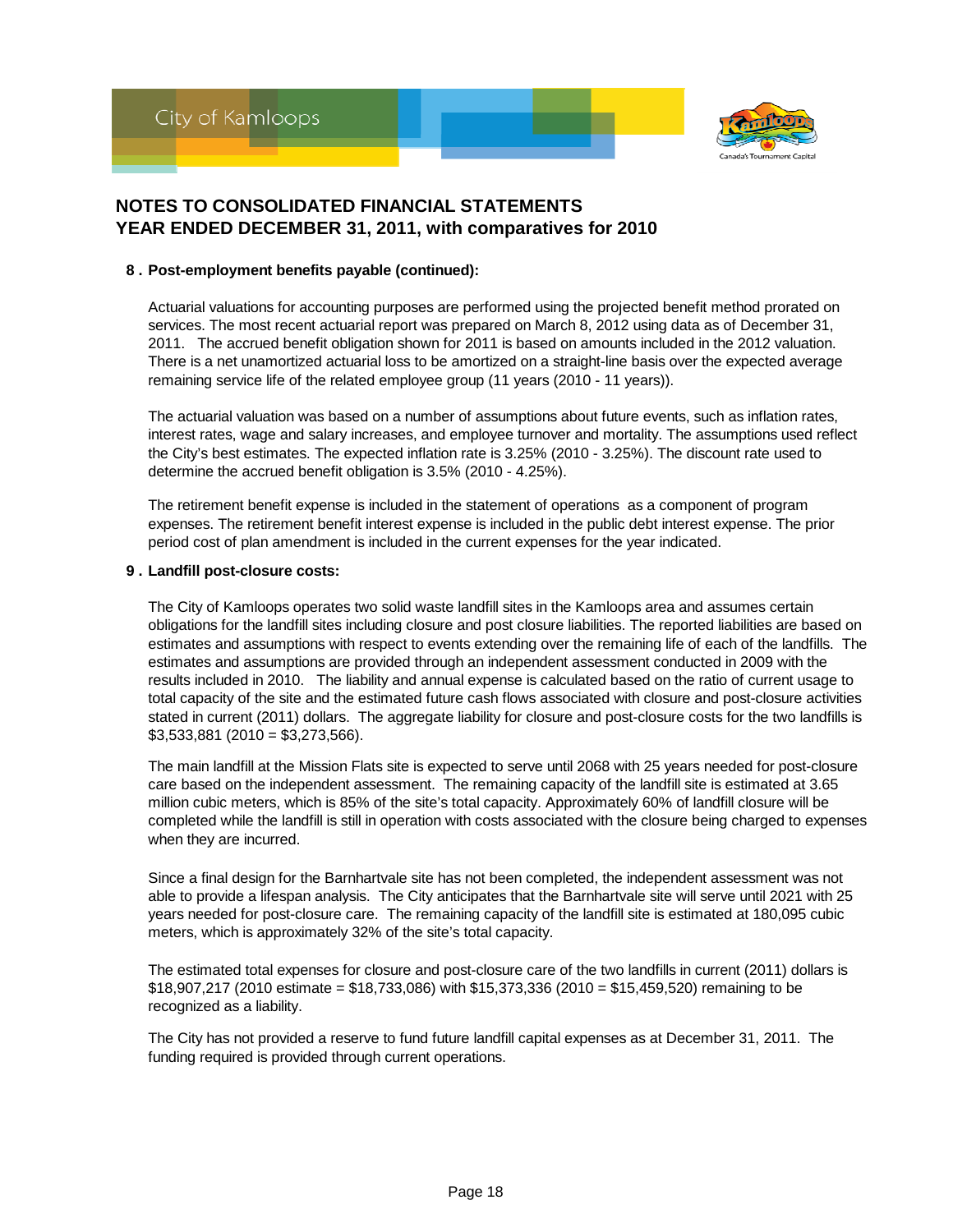# NOTES TO CONSOLIDATED FINANCIAL STATEMENTS
# YEAR ENDED DECEMBER 31, 2011, with comparatives for 2010

## 8 . Post-employment benefits payable (continued):

Actuarial valuations for accounting purposes are performed using the projected benefit method prorated on services. The most recent actuarial report was prepared on March 8, 2012 using data as of December 31, 2011. The accrued benefit obligation shown for 2011 is based on amounts included in the 2012 valuation. There is a net unamortized actuarial loss to be amortized on a straight-line basis over the expected average remaining service life of the related employee group (11 years (2010 - 11 years)).

The actuarial valuation was based on a number of assumptions about future events, such as inflation rates, interest rates, wage and salary increases, and employee turnover and mortality. The assumptions used reflect the City's best estimates. The expected inflation rate is 3.25% (2010 - 3.25%). The discount rate used to determine the accrued benefit obligation is 3.5% (2010 - 4.25%).

The retirement benefit expense is included in the statement of operations as a component of program expenses. The retirement benefit interest expense is included in the public debt interest expense. The prior period cost of plan amendment is included in the current expenses for the year indicated.

## 9 . Landfill post-closure costs:

The City of Kamloops operates two solid waste landfill sites in the Kamloops area and assumes certain obligations for the landfill sites including closure and post closure liabilities. The reported liabilities are based on estimates and assumptions with respect to events extending over the remaining life of each of the landfills. The estimates and assumptions are provided through an independent assessment conducted in 2009 with the results included in 2010. The liability and annual expense is calculated based on the ratio of current usage to total capacity of the site and the estimated future cash flows associated with closure and post-closure activities stated in current (2011) dollars. The aggregate liability for closure and post-closure costs for the two landfills is $3,533,881 (2010 = $3,273,566).

The main landfill at the Mission Flats site is expected to serve until 2068 with 25 years needed for post-closure care based on the independent assessment. The remaining capacity of the landfill site is estimated at 3.65 million cubic meters, which is 85% of the site's total capacity. Approximately 60% of landfill closure will be completed while the landfill is still in operation with costs associated with the closure being charged to expenses when they are incurred.

Since a final design for the Barnhartvale site has not been completed, the independent assessment was not able to provide a lifespan analysis. The City anticipates that the Barnhartvale site will serve until 2021 with 25 years needed for post-closure care. The remaining capacity of the landfill site is estimated at 180,095 cubic meters, which is approximately 32% of the site's total capacity.

The estimated total expenses for closure and post-closure care of the two landfills in current (2011) dollars is $18,907,217 (2010 estimate = $18,733,086) with $15,373,336 (2010 = $15,459,520) remaining to be recognized as a liability.

The City has not provided a reserve to fund future landfill capital expenses as at December 31, 2011. The funding required is provided through current operations.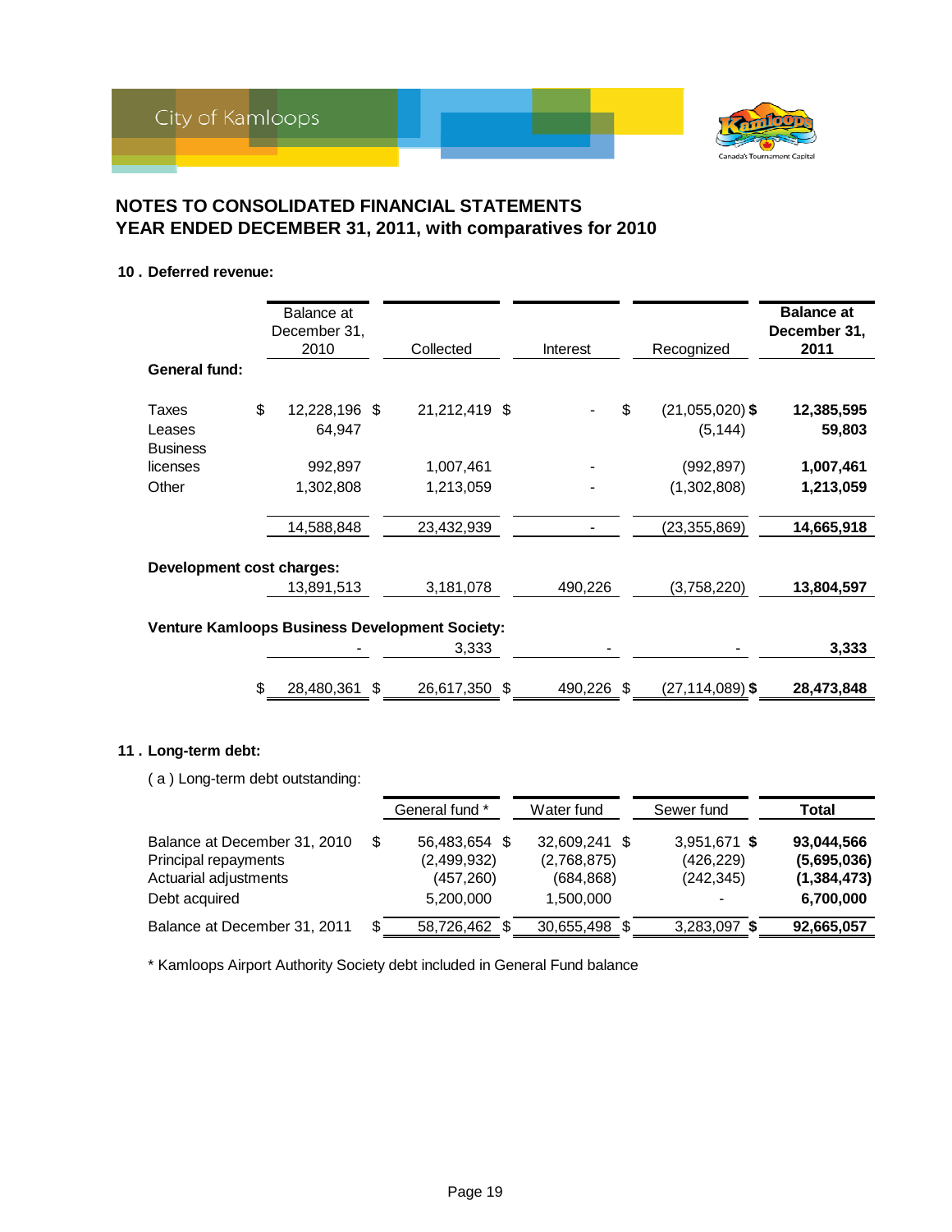## NOTES TO CONSOLIDATED FINANCIAL STATEMENTS
## YEAR ENDED DECEMBER 31, 2011, with comparatives for 2010

### 10 . Deferred revenue:

| | Balance at December 31, 2010 | Collected | Interest | Recognized | **Balance at December 31, 2011** |
|---|---|---|---|---|---|
| **General fund:** | | | | | |
| Taxes | $ 12,228,196 | $ 21,212,419 | $ - | $ (21,055,020) | **$ 12,385,595** |
| Leases | 64,947 | | | (5,144) | **59,803** |
| Business licenses | 992,897 | 1,007,461 | - | (992,897) | **1,007,461** |
| Other | 1,302,808 | 1,213,059 | - | (1,302,808) | **1,213,059** |
| | 14,588,848 | 23,432,939 | - | (23,355,869) | **14,665,918** |
| **Development cost charges:** | | | | | |
| | 13,891,513 | 3,181,078 | 490,226 | (3,758,220) | **13,804,597** |
| **Venture Kamloops Business Development Society:** | | | | | |
| | - | 3,333 | - | - | **3,333** |
| | $ 28,480,361 | $ 26,617,350 | $ 490,226 | $ (27,114,089) | **$ 28,473,848** |

### 11 . Long-term debt:

( a ) Long-term debt outstanding:

| | General fund * | Water fund | Sewer fund | **Total** |
|---|---|---|---|---|
| Balance at December 31, 2010 | $ 56,483,654 | $ 32,609,241 | $ 3,951,671 | **$ 93,044,566** |
| Principal repayments | (2,499,932) | (2,768,875) | (426,229) | **(5,695,036)** |
| Actuarial adjustments | (457,260) | (684,868) | (242,345) | **(1,384,473)** |
| Debt acquired | 5,200,000 | 1,500,000 | - | **6,700,000** |
| Balance at December 31, 2011 | $ 58,726,462 | $ 30,655,498 | $ 3,283,097 | **$ 92,665,057** |

* Kamloops Airport Authority Society debt included in General Fund balance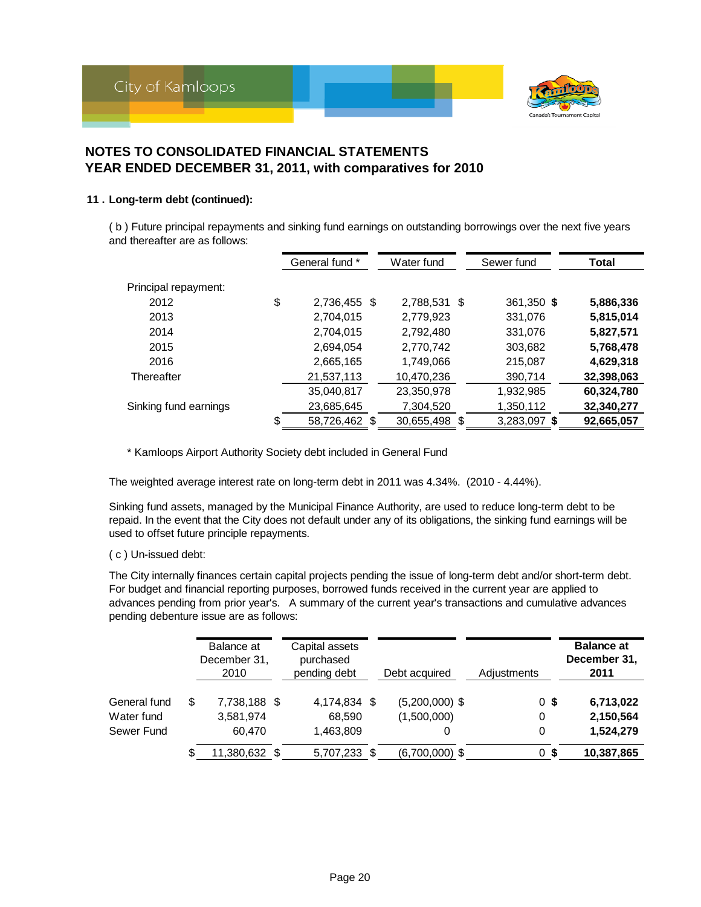## NOTES TO CONSOLIDATED FINANCIAL STATEMENTS
## YEAR ENDED DECEMBER 31, 2011, with comparatives for 2010

### 11 . Long-term debt (continued):

( b ) Future principal repayments and sinking fund earnings on outstanding borrowings over the next five years and thereafter are as follows:

| | General fund * | Water fund | Sewer fund | **Total** |
|---|---|---|---|---|
| Principal repayment: | | | | |
| 2012 | $ 2,736,455 | $ 2,788,531 | $ 361,350 | **$ 5,886,336** |
| 2013 | 2,704,015 | 2,779,923 | 331,076 | **5,815,014** |
| 2014 | 2,704,015 | 2,792,480 | 331,076 | **5,827,571** |
| 2015 | 2,694,054 | 2,770,742 | 303,682 | **5,768,478** |
| 2016 | 2,665,165 | 1,749,066 | 215,087 | **4,629,318** |
| Thereafter | 21,537,113 | 10,470,236 | 390,714 | **32,398,063** |
| | 35,040,817 | 23,350,978 | 1,932,985 | **60,324,780** |
| Sinking fund earnings | 23,685,645 | 7,304,520 | 1,350,112 | **32,340,277** |
| | $ 58,726,462 | $ 30,655,498 | $ 3,283,097 | **$ 92,665,057** |

* Kamloops Airport Authority Society debt included in General Fund

The weighted average interest rate on long-term debt in 2011 was 4.34%. (2010 - 4.44%).

Sinking fund assets, managed by the Municipal Finance Authority, are used to reduce long-term debt to be repaid. In the event that the City does not default under any of its obligations, the sinking fund earnings will be used to offset future principle repayments.

( c ) Un-issued debt:

The City internally finances certain capital projects pending the issue of long-term debt and/or short-term debt. For budget and financial reporting purposes, borrowed funds received in the current year are applied to advances pending from prior year's. A summary of the current year's transactions and cumulative advances pending debenture issue are as follows:

| | Balance at December 31, 2010 | Capital assets purchased pending debt | Debt acquired | Adjustments | **Balance at December 31, 2011** |
|---|---|---|---|---|---|
| General fund | $ 7,738,188 | $ 4,174,834 | $ (5,200,000) | $ 0 | **$ 6,713,022** |
| Water fund | 3,581,974 | 68,590 | (1,500,000) | 0 | **2,150,564** |
| Sewer Fund | 60,470 | 1,463,809 | 0 | 0 | **1,524,279** |
| | $ 11,380,632 | $ 5,707,233 | $ (6,700,000) | $ 0 | **$ 10,387,865** |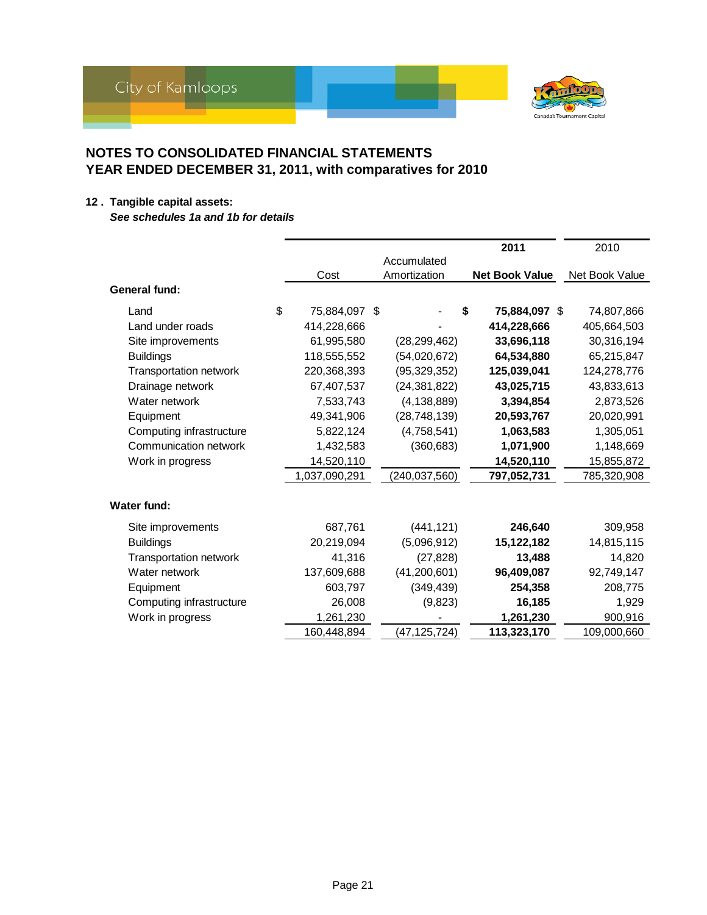## NOTES TO CONSOLIDATED FINANCIAL STATEMENTS
## YEAR ENDED DECEMBER 31, 2011, with comparatives for 2010

### 12. Tangible capital assets:

***See schedules 1a and 1b for details***

| | Cost | Accumulated Amortization | **2011 Net Book Value** | 2010 Net Book Value |
|---|---|---|---|---|
| **General fund:** | | | | |
| Land | $ 75,884,097 | $ - | **$ 75,884,097** | $ 74,807,866 |
| Land under roads | 414,228,666 | - | **414,228,666** | 405,664,503 |
| Site improvements | 61,995,580 | (28,299,462) | **33,696,118** | 30,316,194 |
| Buildings | 118,555,552 | (54,020,672) | **64,534,880** | 65,215,847 |
| Transportation network | 220,368,393 | (95,329,352) | **125,039,041** | 124,278,776 |
| Drainage network | 67,407,537 | (24,381,822) | **43,025,715** | 43,833,613 |
| Water network | 7,533,743 | (4,138,889) | **3,394,854** | 2,873,526 |
| Equipment | 49,341,906 | (28,748,139) | **20,593,767** | 20,020,991 |
| Computing infrastructure | 5,822,124 | (4,758,541) | **1,063,583** | 1,305,051 |
| Communication network | 1,432,583 | (360,683) | **1,071,900** | 1,148,669 |
| Work in progress | 14,520,110 | | **14,520,110** | 15,855,872 |
| | 1,037,090,291 | (240,037,560) | **797,052,731** | 785,320,908 |
| **Water fund:** | | | | |
| Site improvements | 687,761 | (441,121) | **246,640** | 309,958 |
| Buildings | 20,219,094 | (5,096,912) | **15,122,182** | 14,815,115 |
| Transportation network | 41,316 | (27,828) | **13,488** | 14,820 |
| Water network | 137,609,688 | (41,200,601) | **96,409,087** | 92,749,147 |
| Equipment | 603,797 | (349,439) | **254,358** | 208,775 |
| Computing infrastructure | 26,008 | (9,823) | **16,185** | 1,929 |
| Work in progress | 1,261,230 | - | **1,261,230** | 900,916 |
| | 160,448,894 | (47,125,724) | **113,323,170** | 109,000,660 |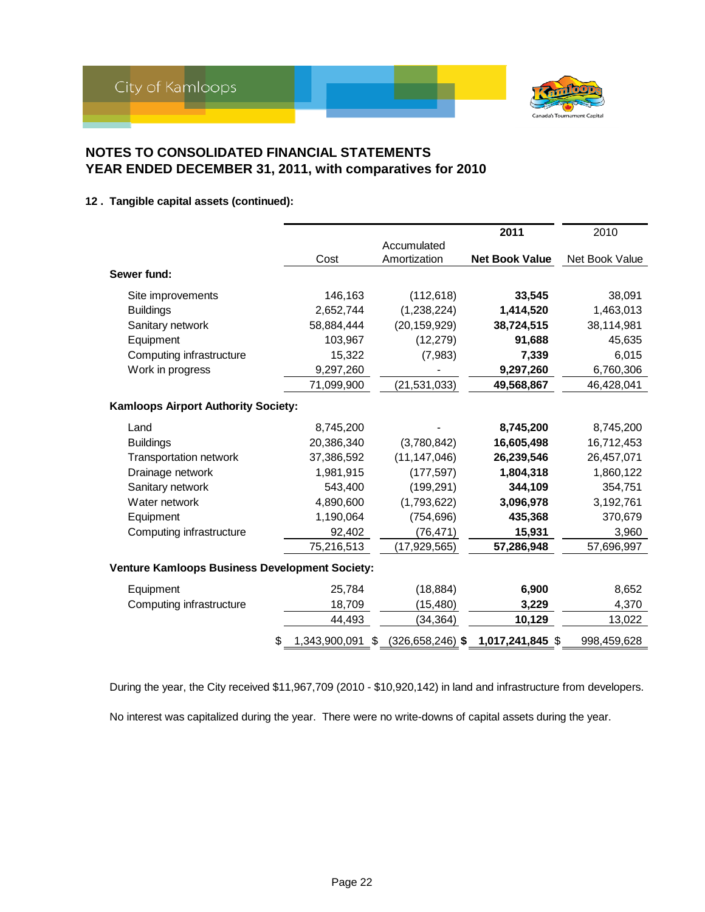# NOTES TO CONSOLIDATED FINANCIAL STATEMENTS
# YEAR ENDED DECEMBER 31, 2011, with comparatives for 2010

### 12 . Tangible capital assets (continued):

| | Cost | Accumulated Amortization | 2011 Net Book Value | 2010 Net Book Value |
|---|---|---|---|---|
| **Sewer fund:** | | | | |
| Site improvements | 146,163 | (112,618) | **33,545** | 38,091 |
| Buildings | 2,652,744 | (1,238,224) | **1,414,520** | 1,463,013 |
| Sanitary network | 58,884,444 | (20,159,929) | **38,724,515** | 38,114,981 |
| Equipment | 103,967 | (12,279) | **91,688** | 45,635 |
| Computing infrastructure | 15,322 | (7,983) | **7,339** | 6,015 |
| Work in progress | 9,297,260 | - | **9,297,260** | 6,760,306 |
| | 71,099,900 | (21,531,033) | **49,568,867** | 46,428,041 |
| **Kamloops Airport Authority Society:** | | | | |
| Land | 8,745,200 | - | **8,745,200** | 8,745,200 |
| Buildings | 20,386,340 | (3,780,842) | **16,605,498** | 16,712,453 |
| Transportation network | 37,386,592 | (11,147,046) | **26,239,546** | 26,457,071 |
| Drainage network | 1,981,915 | (177,597) | **1,804,318** | 1,860,122 |
| Sanitary network | 543,400 | (199,291) | **344,109** | 354,751 |
| Water network | 4,890,600 | (1,793,622) | **3,096,978** | 3,192,761 |
| Equipment | 1,190,064 | (754,696) | **435,368** | 370,679 |
| Computing infrastructure | 92,402 | (76,471) | **15,931** | 3,960 |
| | 75,216,513 | (17,929,565) | **57,286,948** | 57,696,997 |
| **Venture Kamloops Business Development Society:** | | | | |
| Equipment | 25,784 | (18,884) | **6,900** | 8,652 |
| Computing infrastructure | 18,709 | (15,480) | **3,229** | 4,370 |
| | 44,493 | (34,364) | **10,129** | 13,022 |
| | $ 1,343,900,091 | $ (326,658,246) | **$ 1,017,241,845** | $ 998,459,628 |

During the year, the City received $11,967,709 (2010 - $10,920,142) in land and infrastructure from developers.

No interest was capitalized during the year. There were no write-downs of capital assets during the year.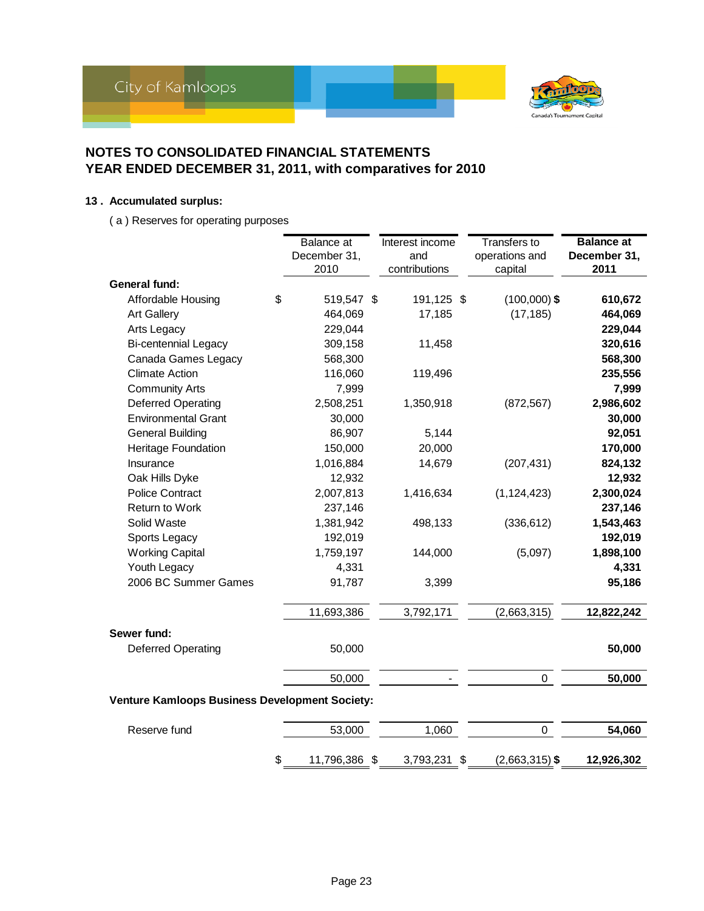## NOTES TO CONSOLIDATED FINANCIAL STATEMENTS
## YEAR ENDED DECEMBER 31, 2011, with comparatives for 2010

### 13 . Accumulated surplus:

( a ) Reserves for operating purposes

| | Balance at December 31, 2010 | Interest income and contributions | Transfers to operations and capital | **Balance at December 31, 2011** |
|---|---|---|---|---|
| **General fund:** | | | | |
| Affordable Housing | $ 519,547 | $ 191,125 | $ (100,000) | **$ 610,672** |
| Art Gallery | 464,069 | 17,185 | (17,185) | **464,069** |
| Arts Legacy | 229,044 | | | **229,044** |
| Bi-centennial Legacy | 309,158 | 11,458 | | **320,616** |
| Canada Games Legacy | 568,300 | | | **568,300** |
| Climate Action | 116,060 | 119,496 | | **235,556** |
| Community Arts | 7,999 | | | **7,999** |
| Deferred Operating | 2,508,251 | 1,350,918 | (872,567) | **2,986,602** |
| Environmental Grant | 30,000 | | | **30,000** |
| General Building | 86,907 | 5,144 | | **92,051** |
| Heritage Foundation | 150,000 | 20,000 | | **170,000** |
| Insurance | 1,016,884 | 14,679 | (207,431) | **824,132** |
| Oak Hills Dyke | 12,932 | | | **12,932** |
| Police Contract | 2,007,813 | 1,416,634 | (1,124,423) | **2,300,024** |
| Return to Work | 237,146 | | | **237,146** |
| Solid Waste | 1,381,942 | 498,133 | (336,612) | **1,543,463** |
| Sports Legacy | 192,019 | | | **192,019** |
| Working Capital | 1,759,197 | 144,000 | (5,097) | **1,898,100** |
| Youth Legacy | 4,331 | | | **4,331** |
| 2006 BC Summer Games | 91,787 | 3,399 | | **95,186** |
| | 11,693,386 | 3,792,171 | (2,663,315) | **12,822,242** |
| **Sewer fund:** | | | | |
| Deferred Operating | 50,000 | | | **50,000** |
| | 50,000 | - | 0 | **50,000** |
| **Venture Kamloops Business Development Society:** | | | | |
| Reserve fund | 53,000 | 1,060 | 0 | **54,060** |
| | $ 11,796,386 | $ 3,793,231 | $ (2,663,315) | **$ 12,926,302** |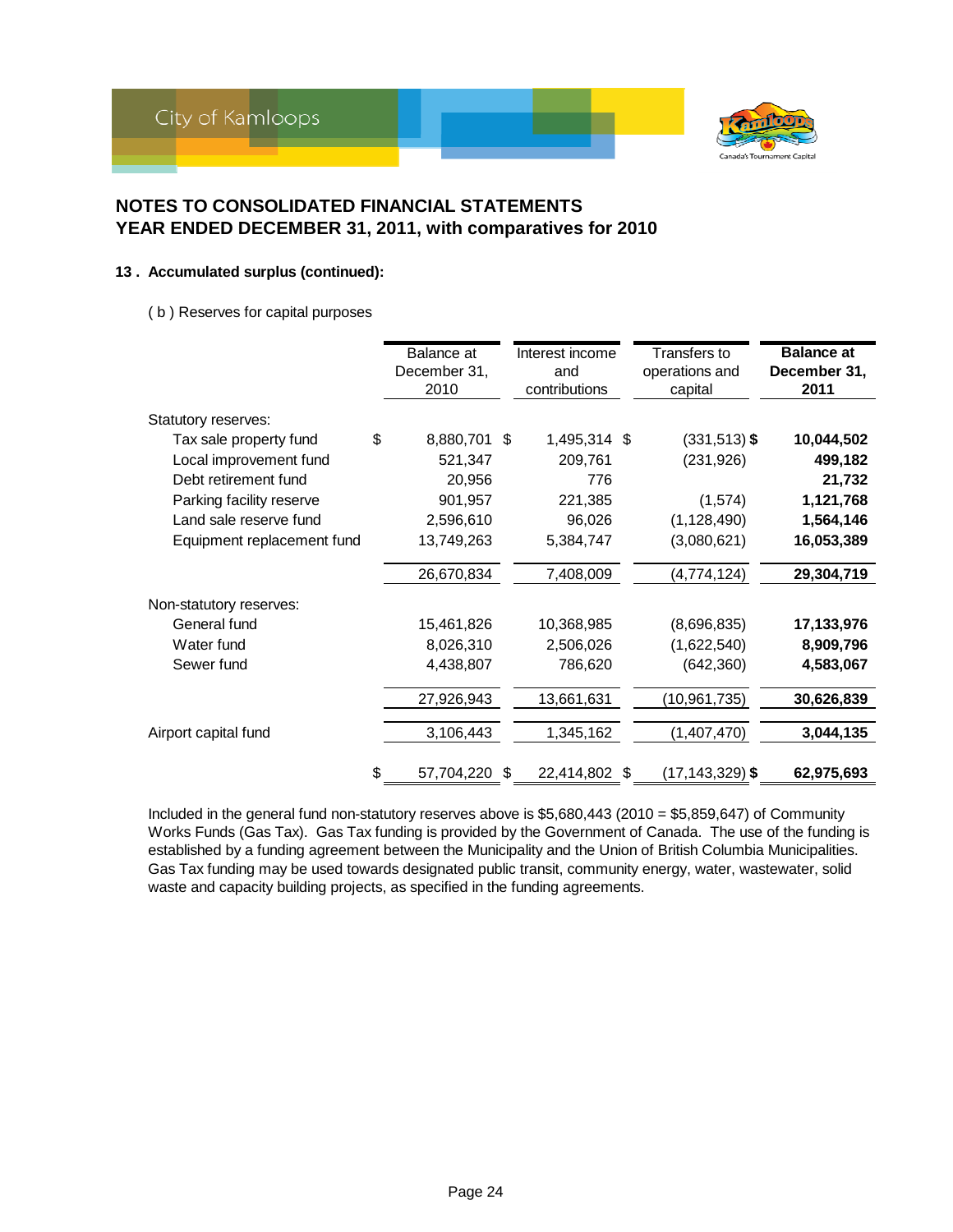## NOTES TO CONSOLIDATED FINANCIAL STATEMENTS
## YEAR ENDED DECEMBER 31, 2011, with comparatives for 2010

### 13 . Accumulated surplus (continued):

( b ) Reserves for capital purposes

| | Balance at December 31, 2010 | Interest income and contributions | Transfers to operations and capital | **Balance at December 31, 2011** |
|---|---|---|---|---|
| Statutory reserves: | | | | |
| Tax sale property fund | $ 8,880,701 | $ 1,495,314 | $ (331,513) | $ **10,044,502** |
| Local improvement fund | 521,347 | 209,761 | (231,926) | **499,182** |
| Debt retirement fund | 20,956 | 776 | | **21,732** |
| Parking facility reserve | 901,957 | 221,385 | (1,574) | **1,121,768** |
| Land sale reserve fund | 2,596,610 | 96,026 | (1,128,490) | **1,564,146** |
| Equipment replacement fund | 13,749,263 | 5,384,747 | (3,080,621) | **16,053,389** |
| | 26,670,834 | 7,408,009 | (4,774,124) | **29,304,719** |
| Non-statutory reserves: | | | | |
| General fund | 15,461,826 | 10,368,985 | (8,696,835) | **17,133,976** |
| Water fund | 8,026,310 | 2,506,026 | (1,622,540) | **8,909,796** |
| Sewer fund | 4,438,807 | 786,620 | (642,360) | **4,583,067** |
| | 27,926,943 | 13,661,631 | (10,961,735) | **30,626,839** |
| Airport capital fund | 3,106,443 | 1,345,162 | (1,407,470) | **3,044,135** |
| | $ 57,704,220 | $ 22,414,802 | $ (17,143,329) | $ **62,975,693** |

Included in the general fund non-statutory reserves above is $5,680,443 (2010 = $5,859,647) of Community Works Funds (Gas Tax). Gas Tax funding is provided by the Government of Canada. The use of the funding is established by a funding agreement between the Municipality and the Union of British Columbia Municipalities. Gas Tax funding may be used towards designated public transit, community energy, water, wastewater, solid waste and capacity building projects, as specified in the funding agreements.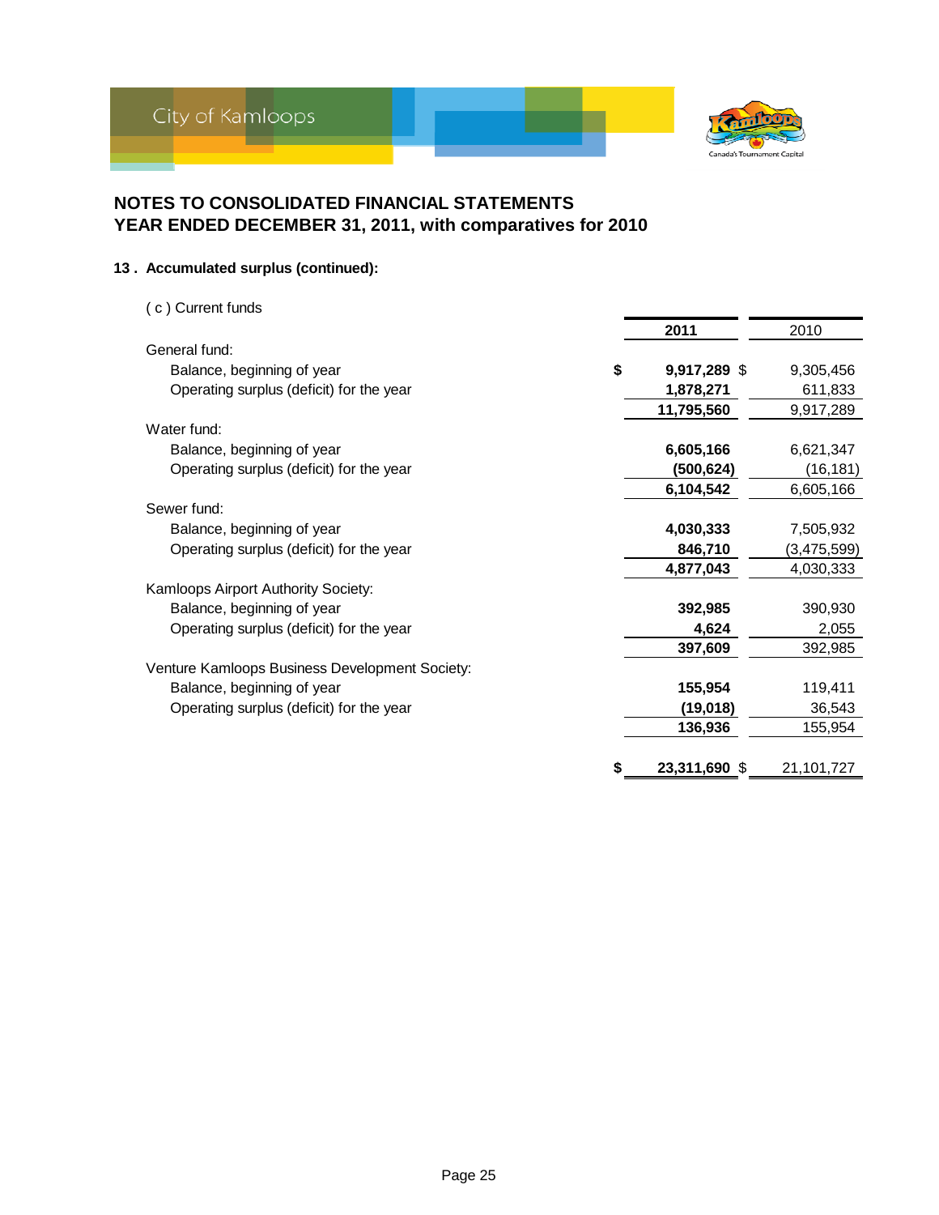# NOTES TO CONSOLIDATED FINANCIAL STATEMENTS
## YEAR ENDED DECEMBER 31, 2011, with comparatives for 2010

### 13 . Accumulated surplus (continued):

( c ) Current funds

| | 2011 | 2010 |
|---|---|---|
| General fund: | | |
| Balance, beginning of year | $ 9,917,289 | $ 9,305,456 |
| Operating surplus (deficit) for the year | 1,878,271 | 611,833 |
| | 11,795,560 | 9,917,289 |
| Water fund: | | |
| Balance, beginning of year | 6,605,166 | 6,621,347 |
| Operating surplus (deficit) for the year | (500,624) | (16,181) |
| | 6,104,542 | 6,605,166 |
| Sewer fund: | | |
| Balance, beginning of year | 4,030,333 | 7,505,932 |
| Operating surplus (deficit) for the year | 846,710 | (3,475,599) |
| | 4,877,043 | 4,030,333 |
| Kamloops Airport Authority Society: | | |
| Balance, beginning of year | 392,985 | 390,930 |
| Operating surplus (deficit) for the year | 4,624 | 2,055 |
| | 397,609 | 392,985 |
| Venture Kamloops Business Development Society: | | |
| Balance, beginning of year | 155,954 | 119,411 |
| Operating surplus (deficit) for the year | (19,018) | 36,543 |
| | 136,936 | 155,954 |
| | $ 23,311,690 | $ 21,101,727 |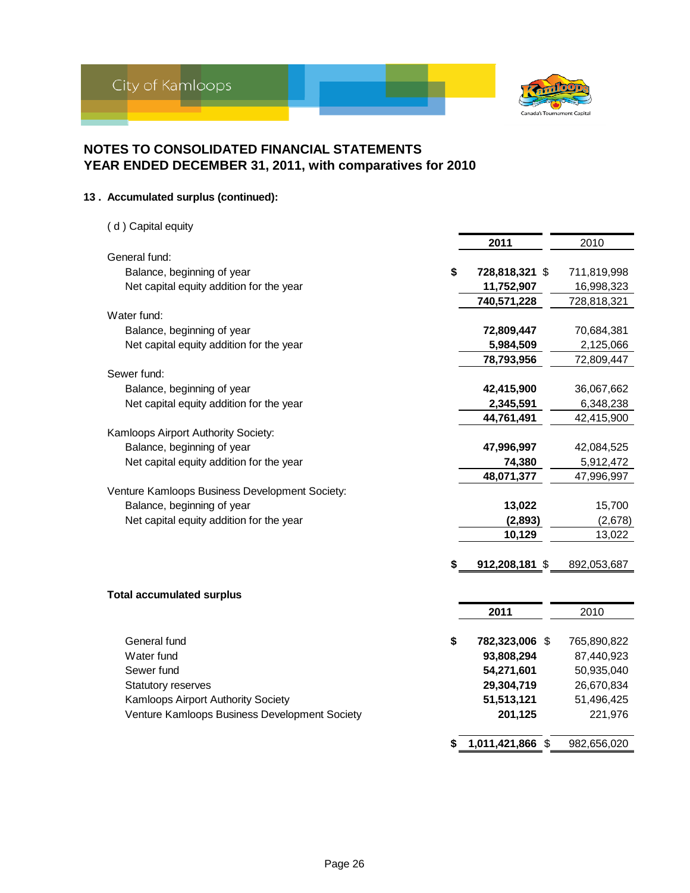# NOTES TO CONSOLIDATED FINANCIAL STATEMENTS
## YEAR ENDED DECEMBER 31, 2011, with comparatives for 2010

### 13 . Accumulated surplus (continued):

( d ) Capital equity

| | 2011 | 2010 |
|---|---|---|
| General fund: | | |
| Balance, beginning of year | $ **728,818,321** | $ 711,819,998 |
| Net capital equity addition for the year | **11,752,907** | 16,998,323 |
| | **740,571,228** | 728,818,321 |
| Water fund: | | |
| Balance, beginning of year | **72,809,447** | 70,684,381 |
| Net capital equity addition for the year | **5,984,509** | 2,125,066 |
| | **78,793,956** | 72,809,447 |
| Sewer fund: | | |
| Balance, beginning of year | **42,415,900** | 36,067,662 |
| Net capital equity addition for the year | **2,345,591** | 6,348,238 |
| | **44,761,491** | 42,415,900 |
| Kamloops Airport Authority Society: | | |
| Balance, beginning of year | **47,996,997** | 42,084,525 |
| Net capital equity addition for the year | **74,380** | 5,912,472 |
| | **48,071,377** | 47,996,997 |
| Venture Kamloops Business Development Society: | | |
| Balance, beginning of year | **13,022** | 15,700 |
| Net capital equity addition for the year | **(2,893)** | (2,678) |
| | **10,129** | 13,022 |
| | $ **912,208,181** | $ 892,053,687 |

**Total accumulated surplus**

| | 2011 | 2010 |
|---|---|---|
| General fund | $ **782,323,006** | $ 765,890,822 |
| Water fund | **93,808,294** | 87,440,923 |
| Sewer fund | **54,271,601** | 50,935,040 |
| Statutory reserves | **29,304,719** | 26,670,834 |
| Kamloops Airport Authority Society | **51,513,121** | 51,496,425 |
| Venture Kamloops Business Development Society | **201,125** | 221,976 |
| | $ **1,011,421,866** | $ 982,656,020 |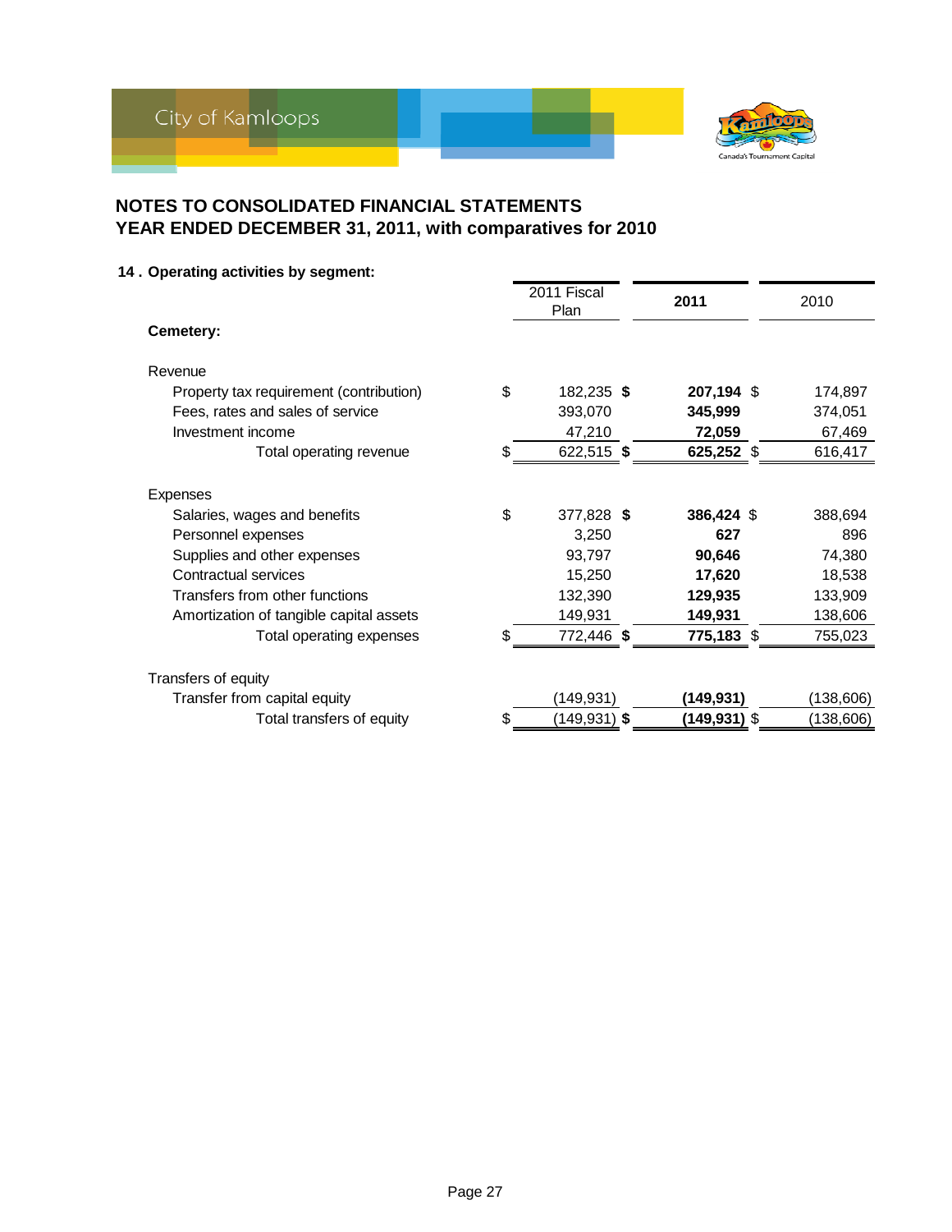# NOTES TO CONSOLIDATED FINANCIAL STATEMENTS
# YEAR ENDED DECEMBER 31, 2011, with comparatives for 2010

## 14 . Operating activities by segment:

| | 2011 Fiscal Plan | **2011** | 2010 |
|---|---|---|---|
| **Cemetery:** | | | |
| Revenue | | | |
| Property tax requirement (contribution) | $ 182,235 | **$ 207,194** | $ 174,897 |
| Fees, rates and sales of service | 393,070 | **345,999** | 374,051 |
| Investment income | 47,210 | **72,059** | 67,469 |
| Total operating revenue | $ 622,515 | **$ 625,252** | $ 616,417 |
| Expenses | | | |
| Salaries, wages and benefits | $ 377,828 | **$ 386,424** | $ 388,694 |
| Personnel expenses | 3,250 | **627** | 896 |
| Supplies and other expenses | 93,797 | **90,646** | 74,380 |
| Contractual services | 15,250 | **17,620** | 18,538 |
| Transfers from other functions | 132,390 | **129,935** | 133,909 |
| Amortization of tangible capital assets | 149,931 | **149,931** | 138,606 |
| Total operating expenses | $ 772,446 | **$ 775,183** | $ 755,023 |
| Transfers of equity | | | |
| Transfer from capital equity | (149,931) | **(149,931)** | (138,606) |
| Total transfers of equity | $ (149,931) | **$ (149,931)** | $ (138,606) |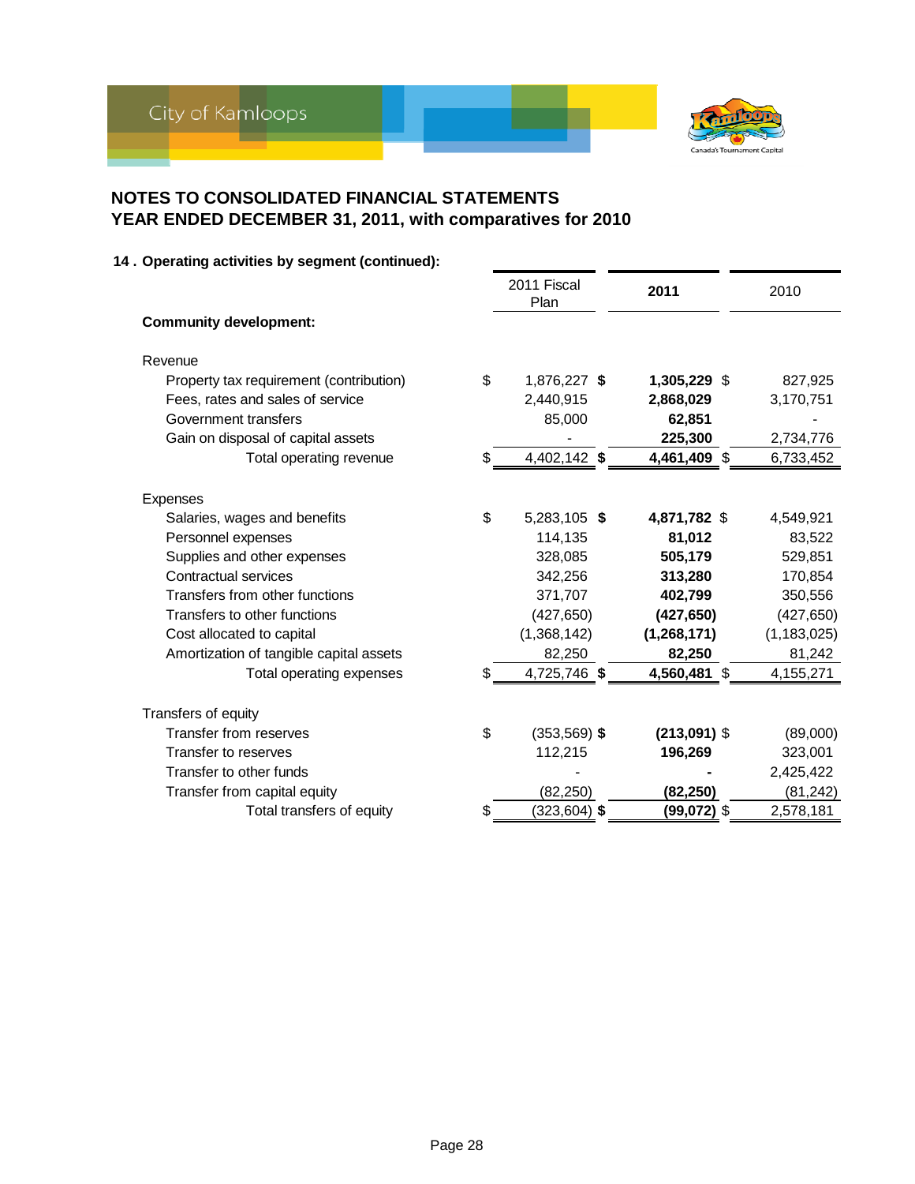## NOTES TO CONSOLIDATED FINANCIAL STATEMENTS
## YEAR ENDED DECEMBER 31, 2011, with comparatives for 2010

### 14 . Operating activities by segment (continued):

| | 2011 Fiscal Plan | **2011** | 2010 |
|---|---|---|---|
| **Community development:** | | | |
| Revenue | | | |
| Property tax requirement (contribution) | $ 1,876,227 | **$ 1,305,229** | $ 827,925 |
| Fees, rates and sales of service | 2,440,915 | **2,868,029** | 3,170,751 |
| Government transfers | 85,000 | **62,851** | - |
| Gain on disposal of capital assets | - | **225,300** | 2,734,776 |
| Total operating revenue | $ 4,402,142 | **$ 4,461,409** | $ 6,733,452 |
| Expenses | | | |
| Salaries, wages and benefits | $ 5,283,105 | **$ 4,871,782** | $ 4,549,921 |
| Personnel expenses | 114,135 | **81,012** | 83,522 |
| Supplies and other expenses | 328,085 | **505,179** | 529,851 |
| Contractual services | 342,256 | **313,280** | 170,854 |
| Transfers from other functions | 371,707 | **402,799** | 350,556 |
| Transfers to other functions | (427,650) | **(427,650)** | (427,650) |
| Cost allocated to capital | (1,368,142) | **(1,268,171)** | (1,183,025) |
| Amortization of tangible capital assets | 82,250 | **82,250** | 81,242 |
| Total operating expenses | $ 4,725,746 | **$ 4,560,481** | $ 4,155,271 |
| Transfers of equity | | | |
| Transfer from reserves | $ (353,569) | **$ (213,091)** | $ (89,000) |
| Transfer to reserves | 112,215 | **196,269** | 323,001 |
| Transfer to other funds | - | **-** | 2,425,422 |
| Transfer from capital equity | (82,250) | **(82,250)** | (81,242) |
| Total transfers of equity | $ (323,604) | **$ (99,072)** | $ 2,578,181 |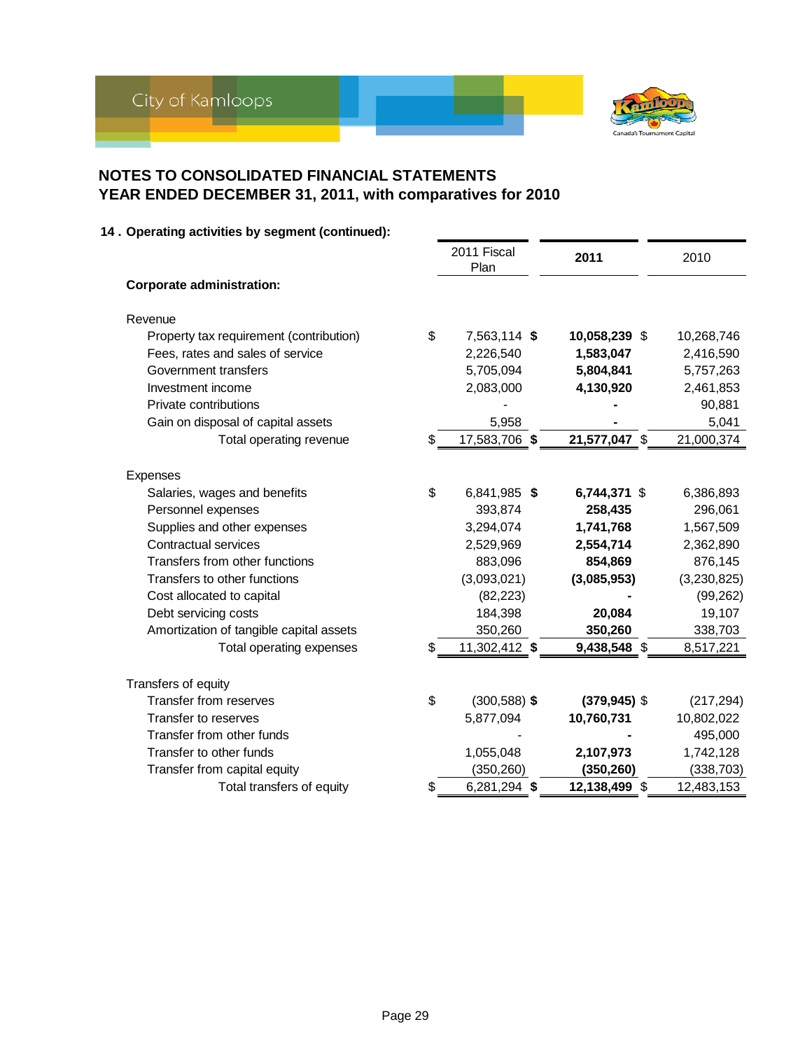## NOTES TO CONSOLIDATED FINANCIAL STATEMENTS
## YEAR ENDED DECEMBER 31, 2011, with comparatives for 2010

### 14 . Operating activities by segment (continued):

| | 2011 Fiscal Plan | **2011** | 2010 |
|---|---|---|---|
| **Corporate administration:** | | | |
| Revenue | | | |
| Property tax requirement (contribution) | $ 7,563,114 | **$ 10,058,239** | $ 10,268,746 |
| Fees, rates and sales of service | 2,226,540 | **1,583,047** | 2,416,590 |
| Government transfers | 5,705,094 | **5,804,841** | 5,757,263 |
| Investment income | 2,083,000 | **4,130,920** | 2,461,853 |
| Private contributions | - | **-** | 90,881 |
| Gain on disposal of capital assets | 5,958 | **-** | 5,041 |
| Total operating revenue | $ 17,583,706 | **$ 21,577,047** | $ 21,000,374 |
| Expenses | | | |
| Salaries, wages and benefits | $ 6,841,985 | **$ 6,744,371** | $ 6,386,893 |
| Personnel expenses | 393,874 | **258,435** | 296,061 |
| Supplies and other expenses | 3,294,074 | **1,741,768** | 1,567,509 |
| Contractual services | 2,529,969 | **2,554,714** | 2,362,890 |
| Transfers from other functions | 883,096 | **854,869** | 876,145 |
| Transfers to other functions | (3,093,021) | **(3,085,953)** | (3,230,825) |
| Cost allocated to capital | (82,223) | **-** | (99,262) |
| Debt servicing costs | 184,398 | **20,084** | 19,107 |
| Amortization of tangible capital assets | 350,260 | **350,260** | 338,703 |
| Total operating expenses | $ 11,302,412 | **$ 9,438,548** | $ 8,517,221 |
| Transfers of equity | | | |
| Transfer from reserves | $ (300,588) | **$ (379,945)** | $ (217,294) |
| Transfer to reserves | 5,877,094 | **10,760,731** | 10,802,022 |
| Transfer from other funds | - | **-** | 495,000 |
| Transfer to other funds | 1,055,048 | **2,107,973** | 1,742,128 |
| Transfer from capital equity | (350,260) | **(350,260)** | (338,703) |
| Total transfers of equity | $ 6,281,294 | **$ 12,138,499** | $ 12,483,153 |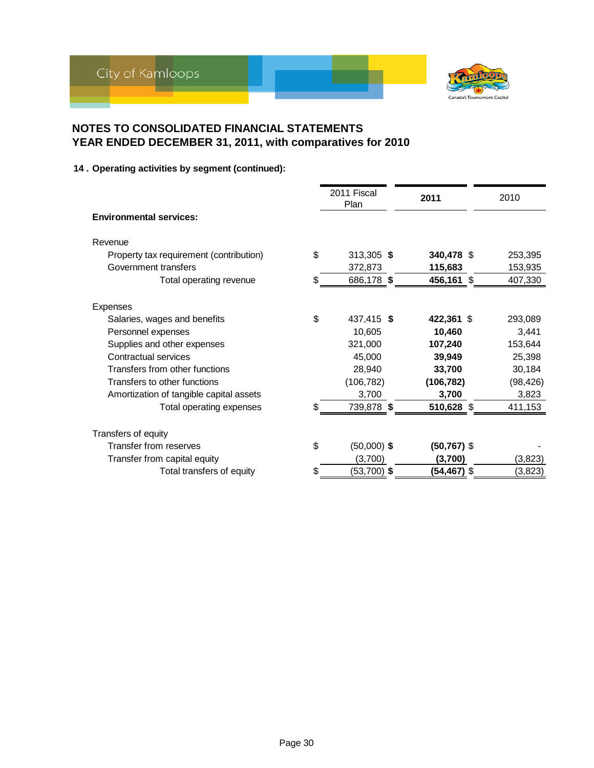## NOTES TO CONSOLIDATED FINANCIAL STATEMENTS
## YEAR ENDED DECEMBER 31, 2011, with comparatives for 2010

### 14 . Operating activities by segment (continued):

| | 2011 Fiscal Plan | 2011 | 2010 |
|---|---|---|---|
| **Environmental services:** | | | |
| Revenue | | | |
| Property tax requirement (contribution) | $ 313,305 | **$ 340,478** | $ 253,395 |
| Government transfers | 372,873 | **115,683** | 153,935 |
| Total operating revenue | $ 686,178 | **$ 456,161** | $ 407,330 |
| Expenses | | | |
| Salaries, wages and benefits | $ 437,415 | **$ 422,361** | $ 293,089 |
| Personnel expenses | 10,605 | **10,460** | 3,441 |
| Supplies and other expenses | 321,000 | **107,240** | 153,644 |
| Contractual services | 45,000 | **39,949** | 25,398 |
| Transfers from other functions | 28,940 | **33,700** | 30,184 |
| Transfers to other functions | (106,782) | **(106,782)** | (98,426) |
| Amortization of tangible capital assets | 3,700 | **3,700** | 3,823 |
| Total operating expenses | $ 739,878 | **$ 510,628** | $ 411,153 |
| Transfers of equity | | | |
| Transfer from reserves | $ (50,000) | **$ (50,767)** | $ - |
| Transfer from capital equity | (3,700) | **(3,700)** | (3,823) |
| Total transfers of equity | $ (53,700) | **$ (54,467)** | $ (3,823) |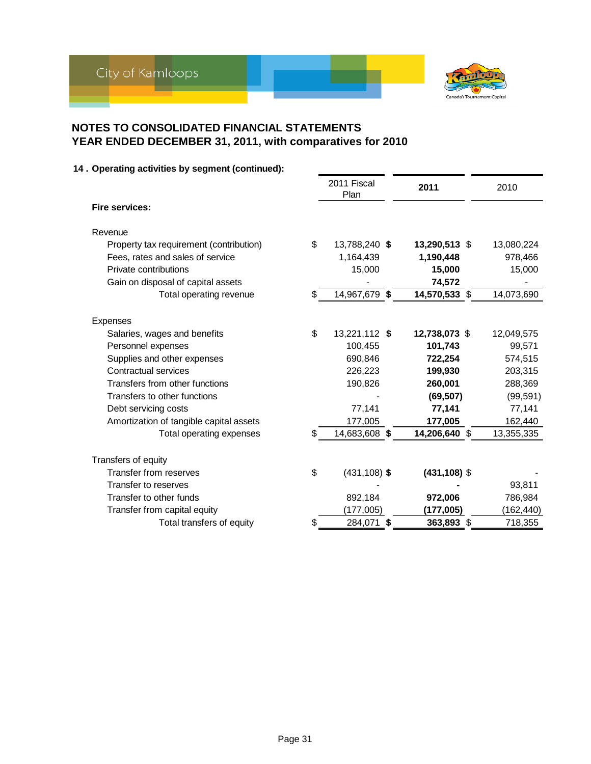## NOTES TO CONSOLIDATED FINANCIAL STATEMENTS
## YEAR ENDED DECEMBER 31, 2011, with comparatives for 2010

### 14 . Operating activities by segment (continued):

| | 2011 Fiscal Plan | **2011** | 2010 |
|---|---|---|---|
| **Fire services:** | | | |
| Revenue | | | |
| Property tax requirement (contribution) | $ 13,788,240 | **$ 13,290,513** | $ 13,080,224 |
| Fees, rates and sales of service | 1,164,439 | **1,190,448** | 978,466 |
| Private contributions | 15,000 | **15,000** | 15,000 |
| Gain on disposal of capital assets | - | **74,572** | - |
| Total operating revenue | $ 14,967,679 | **$ 14,570,533** | $ 14,073,690 |
| Expenses | | | |
| Salaries, wages and benefits | $ 13,221,112 | **$ 12,738,073** | $ 12,049,575 |
| Personnel expenses | 100,455 | **101,743** | 99,571 |
| Supplies and other expenses | 690,846 | **722,254** | 574,515 |
| Contractual services | 226,223 | **199,930** | 203,315 |
| Transfers from other functions | 190,826 | **260,001** | 288,369 |
| Transfers to other functions | - | **(69,507)** | (99,591) |
| Debt servicing costs | 77,141 | **77,141** | 77,141 |
| Amortization of tangible capital assets | 177,005 | **177,005** | 162,440 |
| Total operating expenses | $ 14,683,608 | **$ 14,206,640** | $ 13,355,335 |
| Transfers of equity | | | |
| Transfer from reserves | $ (431,108) | **$ (431,108)** | $ - |
| Transfer to reserves | - | **-** | 93,811 |
| Transfer to other funds | 892,184 | **972,006** | 786,984 |
| Transfer from capital equity | (177,005) | **(177,005)** | (162,440) |
| Total transfers of equity | $ 284,071 | **$ 363,893** | $ 718,355 |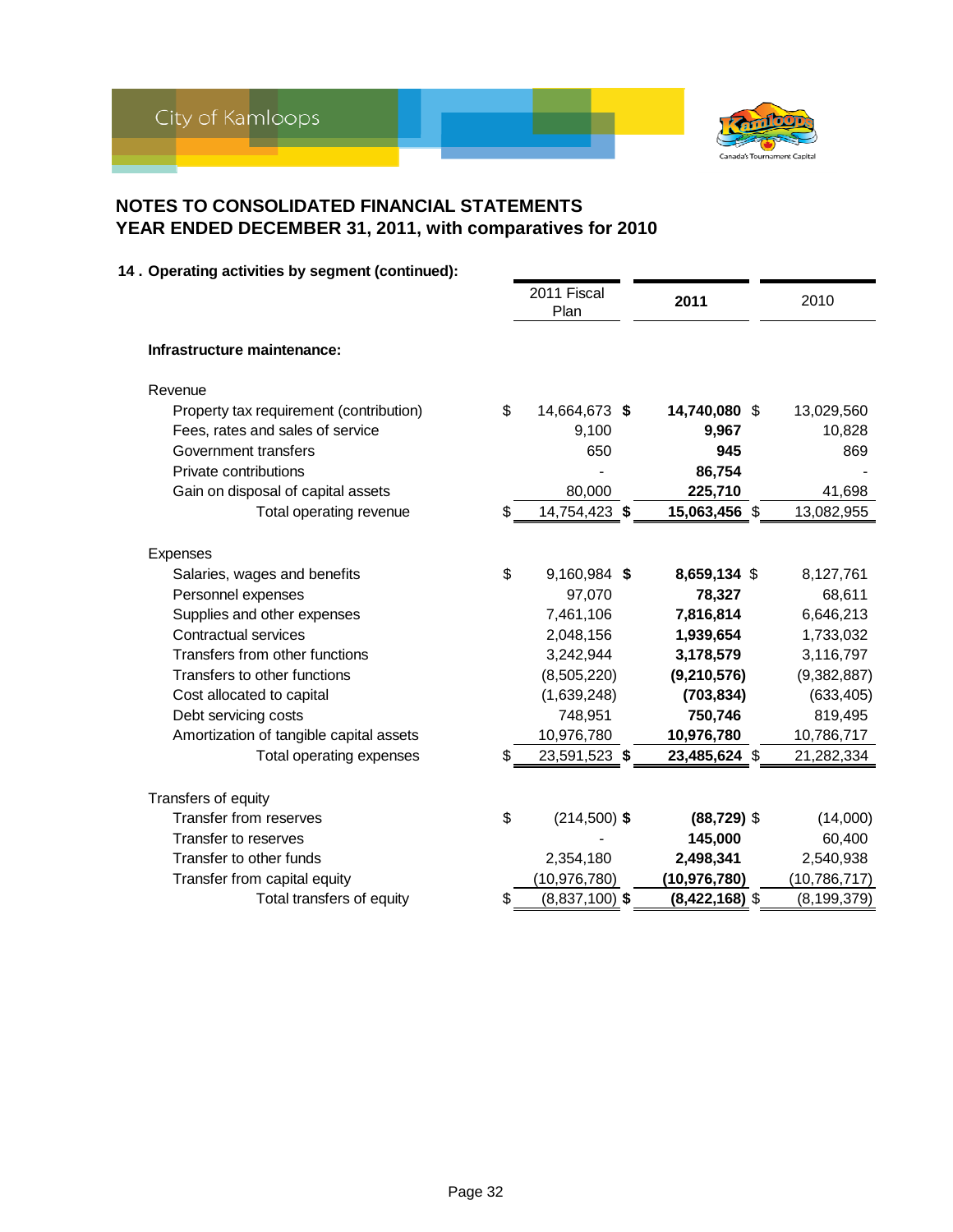## NOTES TO CONSOLIDATED FINANCIAL STATEMENTS
## YEAR ENDED DECEMBER 31, 2011, with comparatives for 2010

### 14 . Operating activities by segment (continued):

| | 2011 Fiscal Plan | **2011** | 2010 |
|---|---|---|---|
| **Infrastructure maintenance:** | | | |
| Revenue | | | |
| Property tax requirement (contribution) | $ 14,664,673 | **$ 14,740,080** | $ 13,029,560 |
| Fees, rates and sales of service | 9,100 | **9,967** | 10,828 |
| Government transfers | 650 | **945** | 869 |
| Private contributions | - | **86,754** | - |
| Gain on disposal of capital assets | 80,000 | **225,710** | 41,698 |
| Total operating revenue | $ 14,754,423 | **$ 15,063,456** | $ 13,082,955 |
| Expenses | | | |
| Salaries, wages and benefits | $ 9,160,984 | **$ 8,659,134** | $ 8,127,761 |
| Personnel expenses | 97,070 | **78,327** | 68,611 |
| Supplies and other expenses | 7,461,106 | **7,816,814** | 6,646,213 |
| Contractual services | 2,048,156 | **1,939,654** | 1,733,032 |
| Transfers from other functions | 3,242,944 | **3,178,579** | 3,116,797 |
| Transfers to other functions | (8,505,220) | **(9,210,576)** | (9,382,887) |
| Cost allocated to capital | (1,639,248) | **(703,834)** | (633,405) |
| Debt servicing costs | 748,951 | **750,746** | 819,495 |
| Amortization of tangible capital assets | 10,976,780 | **10,976,780** | 10,786,717 |
| Total operating expenses | $ 23,591,523 | **$ 23,485,624** | $ 21,282,334 |
| Transfers of equity | | | |
| Transfer from reserves | $ (214,500) | **$ (88,729)** | $ (14,000) |
| Transfer to reserves | - | **145,000** | 60,400 |
| Transfer to other funds | 2,354,180 | **2,498,341** | 2,540,938 |
| Transfer from capital equity | (10,976,780) | **(10,976,780)** | (10,786,717) |
| Total transfers of equity | $ (8,837,100) | **$ (8,422,168)** | $ (8,199,379) |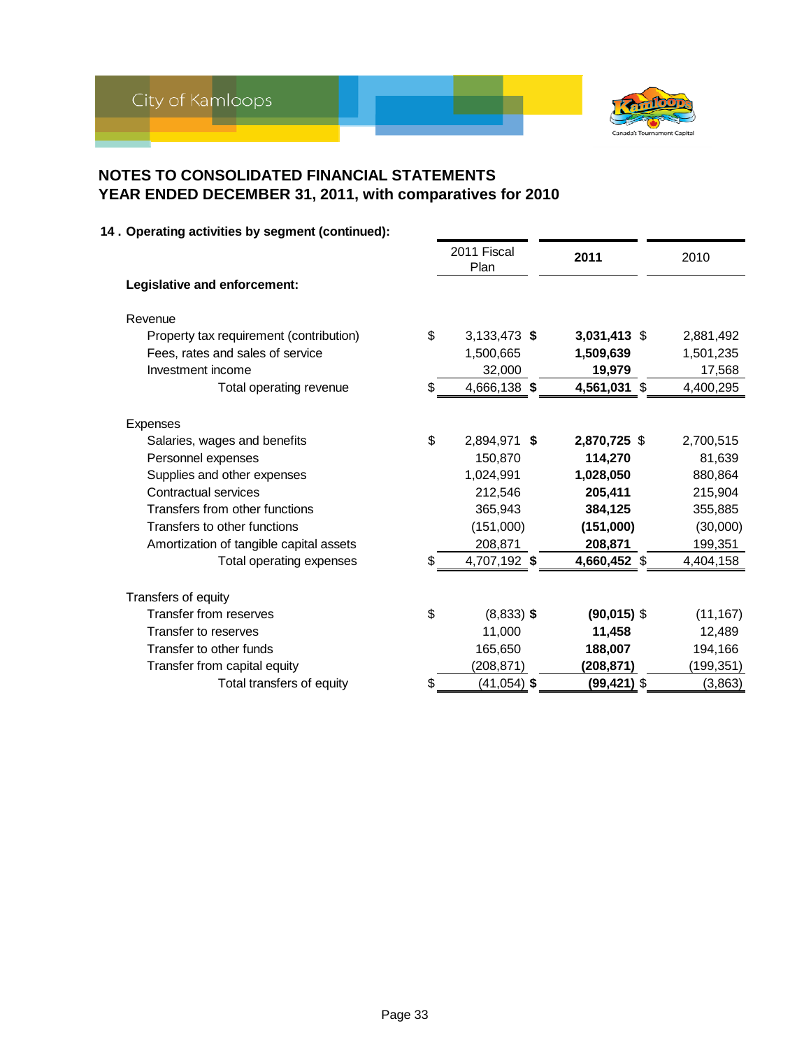# NOTES TO CONSOLIDATED FINANCIAL STATEMENTS
# YEAR ENDED DECEMBER 31, 2011, with comparatives for 2010

### 14 . Operating activities by segment (continued):

| | 2011 Fiscal Plan | 2011 | 2010 |
|---|---|---|---|
| **Legislative and enforcement:** | | | |
| Revenue | | | |
| Property tax requirement (contribution) | $ 3,133,473 | **$ 3,031,413** | $ 2,881,492 |
| Fees, rates and sales of service | 1,500,665 | **1,509,639** | 1,501,235 |
| Investment income | 32,000 | **19,979** | 17,568 |
| Total operating revenue | $ 4,666,138 | **$ 4,561,031** | $ 4,400,295 |
| Expenses | | | |
| Salaries, wages and benefits | $ 2,894,971 | **$ 2,870,725** | $ 2,700,515 |
| Personnel expenses | 150,870 | **114,270** | 81,639 |
| Supplies and other expenses | 1,024,991 | **1,028,050** | 880,864 |
| Contractual services | 212,546 | **205,411** | 215,904 |
| Transfers from other functions | 365,943 | **384,125** | 355,885 |
| Transfers to other functions | (151,000) | **(151,000)** | (30,000) |
| Amortization of tangible capital assets | 208,871 | **208,871** | 199,351 |
| Total operating expenses | $ 4,707,192 | **$ 4,660,452** | $ 4,404,158 |
| Transfers of equity | | | |
| Transfer from reserves | $ (8,833) | **$ (90,015)** | $ (11,167) |
| Transfer to reserves | 11,000 | **11,458** | 12,489 |
| Transfer to other funds | 165,650 | **188,007** | 194,166 |
| Transfer from capital equity | (208,871) | **(208,871)** | (199,351) |
| Total transfers of equity | $ (41,054) | **$ (99,421)** | $ (3,863) |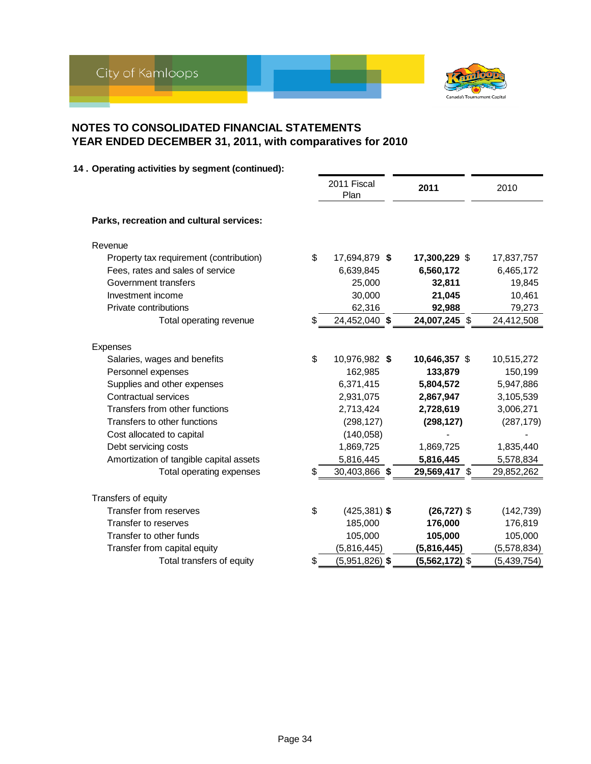# NOTES TO CONSOLIDATED FINANCIAL STATEMENTS
# YEAR ENDED DECEMBER 31, 2011, with comparatives for 2010

## 14 . Operating activities by segment (continued):

| | 2011 Fiscal Plan | 2011 | 2010 |
|---|---|---|---|
| **Parks, recreation and cultural services:** | | | |
| Revenue | | | |
| Property tax requirement (contribution) | $ 17,694,879 | **$ 17,300,229** | $ 17,837,757 |
| Fees, rates and sales of service | 6,639,845 | **6,560,172** | 6,465,172 |
| Government transfers | 25,000 | **32,811** | 19,845 |
| Investment income | 30,000 | **21,045** | 10,461 |
| Private contributions | 62,316 | **92,988** | 79,273 |
| Total operating revenue | $ 24,452,040 | **$ 24,007,245** | $ 24,412,508 |
| Expenses | | | |
| Salaries, wages and benefits | $ 10,976,982 | **$ 10,646,357** | $ 10,515,272 |
| Personnel expenses | 162,985 | **133,879** | 150,199 |
| Supplies and other expenses | 6,371,415 | **5,804,572** | 5,947,886 |
| Contractual services | 2,931,075 | **2,867,947** | 3,105,539 |
| Transfers from other functions | 2,713,424 | **2,728,619** | 3,006,271 |
| Transfers to other functions | (298,127) | **(298,127)** | (287,179) |
| Cost allocated to capital | (140,058) | - | - |
| Debt servicing costs | 1,869,725 | 1,869,725 | 1,835,440 |
| Amortization of tangible capital assets | 5,816,445 | **5,816,445** | 5,578,834 |
| Total operating expenses | $ 30,403,866 | **$ 29,569,417** | $ 29,852,262 |
| Transfers of equity | | | |
| Transfer from reserves | $ (425,381) | **$ (26,727)** | $ (142,739) |
| Transfer to reserves | 185,000 | **176,000** | 176,819 |
| Transfer to other funds | 105,000 | **105,000** | 105,000 |
| Transfer from capital equity | (5,816,445) | **(5,816,445)** | (5,578,834) |
| Total transfers of equity | $ (5,951,826) | **$ (5,562,172)** | $ (5,439,754) |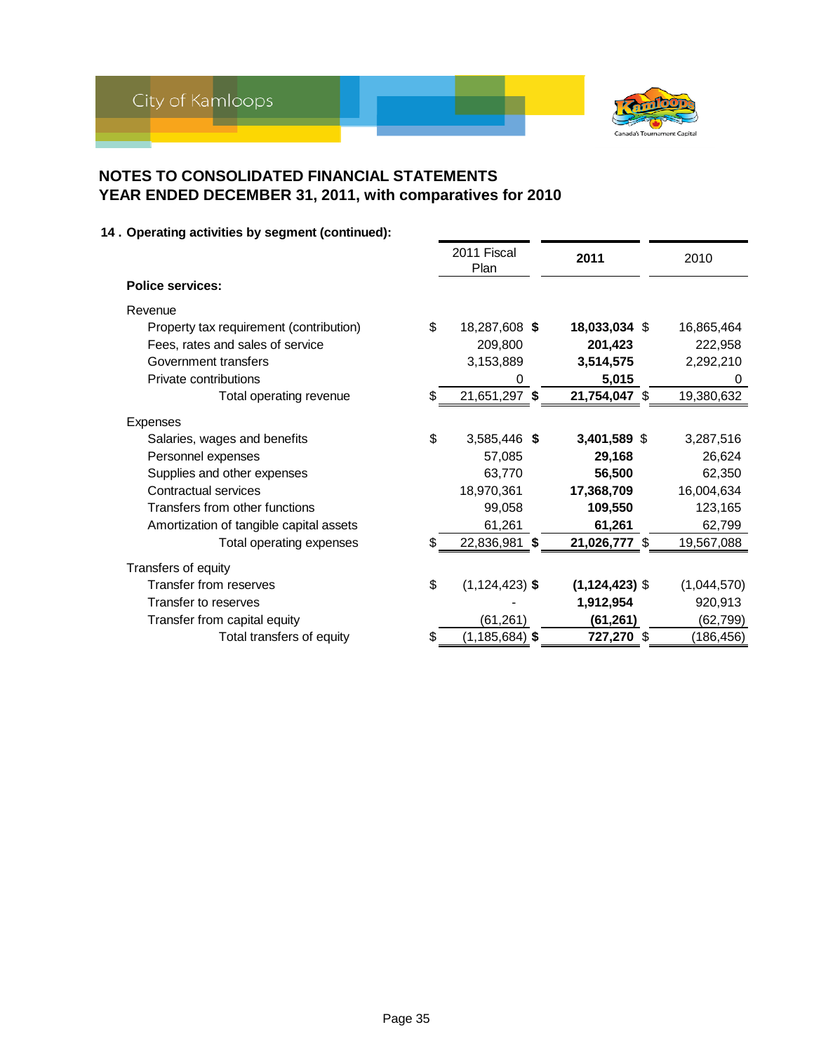## NOTES TO CONSOLIDATED FINANCIAL STATEMENTS
## YEAR ENDED DECEMBER 31, 2011, with comparatives for 2010

### 14 . Operating activities by segment (continued):

| | 2011 Fiscal Plan | 2011 | 2010 |
|---|---|---|---|
| **Police services:** | | | |
| Revenue | | | |
| Property tax requirement (contribution) | $ 18,287,608 | **$ 18,033,034** | $ 16,865,464 |
| Fees, rates and sales of service | 209,800 | **201,423** | 222,958 |
| Government transfers | 3,153,889 | **3,514,575** | 2,292,210 |
| Private contributions | 0 | **5,015** | 0 |
| Total operating revenue | $ 21,651,297 | **$ 21,754,047** | $ 19,380,632 |
| Expenses | | | |
| Salaries, wages and benefits | $ 3,585,446 | **$ 3,401,589** | $ 3,287,516 |
| Personnel expenses | 57,085 | **29,168** | 26,624 |
| Supplies and other expenses | 63,770 | **56,500** | 62,350 |
| Contractual services | 18,970,361 | **17,368,709** | 16,004,634 |
| Transfers from other functions | 99,058 | **109,550** | 123,165 |
| Amortization of tangible capital assets | 61,261 | **61,261** | 62,799 |
| Total operating expenses | $ 22,836,981 | **$ 21,026,777** | $ 19,567,088 |
| Transfers of equity | | | |
| Transfer from reserves | $ (1,124,423) | **$ (1,124,423)** | $ (1,044,570) |
| Transfer to reserves | - | **1,912,954** | 920,913 |
| Transfer from capital equity | (61,261) | **(61,261)** | (62,799) |
| Total transfers of equity | $ (1,185,684) | **$ 727,270** | $ (186,456) |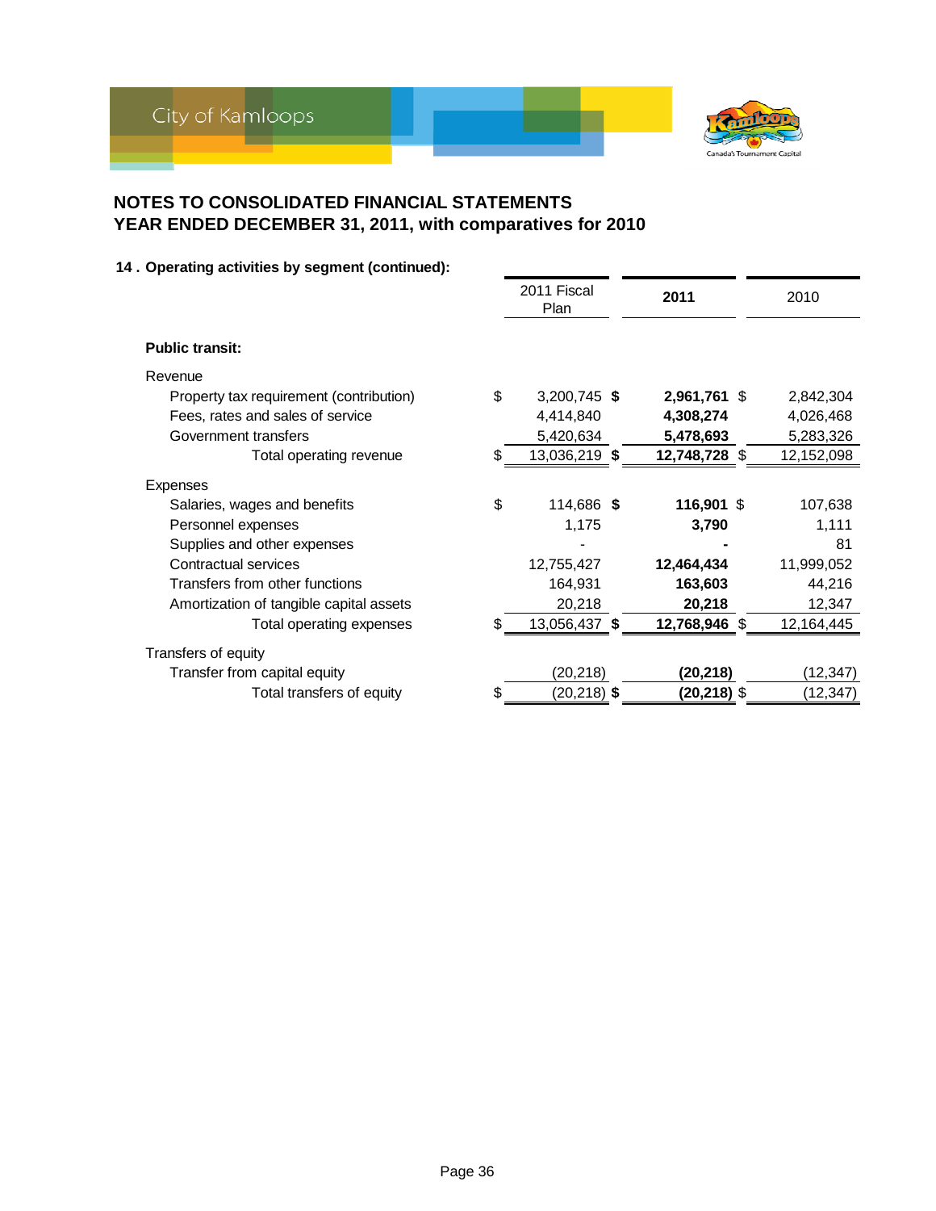## NOTES TO CONSOLIDATED FINANCIAL STATEMENTS
## YEAR ENDED DECEMBER 31, 2011, with comparatives for 2010

### 14 . Operating activities by segment (continued):

| | 2011 Fiscal Plan | **2011** | 2010 |
|---|---|---|---|
| **Public transit:** | | | |
| Revenue | | | |
| Property tax requirement (contribution) | $ 3,200,745 | **$ 2,961,761** | $ 2,842,304 |
| Fees, rates and sales of service | 4,414,840 | **4,308,274** | 4,026,468 |
| Government transfers | 5,420,634 | **5,478,693** | 5,283,326 |
| Total operating revenue | $ 13,036,219 | **$ 12,748,728** | $ 12,152,098 |
| Expenses | | | |
| Salaries, wages and benefits | $ 114,686 | **$ 116,901** | $ 107,638 |
| Personnel expenses | 1,175 | **3,790** | 1,111 |
| Supplies and other expenses | - | **-** | 81 |
| Contractual services | 12,755,427 | **12,464,434** | 11,999,052 |
| Transfers from other functions | 164,931 | **163,603** | 44,216 |
| Amortization of tangible capital assets | 20,218 | **20,218** | 12,347 |
| Total operating expenses | $ 13,056,437 | **$ 12,768,946** | $ 12,164,445 |
| Transfers of equity | | | |
| Transfer from capital equity | (20,218) | **(20,218)** | (12,347) |
| Total transfers of equity | $ (20,218) | **$ (20,218)** | $ (12,347) |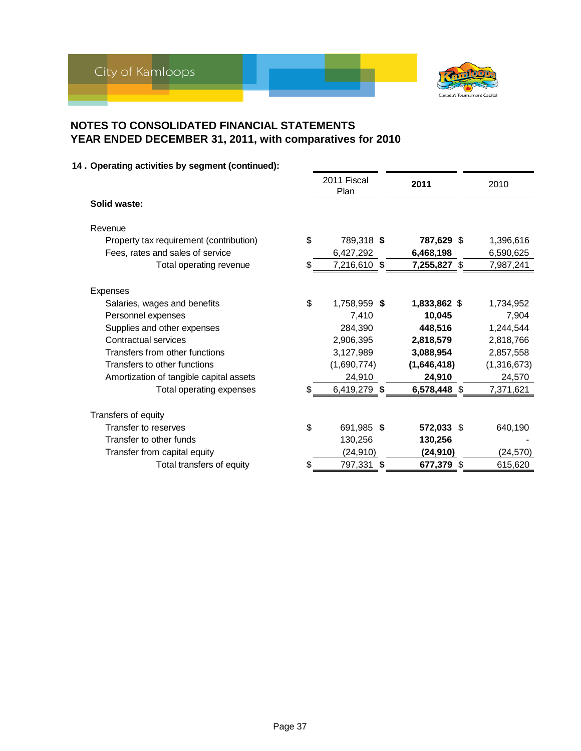## NOTES TO CONSOLIDATED FINANCIAL STATEMENTS
## YEAR ENDED DECEMBER 31, 2011, with comparatives for 2010

### 14 . Operating activities by segment (continued):

| | 2011 Fiscal Plan | **2011** | 2010 |
|---|---|---|---|
| **Solid waste:** | | | |
| Revenue | | | |
| Property tax requirement (contribution) | $ 789,318 | **$ 787,629** | $ 1,396,616 |
| Fees, rates and sales of service | 6,427,292 | **6,468,198** | 6,590,625 |
| Total operating revenue | $ 7,216,610 | **$ 7,255,827** | $ 7,987,241 |
| Expenses | | | |
| Salaries, wages and benefits | $ 1,758,959 | **$ 1,833,862** | $ 1,734,952 |
| Personnel expenses | 7,410 | **10,045** | 7,904 |
| Supplies and other expenses | 284,390 | **448,516** | 1,244,544 |
| Contractual services | 2,906,395 | **2,818,579** | 2,818,766 |
| Transfers from other functions | 3,127,989 | **3,088,954** | 2,857,558 |
| Transfers to other functions | (1,690,774) | **(1,646,418)** | (1,316,673) |
| Amortization of tangible capital assets | 24,910 | **24,910** | 24,570 |
| Total operating expenses | $ 6,419,279 | **$ 6,578,448** | $ 7,371,621 |
| Transfers of equity | | | |
| Transfer to reserves | $ 691,985 | **$ 572,033** | $ 640,190 |
| Transfer to other funds | 130,256 | **130,256** | - |
| Transfer from capital equity | (24,910) | **(24,910)** | (24,570) |
| Total transfers of equity | $ 797,331 | **$ 677,379** | $ 615,620 |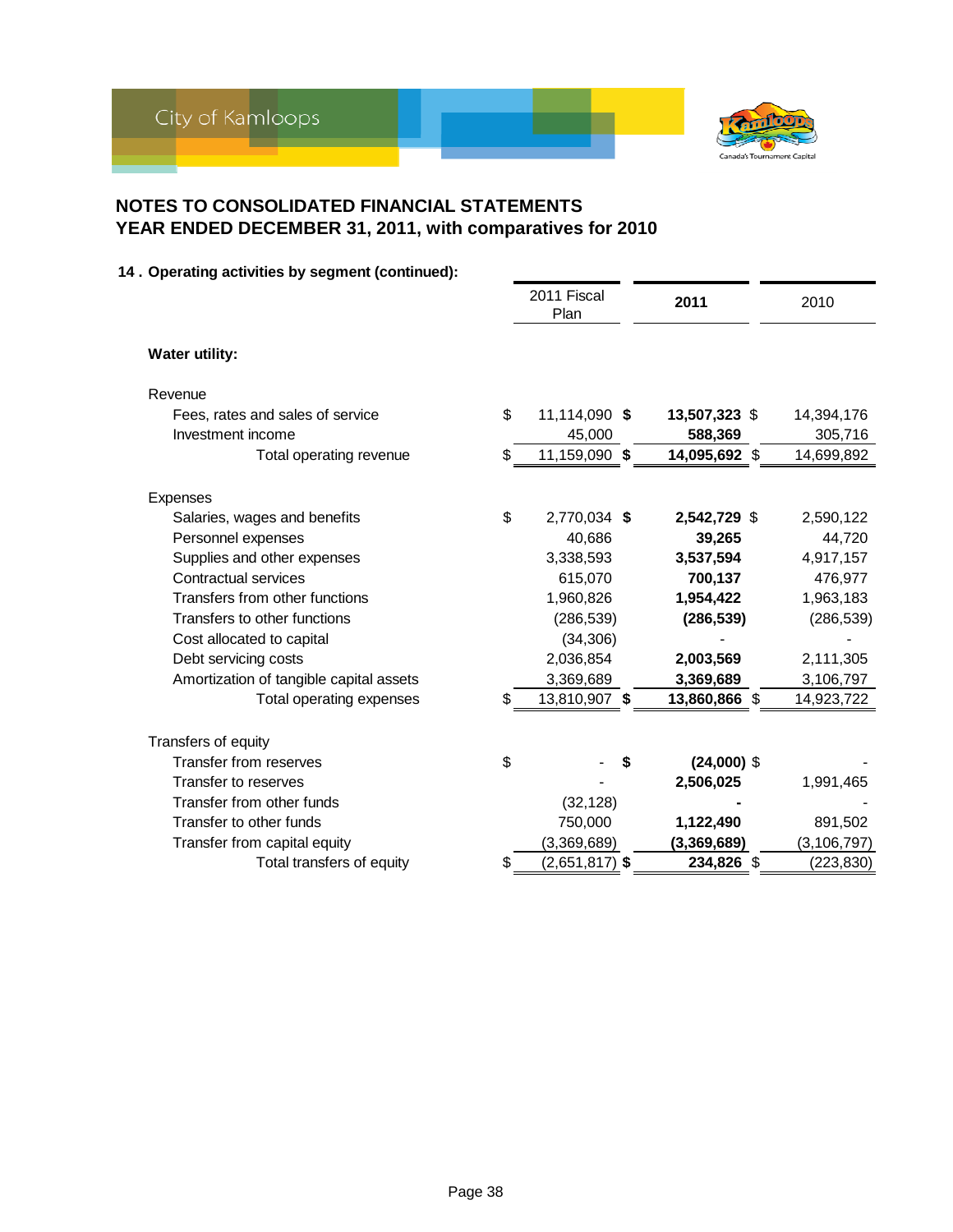## NOTES TO CONSOLIDATED FINANCIAL STATEMENTS
## YEAR ENDED DECEMBER 31, 2011, with comparatives for 2010

### 14 . Operating activities by segment (continued):

| | 2011 Fiscal Plan | **2011** | 2010 |
|---|---|---|---|
| **Water utility:** | | | |
| Revenue | | | |
| Fees, rates and sales of service | $ 11,114,090 | **$ 13,507,323** | $ 14,394,176 |
| Investment income | 45,000 | **588,369** | 305,716 |
| Total operating revenue | $ 11,159,090 | **$ 14,095,692** | $ 14,699,892 |
| Expenses | | | |
| Salaries, wages and benefits | $ 2,770,034 | **$ 2,542,729** | $ 2,590,122 |
| Personnel expenses | 40,686 | **39,265** | 44,720 |
| Supplies and other expenses | 3,338,593 | **3,537,594** | 4,917,157 |
| Contractual services | 615,070 | **700,137** | 476,977 |
| Transfers from other functions | 1,960,826 | **1,954,422** | 1,963,183 |
| Transfers to other functions | (286,539) | **(286,539)** | (286,539) |
| Cost allocated to capital | (34,306) | **-** | - |
| Debt servicing costs | 2,036,854 | **2,003,569** | 2,111,305 |
| Amortization of tangible capital assets | 3,369,689 | **3,369,689** | 3,106,797 |
| Total operating expenses | $ 13,810,907 | **$ 13,860,866** | $ 14,923,722 |
| Transfers of equity | | | |
| Transfer from reserves | $ - | **$ (24,000)** | $ - |
| Transfer to reserves | - | **2,506,025** | 1,991,465 |
| Transfer from other funds | (32,128) | **-** | - |
| Transfer to other funds | 750,000 | **1,122,490** | 891,502 |
| Transfer from capital equity | (3,369,689) | **(3,369,689)** | (3,106,797) |
| Total transfers of equity | $ (2,651,817) | **$ 234,826** | $ (223,830) |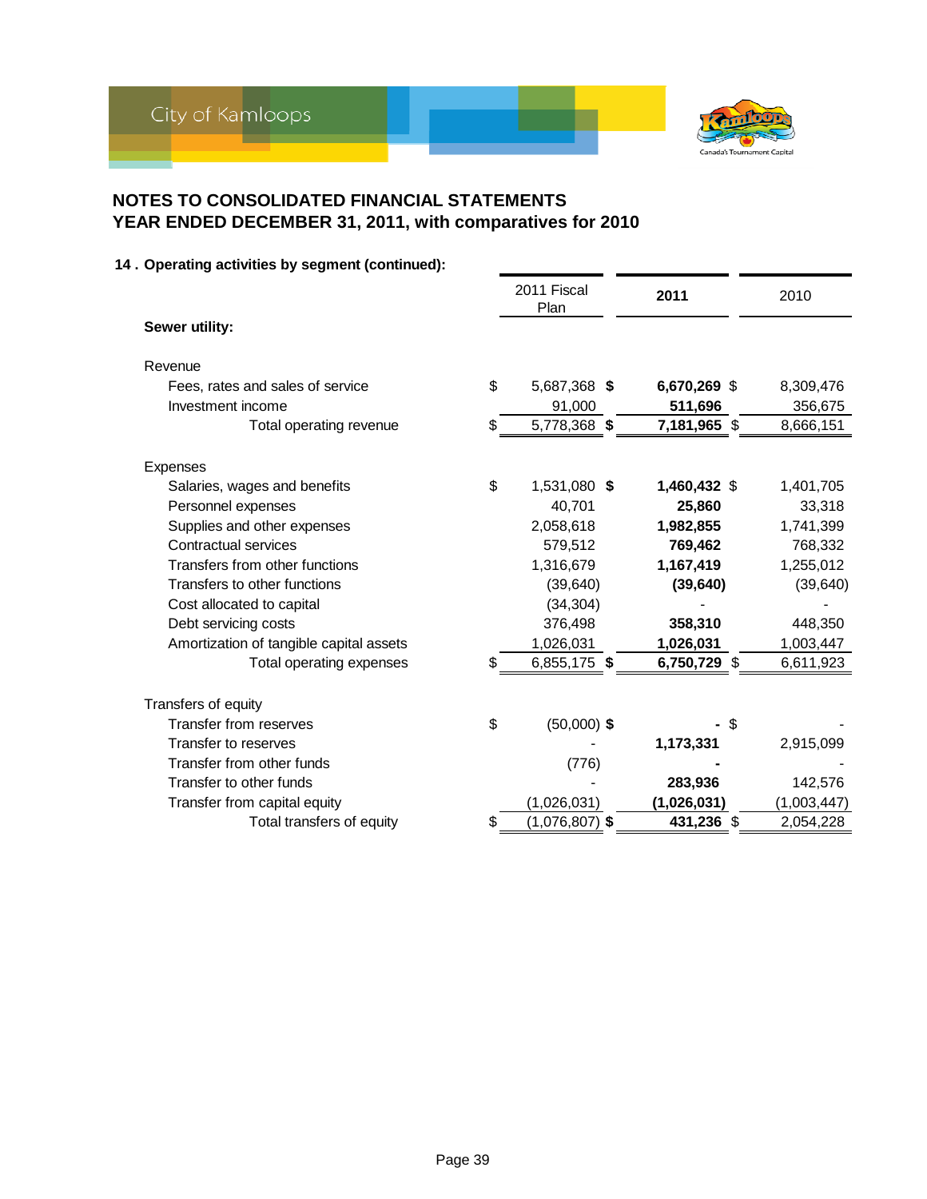## NOTES TO CONSOLIDATED FINANCIAL STATEMENTS
## YEAR ENDED DECEMBER 31, 2011, with comparatives for 2010

### 14 . Operating activities by segment (continued):

| | 2011 Fiscal Plan | **2011** | 2010 |
|---|---|---|---|
| **Sewer utility:** | | | |
| Revenue | | | |
| Fees, rates and sales of service | $ 5,687,368 | **$ 6,670,269** | $ 8,309,476 |
| Investment income | 91,000 | **511,696** | 356,675 |
| Total operating revenue | $ 5,778,368 | **$ 7,181,965** | $ 8,666,151 |
| Expenses | | | |
| Salaries, wages and benefits | $ 1,531,080 | **$ 1,460,432** | $ 1,401,705 |
| Personnel expenses | 40,701 | **25,860** | 33,318 |
| Supplies and other expenses | 2,058,618 | **1,982,855** | 1,741,399 |
| Contractual services | 579,512 | **769,462** | 768,332 |
| Transfers from other functions | 1,316,679 | **1,167,419** | 1,255,012 |
| Transfers to other functions | (39,640) | **(39,640)** | (39,640) |
| Cost allocated to capital | (34,304) | **-** | - |
| Debt servicing costs | 376,498 | **358,310** | 448,350 |
| Amortization of tangible capital assets | 1,026,031 | **1,026,031** | 1,003,447 |
| Total operating expenses | $ 6,855,175 | **$ 6,750,729** | $ 6,611,923 |
| Transfers of equity | | | |
| Transfer from reserves | $ (50,000) | **$ -** | $ - |
| Transfer to reserves | - | **1,173,331** | 2,915,099 |
| Transfer from other funds | (776) | **-** | - |
| Transfer to other funds | - | **283,936** | 142,576 |
| Transfer from capital equity | (1,026,031) | **(1,026,031)** | (1,003,447) |
| Total transfers of equity | $ (1,076,807) | **$ 431,236** | $ 2,054,228 |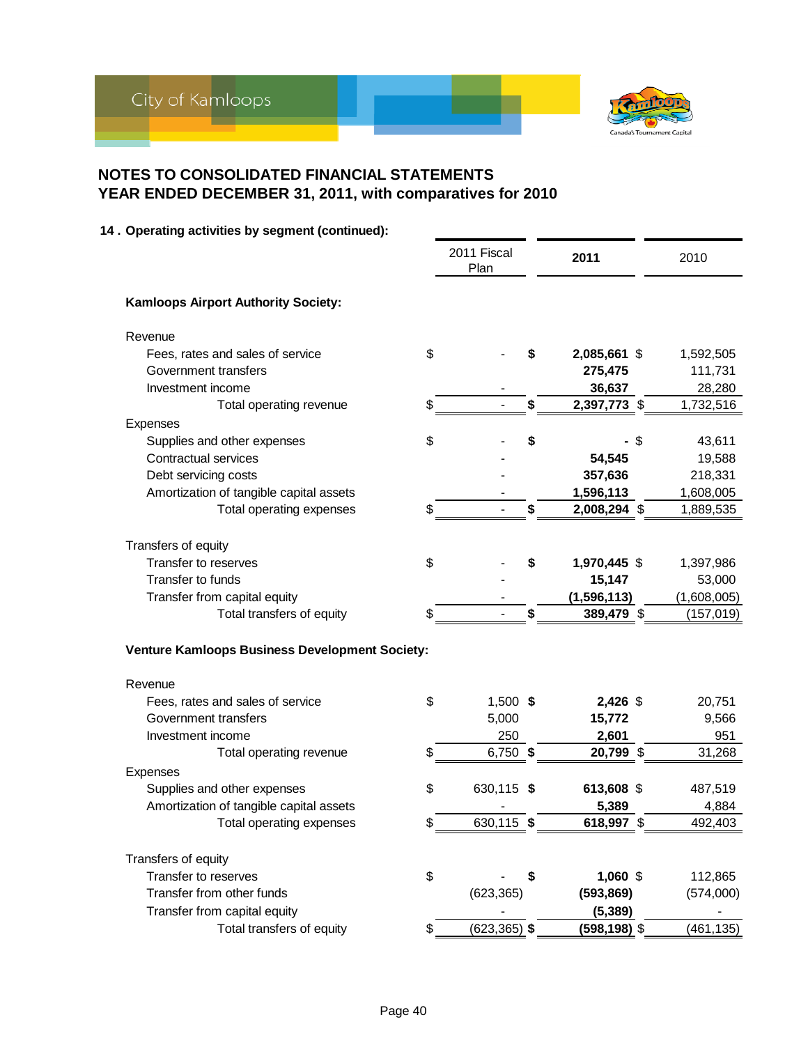# NOTES TO CONSOLIDATED FINANCIAL STATEMENTS
# YEAR ENDED DECEMBER 31, 2011, with comparatives for 2010

## 14. Operating activities by segment (continued):

| | 2011 Fiscal Plan | **2011** | 2010 |
|---|---|---|---|
| **Kamloops Airport Authority Society:** | | | |
| Revenue | | | |
| Fees, rates and sales of service | $ - | **$ 2,085,661** | $ 1,592,505 |
| Government transfers | | **275,475** | 111,731 |
| Investment income | - | **36,637** | 28,280 |
| Total operating revenue | $ - | **$ 2,397,773** | $ 1,732,516 |
| Expenses | | | |
| Supplies and other expenses | $ - | **$ -** | $ 43,611 |
| Contractual services | - | **54,545** | 19,588 |
| Debt servicing costs | - | **357,636** | 218,331 |
| Amortization of tangible capital assets | - | **1,596,113** | 1,608,005 |
| Total operating expenses | $ - | **$ 2,008,294** | $ 1,889,535 |
| Transfers of equity | | | |
| Transfer to reserves | $ - | **$ 1,970,445** | $ 1,397,986 |
| Transfer to funds | - | **15,147** | 53,000 |
| Transfer from capital equity | - | **(1,596,113)** | (1,608,005) |
| Total transfers of equity | $ - | **$ 389,479** | $ (157,019) |
| **Venture Kamloops Business Development Society:** | | | |
| Revenue | | | |
| Fees, rates and sales of service | $ 1,500 | **$ 2,426** | $ 20,751 |
| Government transfers | 5,000 | **15,772** | 9,566 |
| Investment income | 250 | **2,601** | 951 |
| Total operating revenue | $ 6,750 | **$ 20,799** | $ 31,268 |
| Expenses | | | |
| Supplies and other expenses | $ 630,115 | **$ 613,608** | $ 487,519 |
| Amortization of tangible capital assets | - | **5,389** | 4,884 |
| Total operating expenses | $ 630,115 | **$ 618,997** | $ 492,403 |
| Transfers of equity | | | |
| Transfer to reserves | $ - | **$ 1,060** | $ 112,865 |
| Transfer from other funds | (623,365) | **(593,869)** | (574,000) |
| Transfer from capital equity | - | **(5,389)** | - |
| Total transfers of equity | $ (623,365) | **$ (598,198)** | $ (461,135) |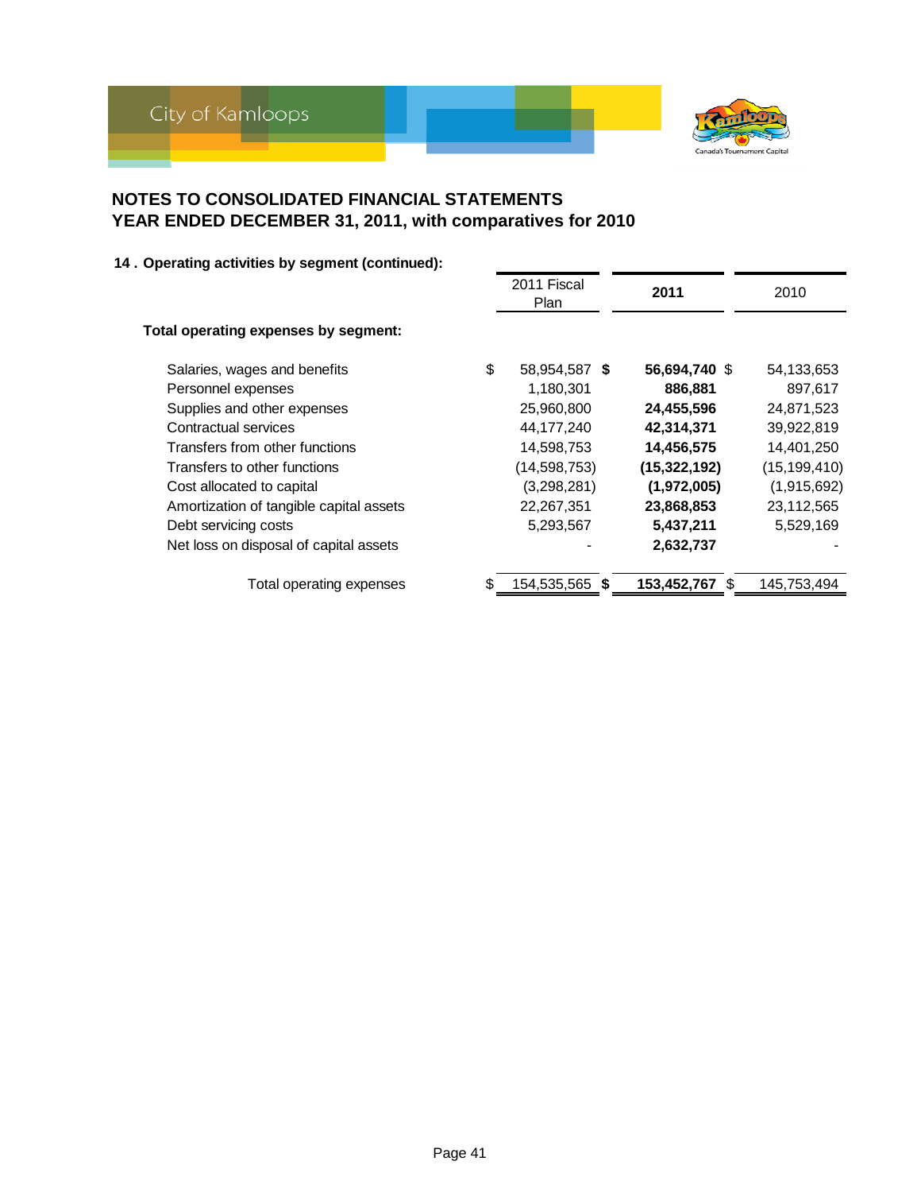## NOTES TO CONSOLIDATED FINANCIAL STATEMENTS
## YEAR ENDED DECEMBER 31, 2011, with comparatives for 2010

### 14 . Operating activities by segment (continued):

| | 2011 Fiscal Plan | 2011 | 2010 |
|---|---|---|---|
| **Total operating expenses by segment:** | | | |
| Salaries, wages and benefits | $ 58,954,587 | **$ 56,694,740** | $ 54,133,653 |
| Personnel expenses | 1,180,301 | **886,881** | 897,617 |
| Supplies and other expenses | 25,960,800 | **24,455,596** | 24,871,523 |
| Contractual services | 44,177,240 | **42,314,371** | 39,922,819 |
| Transfers from other functions | 14,598,753 | **14,456,575** | 14,401,250 |
| Transfers to other functions | (14,598,753) | **(15,322,192)** | (15,199,410) |
| Cost allocated to capital | (3,298,281) | **(1,972,005)** | (1,915,692) |
| Amortization of tangible capital assets | 22,267,351 | **23,868,853** | 23,112,565 |
| Debt servicing costs | 5,293,567 | **5,437,211** | 5,529,169 |
| Net loss on disposal of capital assets | - | **2,632,737** | - |
| Total operating expenses | $ 154,535,565 | **$ 153,452,767** | $ 145,753,494 |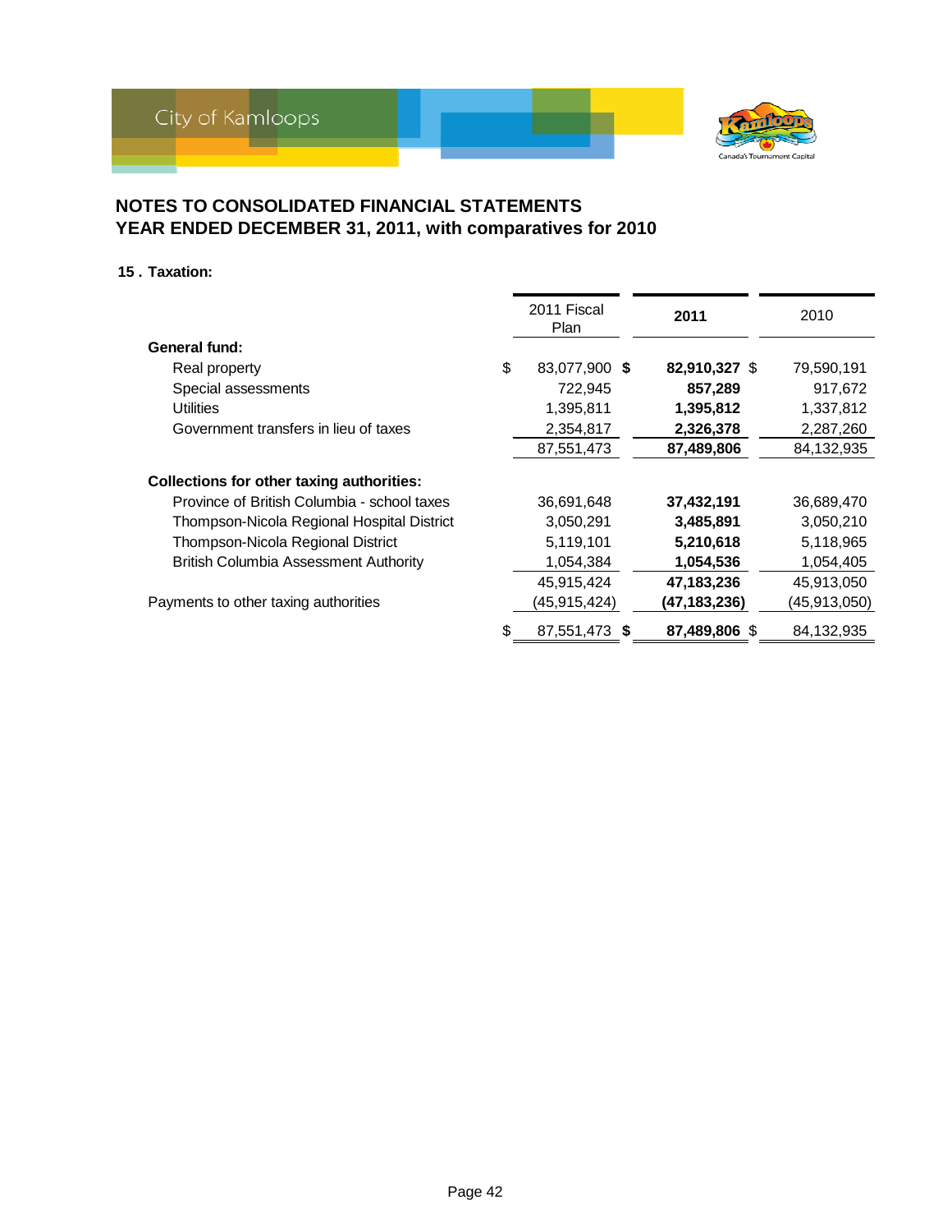## NOTES TO CONSOLIDATED FINANCIAL STATEMENTS
## YEAR ENDED DECEMBER 31, 2011, with comparatives for 2010

### 15 . Taxation:

| | 2011 Fiscal Plan | **2011** | 2010 |
|---|---|---|---|
| **General fund:** | | | |
| Real property | $ 83,077,900 | **$ 82,910,327** | $ 79,590,191 |
| Special assessments | 722,945 | **857,289** | 917,672 |
| Utilities | 1,395,811 | **1,395,812** | 1,337,812 |
| Government transfers in lieu of taxes | 2,354,817 | **2,326,378** | 2,287,260 |
| | 87,551,473 | **87,489,806** | 84,132,935 |
| **Collections for other taxing authorities:** | | | |
| Province of British Columbia - school taxes | 36,691,648 | **37,432,191** | 36,689,470 |
| Thompson-Nicola Regional Hospital District | 3,050,291 | **3,485,891** | 3,050,210 |
| Thompson-Nicola Regional District | 5,119,101 | **5,210,618** | 5,118,965 |
| British Columbia Assessment Authority | 1,054,384 | **1,054,536** | 1,054,405 |
| | 45,915,424 | **47,183,236** | 45,913,050 |
| Payments to other taxing authorities | (45,915,424) | **(47,183,236)** | (45,913,050) |
| | $ 87,551,473 | **$ 87,489,806** | $ 84,132,935 |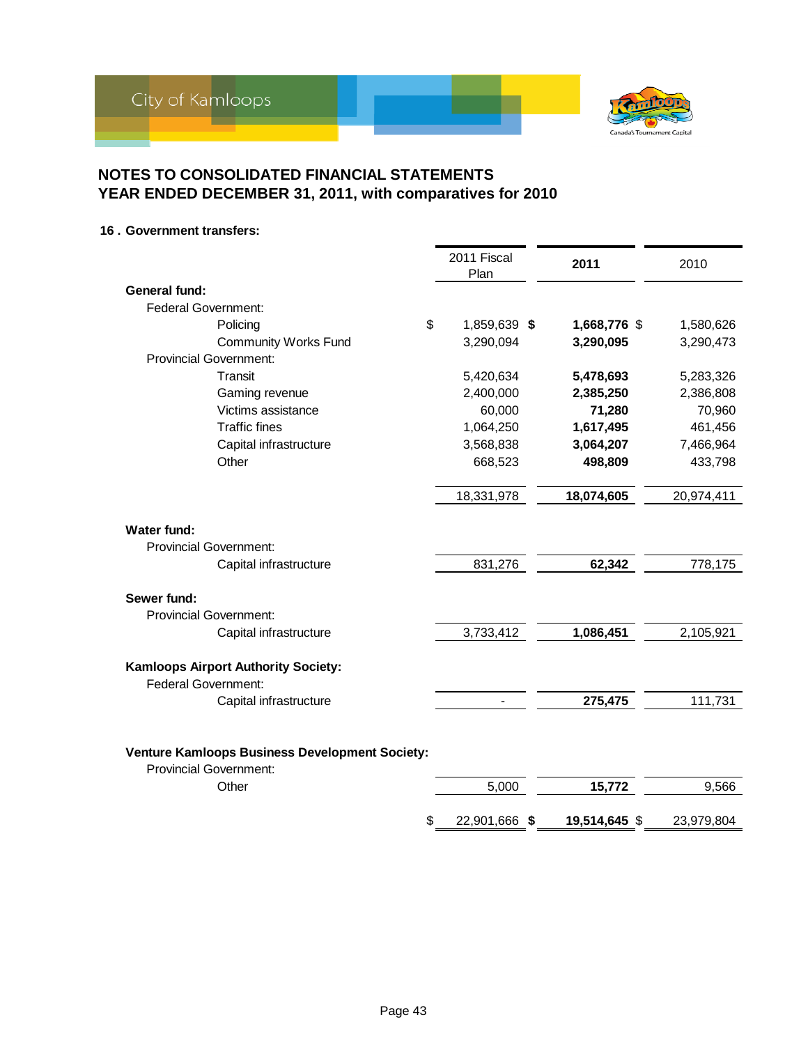## NOTES TO CONSOLIDATED FINANCIAL STATEMENTS
## YEAR ENDED DECEMBER 31, 2011, with comparatives for 2010

### 16 . Government transfers:

| | 2011 Fiscal Plan | 2011 | 2010 |
|---|---|---|---|
| **General fund:** | | | |
| Federal Government: | | | |
| Policing | $ 1,859,639 | **$ 1,668,776** | $ 1,580,626 |
| Community Works Fund | 3,290,094 | **3,290,095** | 3,290,473 |
| Provincial Government: | | | |
| Transit | 5,420,634 | **5,478,693** | 5,283,326 |
| Gaming revenue | 2,400,000 | **2,385,250** | 2,386,808 |
| Victims assistance | 60,000 | **71,280** | 70,960 |
| Traffic fines | 1,064,250 | **1,617,495** | 461,456 |
| Capital infrastructure | 3,568,838 | **3,064,207** | 7,466,964 |
| Other | 668,523 | **498,809** | 433,798 |
| | 18,331,978 | **18,074,605** | 20,974,411 |
| **Water fund:** | | | |
| Provincial Government: | | | |
| Capital infrastructure | 831,276 | **62,342** | 778,175 |
| **Sewer fund:** | | | |
| Provincial Government: | | | |
| Capital infrastructure | 3,733,412 | **1,086,451** | 2,105,921 |
| **Kamloops Airport Authority Society:** | | | |
| Federal Government: | | | |
| Capital infrastructure | - | **275,475** | 111,731 |
| **Venture Kamloops Business Development Society:** | | | |
| Provincial Government: | | | |
| Other | 5,000 | **15,772** | 9,566 |
| | $ 22,901,666 | **$ 19,514,645** | $ 23,979,804 |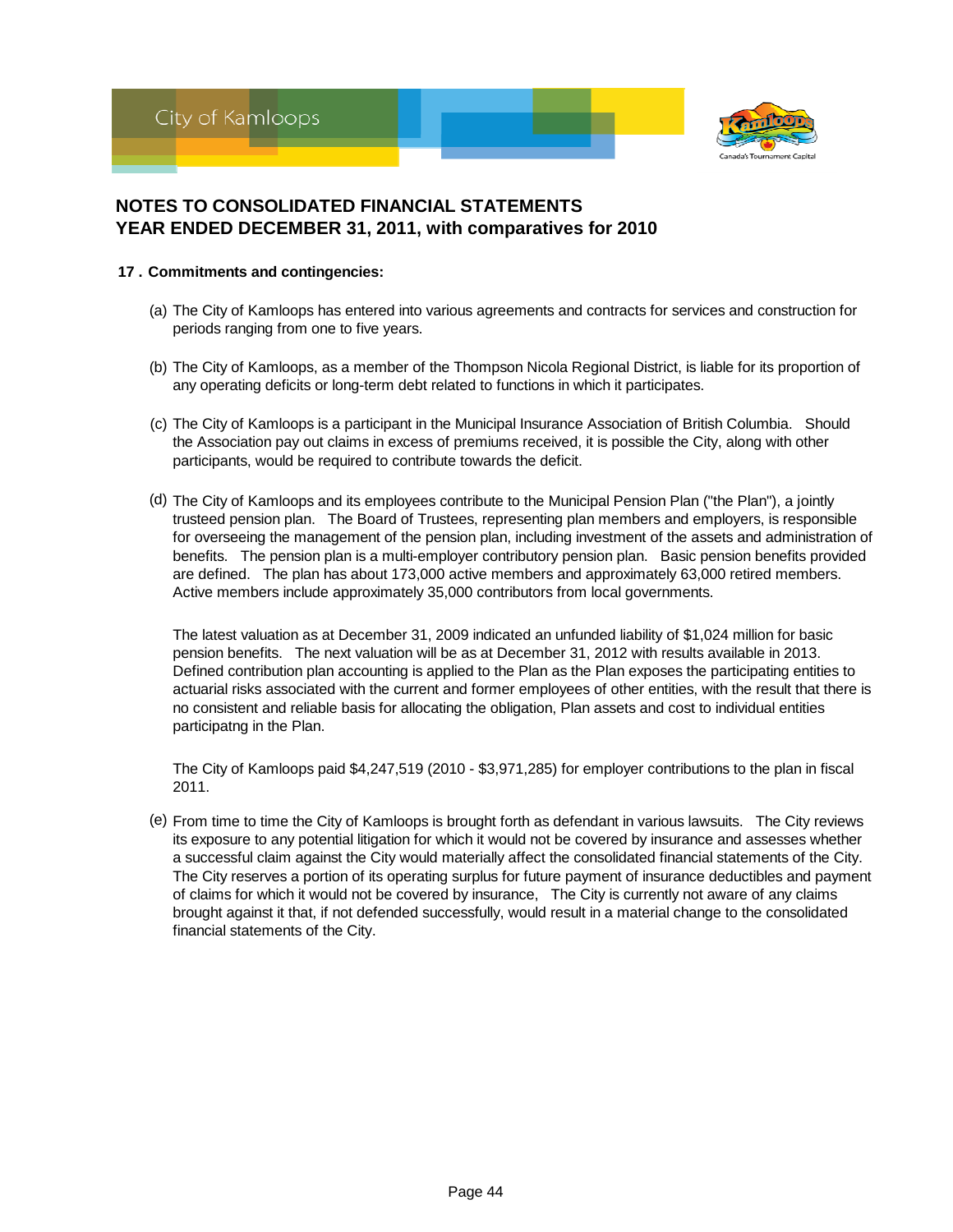## NOTES TO CONSOLIDATED FINANCIAL STATEMENTS
## YEAR ENDED DECEMBER 31, 2011, with comparatives for 2010

### 17 . Commitments and contingencies:

(a) The City of Kamloops has entered into various agreements and contracts for services and construction for periods ranging from one to five years.

(b) The City of Kamloops, as a member of the Thompson Nicola Regional District, is liable for its proportion of any operating deficits or long-term debt related to functions in which it participates.

(c) The City of Kamloops is a participant in the Municipal Insurance Association of British Columbia. Should the Association pay out claims in excess of premiums received, it is possible the City, along with other participants, would be required to contribute towards the deficit.

(d) The City of Kamloops and its employees contribute to the Municipal Pension Plan ("the Plan"), a jointly trusteed pension plan. The Board of Trustees, representing plan members and employers, is responsible for overseeing the management of the pension plan, including investment of the assets and administration of benefits. The pension plan is a multi-employer contributory pension plan. Basic pension benefits provided are defined. The plan has about 173,000 active members and approximately 63,000 retired members. Active members include approximately 35,000 contributors from local governments.

The latest valuation as at December 31, 2009 indicated an unfunded liability of $1,024 million for basic pension benefits. The next valuation will be as at December 31, 2012 with results available in 2013. Defined contribution plan accounting is applied to the Plan as the Plan exposes the participating entities to actuarial risks associated with the current and former employees of other entities, with the result that there is no consistent and reliable basis for allocating the obligation, Plan assets and cost to individual entities participatng in the Plan.

The City of Kamloops paid $4,247,519 (2010 - $3,971,285) for employer contributions to the plan in fiscal 2011.

(e) From time to time the City of Kamloops is brought forth as defendant in various lawsuits. The City reviews its exposure to any potential litigation for which it would not be covered by insurance and assesses whether a successful claim against the City would materially affect the consolidated financial statements of the City. The City reserves a portion of its operating surplus for future payment of insurance deductibles and payment of claims for which it would not be covered by insurance, The City is currently not aware of any claims brought against it that, if not defended successfully, would result in a material change to the consolidated financial statements of the City.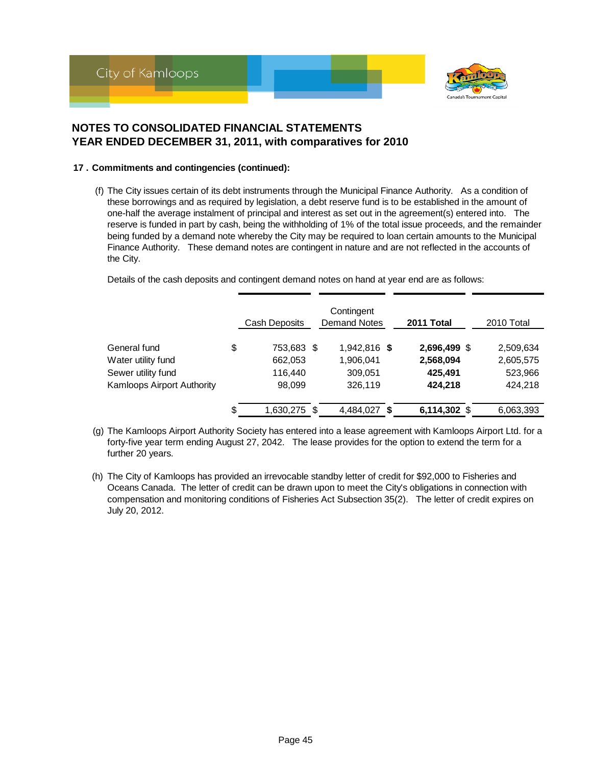# NOTES TO CONSOLIDATED FINANCIAL STATEMENTS
# YEAR ENDED DECEMBER 31, 2011, with comparatives for 2010

### 17 . Commitments and contingencies (continued):

(f) The City issues certain of its debt instruments through the Municipal Finance Authority. As a condition of these borrowings and as required by legislation, a debt reserve fund is to be established in the amount of one-half the average instalment of principal and interest as set out in the agreement(s) entered into. The reserve is funded in part by cash, being the withholding of 1% of the total issue proceeds, and the remainder being funded by a demand note whereby the City may be required to loan certain amounts to the Municipal Finance Authority. These demand notes are contingent in nature and are not reflected in the accounts of the City.

Details of the cash deposits and contingent demand notes on hand at year end are as follows:

| | Cash Deposits | Contingent Demand Notes | **2011 Total** | 2010 Total |
|---|---|---|---|---|
| General fund | $ 753,683 | $ 1,942,816 | **$ 2,696,499** | $ 2,509,634 |
| Water utility fund | 662,053 | 1,906,041 | **2,568,094** | 2,605,575 |
| Sewer utility fund | 116,440 | 309,051 | **425,491** | 523,966 |
| Kamloops Airport Authority | 98,099 | 326,119 | **424,218** | 424,218 |
| | $ 1,630,275 | $ 4,484,027 | **$ 6,114,302** | $ 6,063,393 |

(g) The Kamloops Airport Authority Society has entered into a lease agreement with Kamloops Airport Ltd. for a forty-five year term ending August 27, 2042. The lease provides for the option to extend the term for a further 20 years.

(h) The City of Kamloops has provided an irrevocable standby letter of credit for $92,000 to Fisheries and Oceans Canada. The letter of credit can be drawn upon to meet the City's obligations in connection with compensation and monitoring conditions of Fisheries Act Subsection 35(2). The letter of credit expires on July 20, 2012.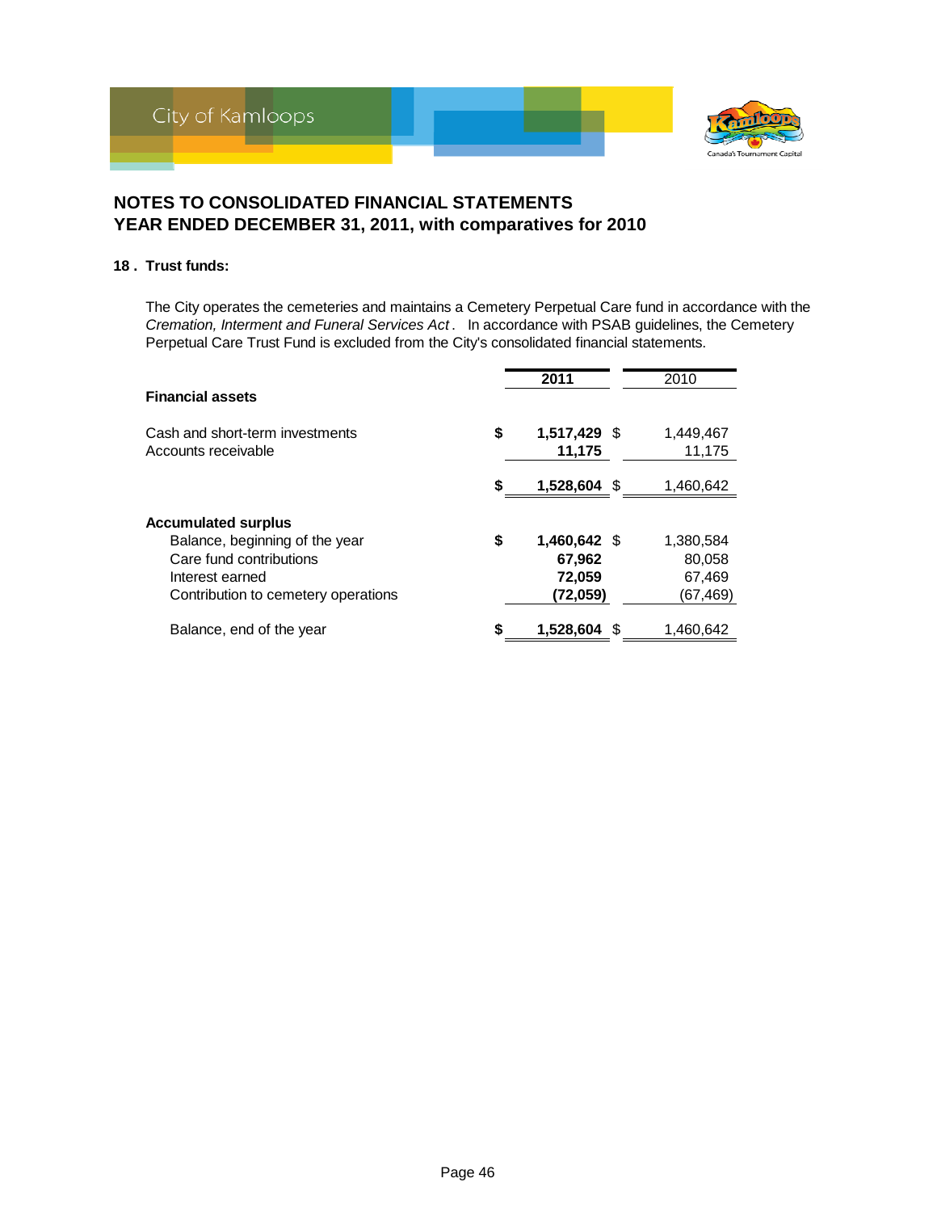# NOTES TO CONSOLIDATED FINANCIAL STATEMENTS
# YEAR ENDED DECEMBER 31, 2011, with comparatives for 2010

## 18. Trust funds:

The City operates the cemeteries and maintains a Cemetery Perpetual Care fund in accordance with the *Cremation, Interment and Funeral Services Act*. In accordance with PSAB guidelines, the Cemetery Perpetual Care Trust Fund is excluded from the City's consolidated financial statements.

| | 2011 | 2010 |
|---|---|---|
| **Financial assets** | | |
| Cash and short-term investments | $ **1,517,429** | $ 1,449,467 |
| Accounts receivable | **11,175** | 11,175 |
| | $ **1,528,604** | $ 1,460,642 |
| **Accumulated surplus** | | |
| Balance, beginning of the year | $ **1,460,642** | $ 1,380,584 |
| Care fund contributions | **67,962** | 80,058 |
| Interest earned | **72,059** | 67,469 |
| Contribution to cemetery operations | **(72,059)** | (67,469) |
| Balance, end of the year | $ **1,528,604** | $ 1,460,642 |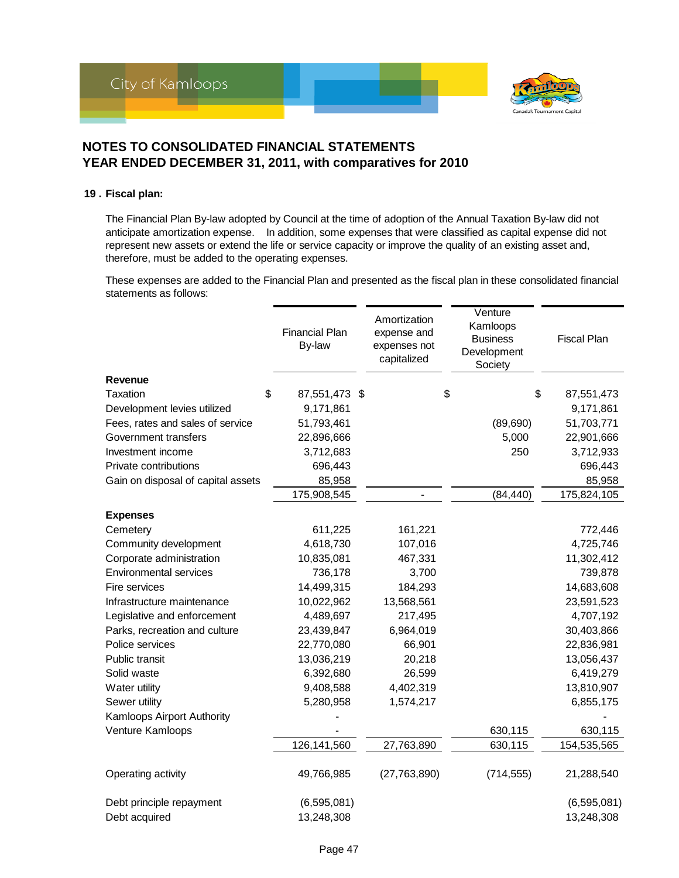## NOTES TO CONSOLIDATED FINANCIAL STATEMENTS
## YEAR ENDED DECEMBER 31, 2011, with comparatives for 2010

**19 . Fiscal plan:**

The Financial Plan By-law adopted by Council at the time of adoption of the Annual Taxation By-law did not anticipate amortization expense. In addition, some expenses that were classified as capital expense did not represent new assets or extend the life or service capacity or improve the quality of an existing asset and, therefore, must be added to the operating expenses.

These expenses are added to the Financial Plan and presented as the fiscal plan in these consolidated financial statements as follows:

| | Financial Plan By-law | Amortization expense and expenses not capitalized | Venture Kamloops Business Development Society | Fiscal Plan |
|---|---|---|---|---|
| **Revenue** | | | | |
| Taxation | $ 87,551,473 | $ | $ | $ 87,551,473 |
| Development levies utilized | 9,171,861 | | | 9,171,861 |
| Fees, rates and sales of service | 51,793,461 | | (89,690) | 51,703,771 |
| Government transfers | 22,896,666 | | 5,000 | 22,901,666 |
| Investment income | 3,712,683 | | 250 | 3,712,933 |
| Private contributions | 696,443 | | | 696,443 |
| Gain on disposal of capital assets | 85,958 | | | 85,958 |
| | 175,908,545 | - | (84,440) | 175,824,105 |
| **Expenses** | | | | |
| Cemetery | 611,225 | 161,221 | | 772,446 |
| Community development | 4,618,730 | 107,016 | | 4,725,746 |
| Corporate administration | 10,835,081 | 467,331 | | 11,302,412 |
| Environmental services | 736,178 | 3,700 | | 739,878 |
| Fire services | 14,499,315 | 184,293 | | 14,683,608 |
| Infrastructure maintenance | 10,022,962 | 13,568,561 | | 23,591,523 |
| Legislative and enforcement | 4,489,697 | 217,495 | | 4,707,192 |
| Parks, recreation and culture | 23,439,847 | 6,964,019 | | 30,403,866 |
| Police services | 22,770,080 | 66,901 | | 22,836,981 |
| Public transit | 13,036,219 | 20,218 | | 13,056,437 |
| Solid waste | 6,392,680 | 26,599 | | 6,419,279 |
| Water utility | 9,408,588 | 4,402,319 | | 13,810,907 |
| Sewer utility | 5,280,958 | 1,574,217 | | 6,855,175 |
| Kamloops Airport Authority | - | | | - |
| Venture Kamloops | - | | 630,115 | 630,115 |
| | 126,141,560 | 27,763,890 | 630,115 | 154,535,565 |
| Operating activity | 49,766,985 | (27,763,890) | (714,555) | 21,288,540 |
| Debt principle repayment | (6,595,081) | | | (6,595,081) |
| Debt acquired | 13,248,308 | | | 13,248,308 |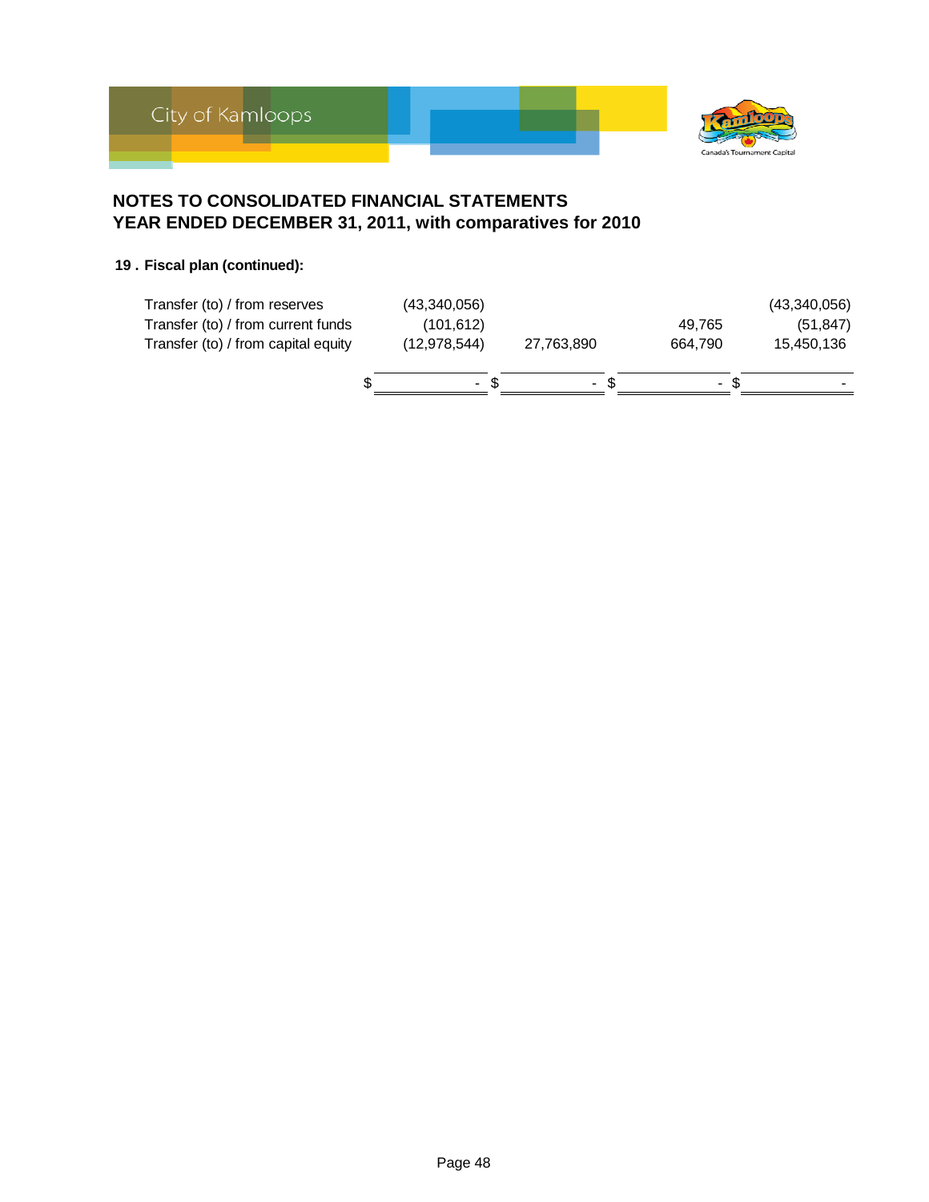# NOTES TO CONSOLIDATED FINANCIAL STATEMENTS
## YEAR ENDED DECEMBER 31, 2011, with comparatives for 2010

### 19 . Fiscal plan (continued):

| | | | | |
|---|---|---|---|---|
| Transfer (to) / from reserves | (43,340,056) | | | (43,340,056) |
| Transfer (to) / from current funds | (101,612) | | 49,765 | (51,847) |
| Transfer (to) / from capital equity | (12,978,544) | 27,763,890 | 664,790 | 15,450,136 |
| | $ - | $ - | $ - | $ - |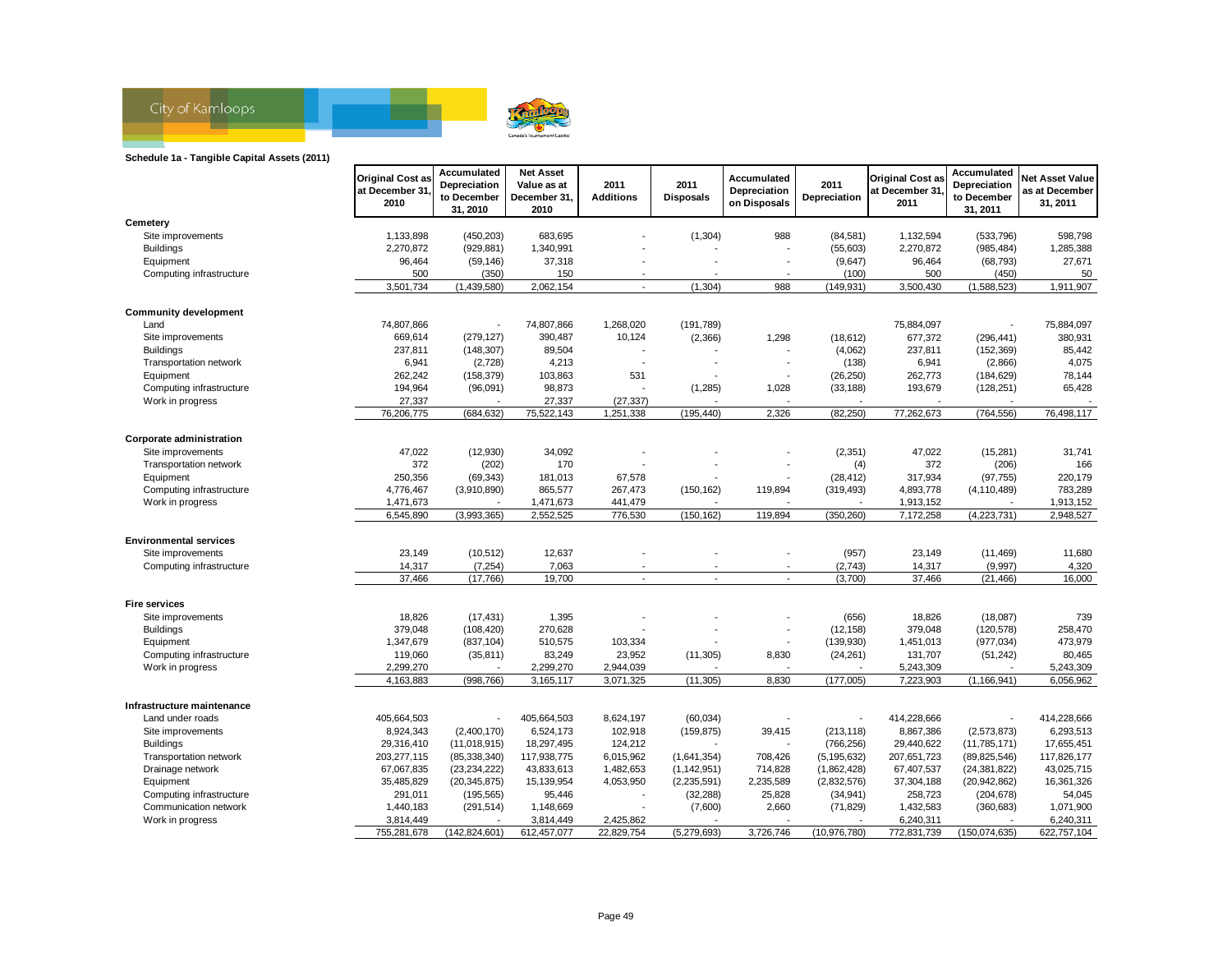**Schedule 1a - Tangible Capital Assets (2011)**

| | Original Cost as at December 31, 2010 | Accumulated Depreciation to December 31, 2010 | Net Asset Value as at December 31, 2010 | 2011 Additions | 2011 Disposals | Accumulated Depreciation on Disposals | 2011 Depreciation | Original Cost as at December 31, 2011 | Accumulated Depreciation to December 31, 2011 | Net Asset Value as at December 31, 2011 |
|---|---|---|---|---|---|---|---|---|---|---|
| **Cemetery** | | | | | | | | | | |
| Site improvements | 1,133,898 | (450,203) | 683,695 | - | (1,304) | 988 | (84,581) | 1,132,594 | (533,796) | 598,798 |
| Buildings | 2,270,872 | (929,881) | 1,340,991 | - | - | - | (55,603) | 2,270,872 | (985,484) | 1,285,388 |
| Equipment | 96,464 | (59,146) | 37,318 | - | - | - | (9,647) | 96,464 | (68,793) | 27,671 |
| Computing infrastructure | 500 | (350) | 150 | - | - | - | (100) | 500 | (450) | 50 |
| | 3,501,734 | (1,439,580) | 2,062,154 | - | (1,304) | 988 | (149,931) | 3,500,430 | (1,588,523) | 1,911,907 |
| **Community development** | | | | | | | | | | |
| Land | 74,807,866 | - | 74,807,866 | 1,268,020 | (191,789) | | | 75,884,097 | - | 75,884,097 |
| Site improvements | 669,614 | (279,127) | 390,487 | 10,124 | (2,366) | 1,298 | (18,612) | 677,372 | (296,441) | 380,931 |
| Buildings | 237,811 | (148,307) | 89,504 | - | - | - | (4,062) | 237,811 | (152,369) | 85,442 |
| Transportation network | 6,941 | (2,728) | 4,213 | - | - | - | (138) | 6,941 | (2,866) | 4,075 |
| Equipment | 262,242 | (158,379) | 103,863 | 531 | - | - | (26,250) | 262,773 | (184,629) | 78,144 |
| Computing infrastructure | 194,964 | (96,091) | 98,873 | - | (1,285) | 1,028 | (33,188) | 193,679 | (128,251) | 65,428 |
| Work in progress | 27,337 | - | 27,337 | (27,337) | - | - | - | - | - | - |
| | 76,206,775 | (684,632) | 75,522,143 | 1,251,338 | (195,440) | 2,326 | (82,250) | 77,262,673 | (764,556) | 76,498,117 |
| **Corporate administration** | | | | | | | | | | |
| Site improvements | 47,022 | (12,930) | 34,092 | - | - | - | (2,351) | 47,022 | (15,281) | 31,741 |
| Transportation network | 372 | (202) | 170 | - | - | - | (4) | 372 | (206) | 166 |
| Equipment | 250,356 | (69,343) | 181,013 | 67,578 | - | - | (28,412) | 317,934 | (97,755) | 220,179 |
| Computing infrastructure | 4,776,467 | (3,910,890) | 865,577 | 267,473 | (150,162) | 119,894 | (319,493) | 4,893,778 | (4,110,489) | 783,289 |
| Work in progress | 1,471,673 | - | 1,471,673 | 441,479 | - | - | - | 1,913,152 | - | 1,913,152 |
| | 6,545,890 | (3,993,365) | 2,552,525 | 776,530 | (150,162) | 119,894 | (350,260) | 7,172,258 | (4,223,731) | 2,948,527 |
| **Environmental services** | | | | | | | | | | |
| Site improvements | 23,149 | (10,512) | 12,637 | - | - | - | (957) | 23,149 | (11,469) | 11,680 |
| Computing infrastructure | 14,317 | (7,254) | 7,063 | - | - | - | (2,743) | 14,317 | (9,997) | 4,320 |
| | 37,466 | (17,766) | 19,700 | - | - | - | (3,700) | 37,466 | (21,466) | 16,000 |
| **Fire services** | | | | | | | | | | |
| Site improvements | 18,826 | (17,431) | 1,395 | - | - | - | (656) | 18,826 | (18,087) | 739 |
| Buildings | 379,048 | (108,420) | 270,628 | - | - | - | (12,158) | 379,048 | (120,578) | 258,470 |
| Equipment | 1,347,679 | (837,104) | 510,575 | 103,334 | - | - | (139,930) | 1,451,013 | (977,034) | 473,979 |
| Computing infrastructure | 119,060 | (35,811) | 83,249 | 23,952 | (11,305) | 8,830 | (24,261) | 131,707 | (51,242) | 80,465 |
| Work in progress | 2,299,270 | - | 2,299,270 | 2,944,039 | - | - | - | 5,243,309 | - | 5,243,309 |
| | 4,163,883 | (998,766) | 3,165,117 | 3,071,325 | (11,305) | 8,830 | (177,005) | 7,223,903 | (1,166,941) | 6,056,962 |
| **Infrastructure maintenance** | | | | | | | | | | |
| Land under roads | 405,664,503 | - | 405,664,503 | 8,624,197 | (60,034) | - | - | 414,228,666 | - | 414,228,666 |
| Site improvements | 8,924,343 | (2,400,170) | 6,524,173 | 102,918 | (159,875) | 39,415 | (213,118) | 8,867,386 | (2,573,873) | 6,293,513 |
| Buildings | 29,316,410 | (11,018,915) | 18,297,495 | 124,212 | - | - | (766,256) | 29,440,622 | (11,785,171) | 17,655,451 |
| Transportation network | 203,277,115 | (85,338,340) | 117,938,775 | 6,015,962 | (1,641,354) | 708,426 | (5,195,632) | 207,651,723 | (89,825,546) | 117,826,177 |
| Drainage network | 67,067,835 | (23,234,222) | 43,833,613 | 1,482,653 | (1,142,951) | 714,828 | (1,862,428) | 67,407,537 | (24,381,822) | 43,025,715 |
| Equipment | 35,485,829 | (20,345,875) | 15,139,954 | 4,053,950 | (2,235,591) | 2,235,589 | (2,832,576) | 37,304,188 | (20,942,862) | 16,361,326 |
| Computing infrastructure | 291,011 | (195,565) | 95,446 | - | (32,288) | 25,828 | (34,941) | 258,723 | (204,678) | 54,045 |
| Communication network | 1,440,183 | (291,514) | 1,148,669 | - | (7,600) | 2,660 | (71,829) | 1,432,583 | (360,683) | 1,071,900 |
| Work in progress | 3,814,449 | - | 3,814,449 | 2,425,862 | - | - | - | 6,240,311 | - | 6,240,311 |
| | 755,281,678 | (142,824,601) | 612,457,077 | 22,829,754 | (5,279,693) | 3,726,746 | (10,976,780) | 772,831,739 | (150,074,635) | 622,757,104 |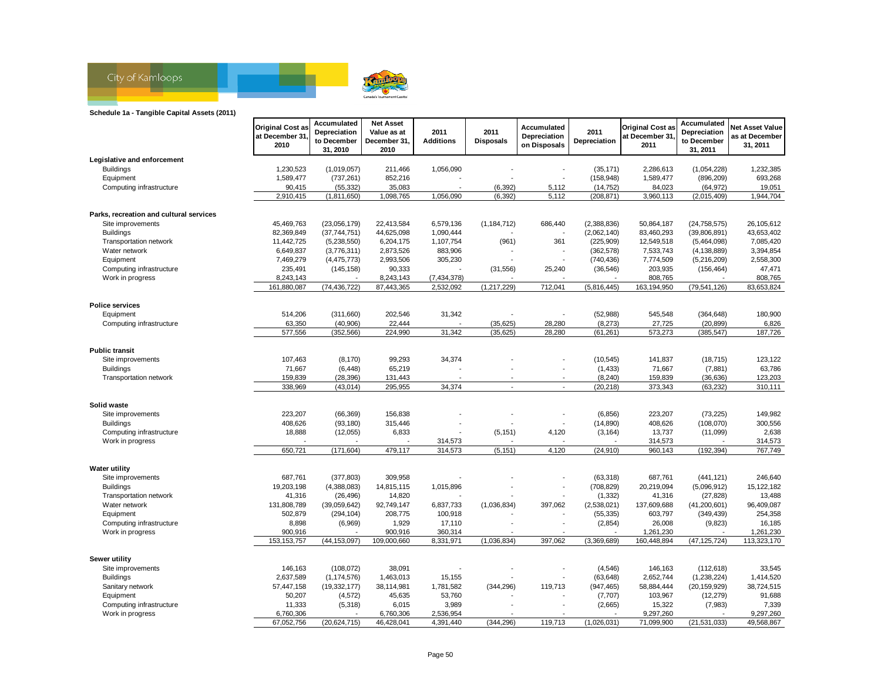**Schedule 1a - Tangible Capital Assets (2011)**

| | Original Cost as at December 31, 2010 | Accumulated Depreciation to December 31, 2010 | Net Asset Value as at December 31, 2010 | 2011 Additions | 2011 Disposals | Accumulated Depreciation on Disposals | 2011 Depreciation | Original Cost as at December 31, 2011 | Accumulated Depreciation to December 31, 2011 | Net Asset Value as at December 31, 2011 |
|---|---|---|---|---|---|---|---|---|---|---|
| **Legislative and enforcement** | | | | | | | | | | |
| Buildings | 1,230,523 | (1,019,057) | 211,466 | 1,056,090 | - | - | (35,171) | 2,286,613 | (1,054,228) | 1,232,385 |
| Equipment | 1,589,477 | (737,261) | 852,216 | - | - | - | (158,948) | 1,589,477 | (896,209) | 693,268 |
| Computing infrastructure | 90,415 | (55,332) | 35,083 | - | (6,392) | 5,112 | (14,752) | 84,023 | (64,972) | 19,051 |
| | 2,910,415 | (1,811,650) | 1,098,765 | 1,056,090 | (6,392) | 5,112 | (208,871) | 3,960,113 | (2,015,409) | 1,944,704 |
| **Parks, recreation and cultural services** | | | | | | | | | | |
| Site improvements | 45,469,763 | (23,056,179) | 22,413,584 | 6,579,136 | (1,184,712) | 686,440 | (2,388,836) | 50,864,187 | (24,758,575) | 26,105,612 |
| Buildings | 82,369,849 | (37,744,751) | 44,625,098 | 1,090,444 | - | - | (2,062,140) | 83,460,293 | (39,806,891) | 43,653,402 |
| Transportation network | 11,442,725 | (5,238,550) | 6,204,175 | 1,107,754 | (961) | 361 | (225,909) | 12,549,518 | (5,464,098) | 7,085,420 |
| Water network | 6,649,837 | (3,776,311) | 2,873,526 | 883,906 | - | - | (362,578) | 7,533,743 | (4,138,889) | 3,394,854 |
| Equipment | 7,469,279 | (4,475,773) | 2,993,506 | 305,230 | - | - | (740,436) | 7,774,509 | (5,216,209) | 2,558,300 |
| Computing infrastructure | 235,491 | (145,158) | 90,333 | - | (31,556) | 25,240 | (36,546) | 203,935 | (156,464) | 47,471 |
| Work in progress | 8,243,143 | - | 8,243,143 | (7,434,378) | - | - | - | 808,765 | - | 808,765 |
| | 161,880,087 | (74,436,722) | 87,443,365 | 2,532,092 | (1,217,229) | 712,041 | (5,816,445) | 163,194,950 | (79,541,126) | 83,653,824 |
| **Police services** | | | | | | | | | | |
| Equipment | 514,206 | (311,660) | 202,546 | 31,342 | - | - | (52,988) | 545,548 | (364,648) | 180,900 |
| Computing infrastructure | 63,350 | (40,906) | 22,444 | - | (35,625) | 28,280 | (8,273) | 27,725 | (20,899) | 6,826 |
| | 577,556 | (352,566) | 224,990 | 31,342 | (35,625) | 28,280 | (61,261) | 573,273 | (385,547) | 187,726 |
| **Public transit** | | | | | | | | | | |
| Site improvements | 107,463 | (8,170) | 99,293 | 34,374 | - | - | (10,545) | 141,837 | (18,715) | 123,122 |
| Buildings | 71,667 | (6,448) | 65,219 | - | - | - | (1,433) | 71,667 | (7,881) | 63,786 |
| Transportation network | 159,839 | (28,396) | 131,443 | - | - | - | (8,240) | 159,839 | (36,636) | 123,203 |
| | 338,969 | (43,014) | 295,955 | 34,374 | - | - | (20,218) | 373,343 | (63,232) | 310,111 |
| **Solid waste** | | | | | | | | | | |
| Site improvements | 223,207 | (66,369) | 156,838 | - | - | - | (6,856) | 223,207 | (73,225) | 149,982 |
| Buildings | 408,626 | (93,180) | 315,446 | - | - | - | (14,890) | 408,626 | (108,070) | 300,556 |
| Computing infrastructure | 18,888 | (12,055) | 6,833 | - | (5,151) | 4,120 | (3,164) | 13,737 | (11,099) | 2,638 |
| Work in progress | - | - | - | 314,573 | - | - | - | 314,573 | - | 314,573 |
| | 650,721 | (171,604) | 479,117 | 314,573 | (5,151) | 4,120 | (24,910) | 960,143 | (192,394) | 767,749 |
| **Water utility** | | | | | | | | | | |
| Site improvements | 687,761 | (377,803) | 309,958 | - | - | - | (63,318) | 687,761 | (441,121) | 246,640 |
| Buildings | 19,203,198 | (4,388,083) | 14,815,115 | 1,015,896 | - | - | (708,829) | 20,219,094 | (5,096,912) | 15,122,182 |
| Transportation network | 41,316 | (26,496) | 14,820 | - | - | - | (1,332) | 41,316 | (27,828) | 13,488 |
| Water network | 131,808,789 | (39,059,642) | 92,749,147 | 6,837,733 | (1,036,834) | 397,062 | (2,538,021) | 137,609,688 | (41,200,601) | 96,409,087 |
| Equipment | 502,879 | (294,104) | 208,775 | 100,918 | - | - | (55,335) | 603,797 | (349,439) | 254,358 |
| Computing infrastructure | 8,898 | (6,969) | 1,929 | 17,110 | - | - | (2,854) | 26,008 | (9,823) | 16,185 |
| Work in progress | 900,916 | - | 900,916 | 360,314 | - | - | - | 1,261,230 | - | 1,261,230 |
| | 153,153,757 | (44,153,097) | 109,000,660 | 8,331,971 | (1,036,834) | 397,062 | (3,369,689) | 160,448,894 | (47,125,724) | 113,323,170 |
| **Sewer utility** | | | | | | | | | | |
| Site improvements | 146,163 | (108,072) | 38,091 | - | - | - | (4,546) | 146,163 | (112,618) | 33,545 |
| Buildings | 2,637,589 | (1,174,576) | 1,463,013 | 15,155 | - | - | (63,648) | 2,652,744 | (1,238,224) | 1,414,520 |
| Sanitary network | 57,447,158 | (19,332,177) | 38,114,981 | 1,781,582 | (344,296) | 119,713 | (947,465) | 58,884,444 | (20,159,929) | 38,724,515 |
| Equipment | 50,207 | (4,572) | 45,635 | 53,760 | - | - | (7,707) | 103,967 | (12,279) | 91,688 |
| Computing infrastructure | 11,333 | (5,318) | 6,015 | 3,989 | - | - | (2,665) | 15,322 | (7,983) | 7,339 |
| Work in progress | 6,760,306 | - | 6,760,306 | 2,536,954 | - | - | - | 9,297,260 | - | 9,297,260 |
| | 67,052,756 | (20,624,715) | 46,428,041 | 4,391,440 | (344,296) | 119,713 | (1,026,031) | 71,099,900 | (21,531,033) | 49,568,867 |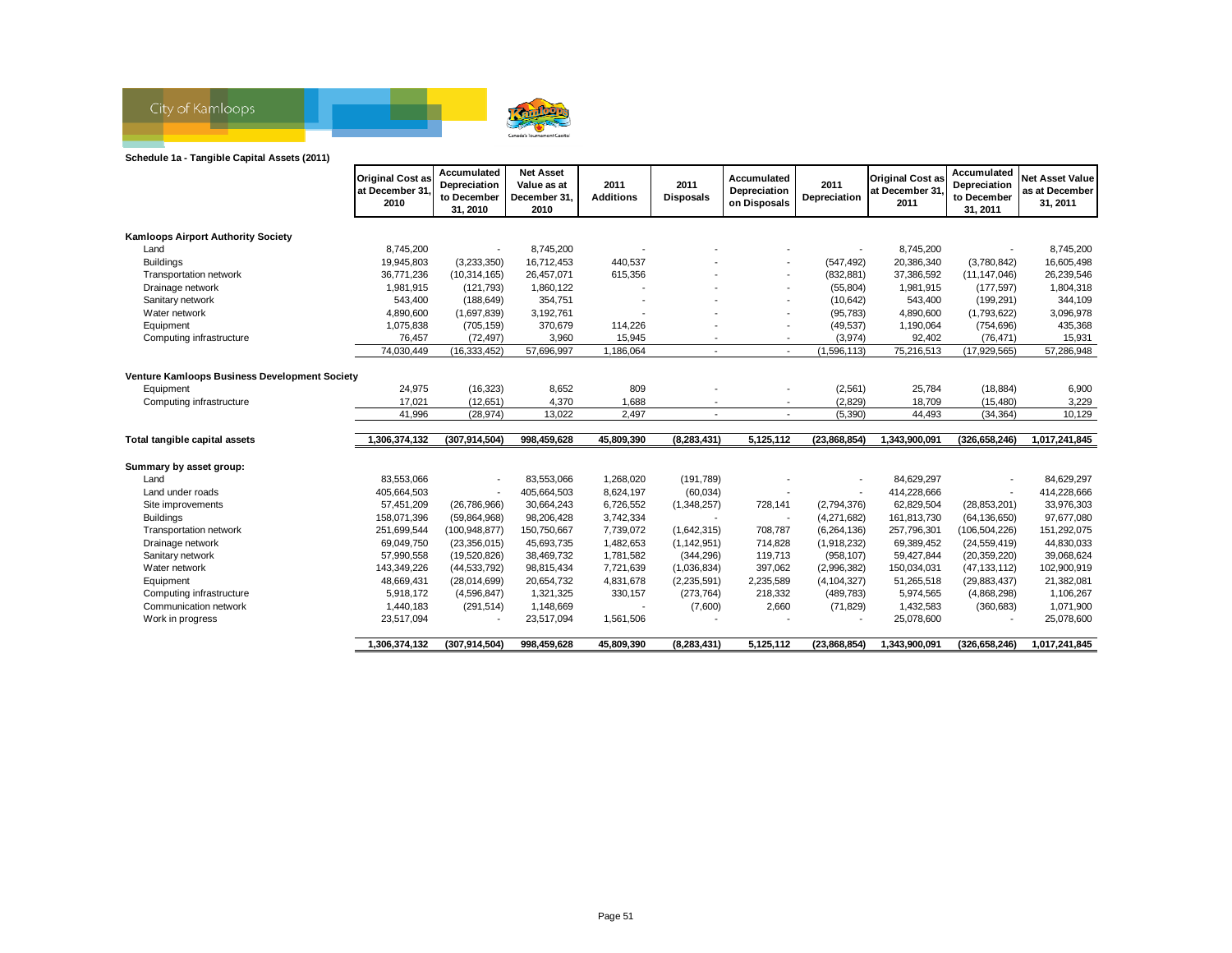City of Kamloops

### Schedule 1a - Tangible Capital Assets (2011)

| | Original Cost as at December 31, 2010 | Accumulated Depreciation to December 31, 2010 | Net Asset Value as at December 31, 2010 | 2011 Additions | 2011 Disposals | Accumulated Depreciation on Disposals | 2011 Depreciation | Original Cost as at December 31, 2011 | Accumulated Depreciation to December 31, 2011 | Net Asset Value as at December 31, 2011 |
|---|---|---|---|---|---|---|---|---|---|---|
| **Kamloops Airport Authority Society** | | | | | | | | | | |
| Land | 8,745,200 | - | 8,745,200 | - | - | - | - | 8,745,200 | - | 8,745,200 |
| Buildings | 19,945,803 | (3,233,350) | 16,712,453 | 440,537 | - | - | (547,492) | 20,386,340 | (3,780,842) | 16,605,498 |
| Transportation network | 36,771,236 | (10,314,165) | 26,457,071 | 615,356 | - | - | (832,881) | 37,386,592 | (11,147,046) | 26,239,546 |
| Drainage network | 1,981,915 | (121,793) | 1,860,122 | - | - | - | (55,804) | 1,981,915 | (177,597) | 1,804,318 |
| Sanitary network | 543,400 | (188,649) | 354,751 | - | - | - | (10,642) | 543,400 | (199,291) | 344,109 |
| Water network | 4,890,600 | (1,697,839) | 3,192,761 | - | - | - | (95,783) | 4,890,600 | (1,793,622) | 3,096,978 |
| Equipment | 1,075,838 | (705,159) | 370,679 | 114,226 | - | - | (49,537) | 1,190,064 | (754,696) | 435,368 |
| Computing infrastructure | 76,457 | (72,497) | 3,960 | 15,945 | - | - | (3,974) | 92,402 | (76,471) | 15,931 |
| | 74,030,449 | (16,333,452) | 57,696,997 | 1,186,064 | - | - | (1,596,113) | 75,216,513 | (17,929,565) | 57,286,948 |
| **Venture Kamloops Business Development Society** | | | | | | | | | | |
| Equipment | 24,975 | (16,323) | 8,652 | 809 | - | - | (2,561) | 25,784 | (18,884) | 6,900 |
| Computing infrastructure | 17,021 | (12,651) | 4,370 | 1,688 | - | - | (2,829) | 18,709 | (15,480) | 3,229 |
| | 41,996 | (28,974) | 13,022 | 2,497 | - | - | (5,390) | 44,493 | (34,364) | 10,129 |
| **Total tangible capital assets** | **1,306,374,132** | **(307,914,504)** | **998,459,628** | **45,809,390** | **(8,283,431)** | **5,125,112** | **(23,868,854)** | **1,343,900,091** | **(326,658,246)** | **1,017,241,845** |
| **Summary by asset group:** | | | | | | | | | | |
| Land | 83,553,066 | - | 83,553,066 | 1,268,020 | (191,789) | - | - | 84,629,297 | - | 84,629,297 |
| Land under roads | 405,664,503 | - | 405,664,503 | 8,624,197 | (60,034) | - | - | 414,228,666 | - | 414,228,666 |
| Site improvements | 57,451,209 | (26,786,966) | 30,664,243 | 6,726,552 | (1,348,257) | 728,141 | (2,794,376) | 62,829,504 | (28,853,201) | 33,976,303 |
| Buildings | 158,071,396 | (59,864,968) | 98,206,428 | 3,742,334 | - | - | (4,271,682) | 161,813,730 | (64,136,650) | 97,677,080 |
| Transportation network | 251,699,544 | (100,948,877) | 150,750,667 | 7,739,072 | (1,642,315) | 708,787 | (6,264,136) | 257,796,301 | (106,504,226) | 151,292,075 |
| Drainage network | 69,049,750 | (23,356,015) | 45,693,735 | 1,482,653 | (1,142,951) | 714,828 | (1,918,232) | 69,389,452 | (24,559,419) | 44,830,033 |
| Sanitary network | 57,990,558 | (19,520,826) | 38,469,732 | 1,781,582 | (344,296) | 119,713 | (958,107) | 59,427,844 | (20,359,220) | 39,068,624 |
| Water network | 143,349,226 | (44,533,792) | 98,815,434 | 7,721,639 | (1,036,834) | 397,062 | (2,996,382) | 150,034,031 | (47,133,112) | 102,900,919 |
| Equipment | 48,669,431 | (28,014,699) | 20,654,732 | 4,831,678 | (2,235,591) | 2,235,589 | (4,104,327) | 51,265,518 | (29,883,437) | 21,382,081 |
| Computing infrastructure | 5,918,172 | (4,596,847) | 1,321,325 | 330,157 | (273,764) | 218,332 | (489,783) | 5,974,565 | (4,868,298) | 1,106,267 |
| Communication network | 1,440,183 | (291,514) | 1,148,669 | - | (7,600) | 2,660 | (71,829) | 1,432,583 | (360,683) | 1,071,900 |
| Work in progress | 23,517,094 | - | 23,517,094 | 1,561,506 | - | - | - | 25,078,600 | - | 25,078,600 |
| | **1,306,374,132** | **(307,914,504)** | **998,459,628** | **45,809,390** | **(8,283,431)** | **5,125,112** | **(23,868,854)** | **1,343,900,091** | **(326,658,246)** | **1,017,241,845** |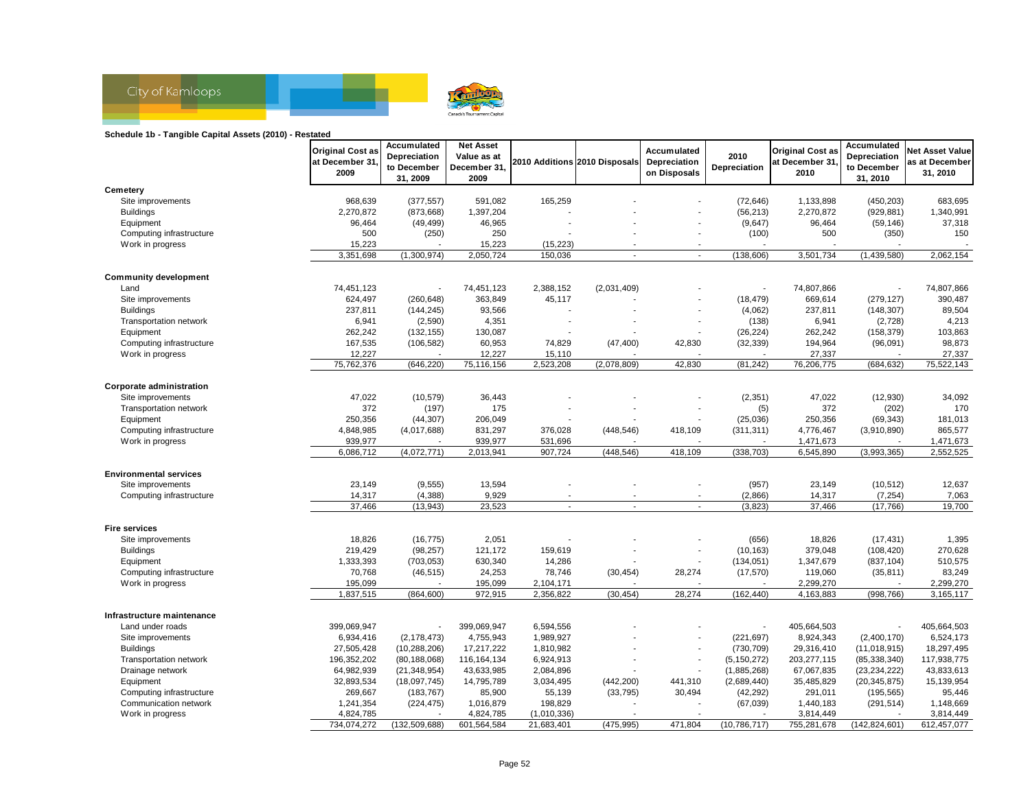**Schedule 1b - Tangible Capital Assets (2010) - Restated**

| | Original Cost as at December 31, 2009 | Accumulated Depreciation to December 31, 2009 | Net Asset Value as at December 31, 2009 | 2010 Additions | 2010 Disposals | Accumulated Depreciation on Disposals | 2010 Depreciation | Original Cost as at December 31, 2010 | Accumulated Depreciation to December 31, 2010 | Net Asset Value as at December 31, 2010 |
|---|---|---|---|---|---|---|---|---|---|---|
| **Cemetery** | | | | | | | | | | |
| Site improvements | 968,639 | (377,557) | 591,082 | 165,259 | - | - | (72,646) | 1,133,898 | (450,203) | 683,695 |
| Buildings | 2,270,872 | (873,668) | 1,397,204 | - | - | - | (56,213) | 2,270,872 | (929,881) | 1,340,991 |
| Equipment | 96,464 | (49,499) | 46,965 | - | - | - | (9,647) | 96,464 | (59,146) | 37,318 |
| Computing infrastructure | 500 | (250) | 250 | - | - | - | (100) | 500 | (350) | 150 |
| Work in progress | 15,223 | - | 15,223 | (15,223) | - | - | - | - | - | - |
| | 3,351,698 | (1,300,974) | 2,050,724 | 150,036 | - | - | (138,606) | 3,501,734 | (1,439,580) | 2,062,154 |
| **Community development** | | | | | | | | | | |
| Land | 74,451,123 | - | 74,451,123 | 2,388,152 | (2,031,409) | - | - | 74,807,866 | - | 74,807,866 |
| Site improvements | 624,497 | (260,648) | 363,849 | 45,117 | - | - | (18,479) | 669,614 | (279,127) | 390,487 |
| Buildings | 237,811 | (144,245) | 93,566 | - | - | - | (4,062) | 237,811 | (148,307) | 89,504 |
| Transportation network | 6,941 | (2,590) | 4,351 | - | - | - | (138) | 6,941 | (2,728) | 4,213 |
| Equipment | 262,242 | (132,155) | 130,087 | - | - | - | (26,224) | 262,242 | (158,379) | 103,863 |
| Computing infrastructure | 167,535 | (106,582) | 60,953 | 74,829 | (47,400) | 42,830 | (32,339) | 194,964 | (96,091) | 98,873 |
| Work in progress | 12,227 | - | 12,227 | 15,110 | - | - | - | 27,337 | - | 27,337 |
| | 75,762,376 | (646,220) | 75,116,156 | 2,523,208 | (2,078,809) | 42,830 | (81,242) | 76,206,775 | (684,632) | 75,522,143 |
| **Corporate administration** | | | | | | | | | | |
| Site improvements | 47,022 | (10,579) | 36,443 | - | - | - | (2,351) | 47,022 | (12,930) | 34,092 |
| Transportation network | 372 | (197) | 175 | - | - | - | (5) | 372 | (202) | 170 |
| Equipment | 250,356 | (44,307) | 206,049 | - | - | - | (25,036) | 250,356 | (69,343) | 181,013 |
| Computing infrastructure | 4,848,985 | (4,017,688) | 831,297 | 376,028 | (448,546) | 418,109 | (311,311) | 4,776,467 | (3,910,890) | 865,577 |
| Work in progress | 939,977 | - | 939,977 | 531,696 | - | - | - | 1,471,673 | - | 1,471,673 |
| | 6,086,712 | (4,072,771) | 2,013,941 | 907,724 | (448,546) | 418,109 | (338,703) | 6,545,890 | (3,993,365) | 2,552,525 |
| **Environmental services** | | | | | | | | | | |
| Site improvements | 23,149 | (9,555) | 13,594 | - | - | - | (957) | 23,149 | (10,512) | 12,637 |
| Computing infrastructure | 14,317 | (4,388) | 9,929 | - | - | - | (2,866) | 14,317 | (7,254) | 7,063 |
| | 37,466 | (13,943) | 23,523 | - | - | - | (3,823) | 37,466 | (17,766) | 19,700 |
| **Fire services** | | | | | | | | | | |
| Site improvements | 18,826 | (16,775) | 2,051 | - | - | - | (656) | 18,826 | (17,431) | 1,395 |
| Buildings | 219,429 | (98,257) | 121,172 | 159,619 | - | - | (10,163) | 379,048 | (108,420) | 270,628 |
| Equipment | 1,333,393 | (703,053) | 630,340 | 14,286 | - | - | (134,051) | 1,347,679 | (837,104) | 510,575 |
| Computing infrastructure | 70,768 | (46,515) | 24,253 | 78,746 | (30,454) | 28,274 | (17,570) | 119,060 | (35,811) | 83,249 |
| Work in progress | 195,099 | - | 195,099 | 2,104,171 | - | - | - | 2,299,270 | - | 2,299,270 |
| | 1,837,515 | (864,600) | 972,915 | 2,356,822 | (30,454) | 28,274 | (162,440) | 4,163,883 | (998,766) | 3,165,117 |
| **Infrastructure maintenance** | | | | | | | | | | |
| Land under roads | 399,069,947 | - | 399,069,947 | 6,594,556 | - | - | - | 405,664,503 | - | 405,664,503 |
| Site improvements | 6,934,416 | (2,178,473) | 4,755,943 | 1,989,927 | - | - | (221,697) | 8,924,343 | (2,400,170) | 6,524,173 |
| Buildings | 27,505,428 | (10,288,206) | 17,217,222 | 1,810,982 | - | - | (730,709) | 29,316,410 | (11,018,915) | 18,297,495 |
| Transportation network | 196,352,202 | (80,188,068) | 116,164,134 | 6,924,913 | - | - | (5,150,272) | 203,277,115 | (85,338,340) | 117,938,775 |
| Drainage network | 64,982,939 | (21,348,954) | 43,633,985 | 2,084,896 | - | - | (1,885,268) | 67,067,835 | (23,234,222) | 43,833,613 |
| Equipment | 32,893,534 | (18,097,745) | 14,795,789 | 3,034,495 | (442,200) | 441,310 | (2,689,440) | 35,485,829 | (20,345,875) | 15,139,954 |
| Computing infrastructure | 269,667 | (183,767) | 85,900 | 55,139 | (33,795) | 30,494 | (42,292) | 291,011 | (195,565) | 95,446 |
| Communication network | 1,241,354 | (224,475) | 1,016,879 | 198,829 | - | - | (67,039) | 1,440,183 | (291,514) | 1,148,669 |
| Work in progress | 4,824,785 | - | 4,824,785 | (1,010,336) | - | - | - | 3,814,449 | - | 3,814,449 |
| | 734,074,272 | (132,509,688) | 601,564,584 | 21,683,401 | (475,995) | 471,804 | (10,786,717) | 755,281,678 | (142,824,601) | 612,457,077 |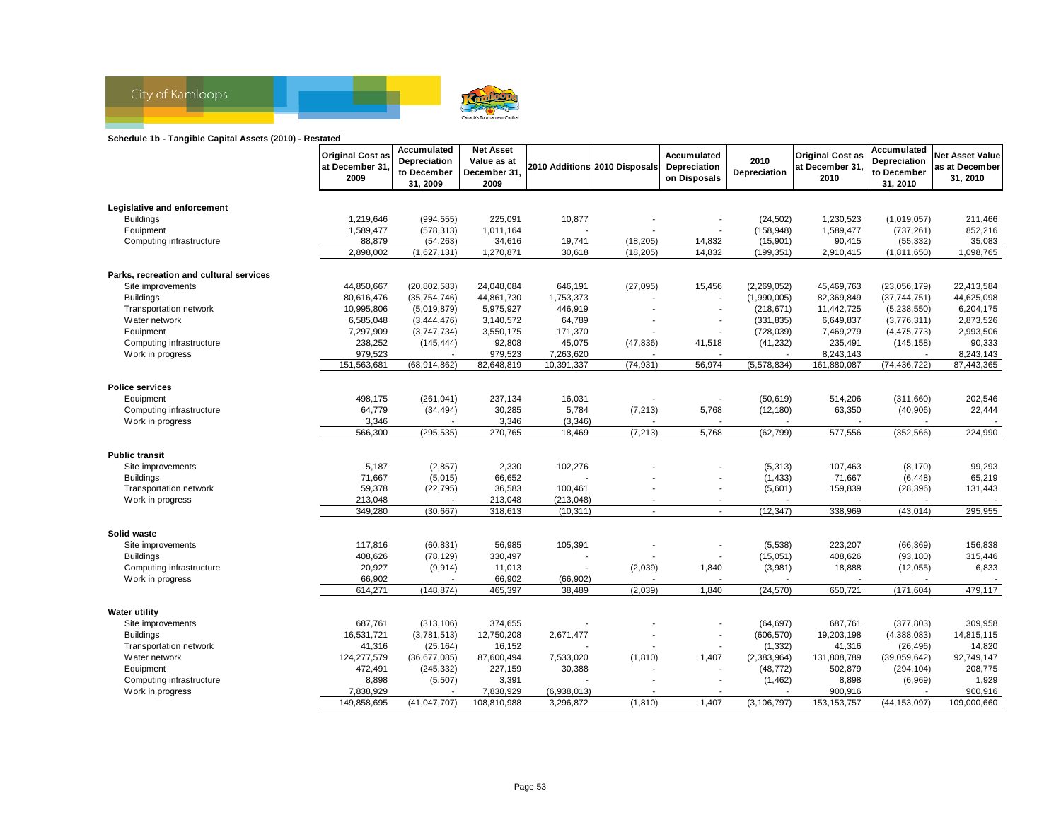**Schedule 1b - Tangible Capital Assets (2010) - Restated**

| | Original Cost as at December 31, 2009 | Accumulated Depreciation to December 31, 2009 | Net Asset Value as at December 31, 2009 | 2010 Additions | 2010 Disposals | Accumulated Depreciation on Disposals | 2010 Depreciation | Original Cost as at December 31, 2010 | Accumulated Depreciation to December 31, 2010 | Net Asset Value as at December 31, 2010 |
|---|---|---|---|---|---|---|---|---|---|---|
| **Legislative and enforcement** | | | | | | | | | | |
| Buildings | 1,219,646 | (994,555) | 225,091 | 10,877 | - | - | (24,502) | 1,230,523 | (1,019,057) | 211,466 |
| Equipment | 1,589,477 | (578,313) | 1,011,164 | - | - | - | (158,948) | 1,589,477 | (737,261) | 852,216 |
| Computing infrastructure | 88,879 | (54,263) | 34,616 | 19,741 | (18,205) | 14,832 | (15,901) | 90,415 | (55,332) | 35,083 |
| | 2,898,002 | (1,627,131) | 1,270,871 | 30,618 | (18,205) | 14,832 | (199,351) | 2,910,415 | (1,811,650) | 1,098,765 |
| **Parks, recreation and cultural services** | | | | | | | | | | |
| Site improvements | 44,850,667 | (20,802,583) | 24,048,084 | 646,191 | (27,095) | 15,456 | (2,269,052) | 45,469,763 | (23,056,179) | 22,413,584 |
| Buildings | 80,616,476 | (35,754,746) | 44,861,730 | 1,753,373 | - | - | (1,990,005) | 82,369,849 | (37,744,751) | 44,625,098 |
| Transportation network | 10,995,806 | (5,019,879) | 5,975,927 | 446,919 | - | - | (218,671) | 11,442,725 | (5,238,550) | 6,204,175 |
| Water network | 6,585,048 | (3,444,476) | 3,140,572 | 64,789 | - | - | (331,835) | 6,649,837 | (3,776,311) | 2,873,526 |
| Equipment | 7,297,909 | (3,747,734) | 3,550,175 | 171,370 | - | - | (728,039) | 7,469,279 | (4,475,773) | 2,993,506 |
| Computing infrastructure | 238,252 | (145,444) | 92,808 | 45,075 | (47,836) | 41,518 | (41,232) | 235,491 | (145,158) | 90,333 |
| Work in progress | 979,523 | - | 979,523 | 7,263,620 | - | - | - | 8,243,143 | - | 8,243,143 |
| | 151,563,681 | (68,914,862) | 82,648,819 | 10,391,337 | (74,931) | 56,974 | (5,578,834) | 161,880,087 | (74,436,722) | 87,443,365 |
| **Police services** | | | | | | | | | | |
| Equipment | 498,175 | (261,041) | 237,134 | 16,031 | - | - | (50,619) | 514,206 | (311,660) | 202,546 |
| Computing infrastructure | 64,779 | (34,494) | 30,285 | 5,784 | (7,213) | 5,768 | (12,180) | 63,350 | (40,906) | 22,444 |
| Work in progress | 3,346 | - | 3,346 | (3,346) | - | - | - | - | - | - |
| | 566,300 | (295,535) | 270,765 | 18,469 | (7,213) | 5,768 | (62,799) | 577,556 | (352,566) | 224,990 |
| **Public transit** | | | | | | | | | | |
| Site improvements | 5,187 | (2,857) | 2,330 | 102,276 | - | - | (5,313) | 107,463 | (8,170) | 99,293 |
| Buildings | 71,667 | (5,015) | 66,652 | - | - | - | (1,433) | 71,667 | (6,448) | 65,219 |
| Transportation network | 59,378 | (22,795) | 36,583 | 100,461 | - | - | (5,601) | 159,839 | (28,396) | 131,443 |
| Work in progress | 213,048 | - | 213,048 | (213,048) | - | - | - | - | - | - |
| | 349,280 | (30,667) | 318,613 | (10,311) | - | - | (12,347) | 338,969 | (43,014) | 295,955 |
| **Solid waste** | | | | | | | | | | |
| Site improvements | 117,816 | (60,831) | 56,985 | 105,391 | - | - | (5,538) | 223,207 | (66,369) | 156,838 |
| Buildings | 408,626 | (78,129) | 330,497 | - | - | - | (15,051) | 408,626 | (93,180) | 315,446 |
| Computing infrastructure | 20,927 | (9,914) | 11,013 | - | (2,039) | 1,840 | (3,981) | 18,888 | (12,055) | 6,833 |
| Work in progress | 66,902 | - | 66,902 | (66,902) | - | - | - | - | - | - |
| | 614,271 | (148,874) | 465,397 | 38,489 | (2,039) | 1,840 | (24,570) | 650,721 | (171,604) | 479,117 |
| **Water utility** | | | | | | | | | | |
| Site improvements | 687,761 | (313,106) | 374,655 | - | - | - | (64,697) | 687,761 | (377,803) | 309,958 |
| Buildings | 16,531,721 | (3,781,513) | 12,750,208 | 2,671,477 | - | - | (606,570) | 19,203,198 | (4,388,083) | 14,815,115 |
| Transportation network | 41,316 | (25,164) | 16,152 | - | - | - | (1,332) | 41,316 | (26,496) | 14,820 |
| Water network | 124,277,579 | (36,677,085) | 87,600,494 | 7,533,020 | (1,810) | 1,407 | (2,383,964) | 131,808,789 | (39,059,642) | 92,749,147 |
| Equipment | 472,491 | (245,332) | 227,159 | 30,388 | - | - | (48,772) | 502,879 | (294,104) | 208,775 |
| Computing infrastructure | 8,898 | (5,507) | 3,391 | - | - | - | (1,462) | 8,898 | (6,969) | 1,929 |
| Work in progress | 7,838,929 | - | 7,838,929 | (6,938,013) | - | - | - | 900,916 | - | 900,916 |
| | 149,858,695 | (41,047,707) | 108,810,988 | 3,296,872 | (1,810) | 1,407 | (3,106,797) | 153,153,757 | (44,153,097) | 109,000,660 |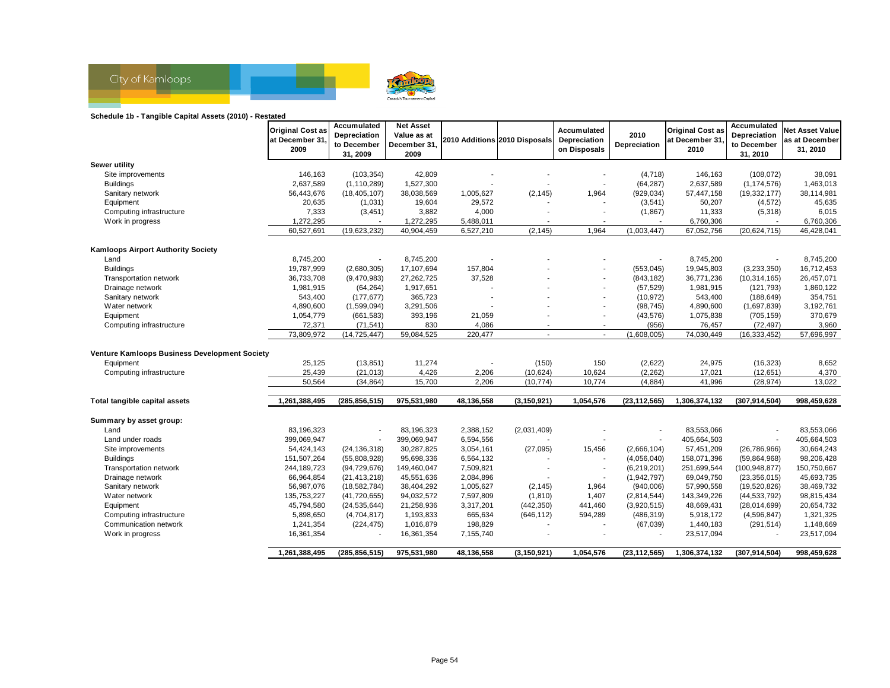**Schedule 1b - Tangible Capital Assets (2010) - Restated**

| | Original Cost as at December 31, 2009 | Accumulated Depreciation to December 31, 2009 | Net Asset Value as at December 31, 2009 | 2010 Additions | 2010 Disposals | Accumulated Depreciation on Disposals | 2010 Depreciation | Original Cost as at December 31, 2010 | Accumulated Depreciation to December 31, 2010 | Net Asset Value as at December 31, 2010 |
|---|---|---|---|---|---|---|---|---|---|---|
| **Sewer utility** | | | | | | | | | | |
| Site improvements | 146,163 | (103,354) | 42,809 | - | - | - | (4,718) | 146,163 | (108,072) | 38,091 |
| Buildings | 2,637,589 | (1,110,289) | 1,527,300 | - | - | - | (64,287) | 2,637,589 | (1,174,576) | 1,463,013 |
| Sanitary network | 56,443,676 | (18,405,107) | 38,038,569 | 1,005,627 | (2,145) | 1,964 | (929,034) | 57,447,158 | (19,332,177) | 38,114,981 |
| Equipment | 20,635 | (1,031) | 19,604 | 29,572 | - | - | (3,541) | 50,207 | (4,572) | 45,635 |
| Computing infrastructure | 7,333 | (3,451) | 3,882 | 4,000 | - | - | (1,867) | 11,333 | (5,318) | 6,015 |
| Work in progress | 1,272,295 | - | 1,272,295 | 5,488,011 | - | - | - | 6,760,306 | - | 6,760,306 |
| | 60,527,691 | (19,623,232) | 40,904,459 | 6,527,210 | (2,145) | 1,964 | (1,003,447) | 67,052,756 | (20,624,715) | 46,428,041 |
| **Kamloops Airport Authority Society** | | | | | | | | | | |
| Land | 8,745,200 | - | 8,745,200 | - | - | - | - | 8,745,200 | - | 8,745,200 |
| Buildings | 19,787,999 | (2,680,305) | 17,107,694 | 157,804 | - | - | (553,045) | 19,945,803 | (3,233,350) | 16,712,453 |
| Transportation network | 36,733,708 | (9,470,983) | 27,262,725 | 37,528 | - | - | (843,182) | 36,771,236 | (10,314,165) | 26,457,071 |
| Drainage network | 1,981,915 | (64,264) | 1,917,651 | - | - | - | (57,529) | 1,981,915 | (121,793) | 1,860,122 |
| Sanitary network | 543,400 | (177,677) | 365,723 | - | - | - | (10,972) | 543,400 | (188,649) | 354,751 |
| Water network | 4,890,600 | (1,599,094) | 3,291,506 | - | - | - | (98,745) | 4,890,600 | (1,697,839) | 3,192,761 |
| Equipment | 1,054,779 | (661,583) | 393,196 | 21,059 | - | - | (43,576) | 1,075,838 | (705,159) | 370,679 |
| Computing infrastructure | 72,371 | (71,541) | 830 | 4,086 | - | - | (956) | 76,457 | (72,497) | 3,960 |
| | 73,809,972 | (14,725,447) | 59,084,525 | 220,477 | - | - | (1,608,005) | 74,030,449 | (16,333,452) | 57,696,997 |
| **Venture Kamloops Business Development Society** | | | | | | | | | | |
| Equipment | 25,125 | (13,851) | 11,274 | - | (150) | 150 | (2,622) | 24,975 | (16,323) | 8,652 |
| Computing infrastructure | 25,439 | (21,013) | 4,426 | 2,206 | (10,624) | 10,624 | (2,262) | 17,021 | (12,651) | 4,370 |
| | 50,564 | (34,864) | 15,700 | 2,206 | (10,774) | 10,774 | (4,884) | 41,996 | (28,974) | 13,022 |
| **Total tangible capital assets** | **1,261,388,495** | **(285,856,515)** | **975,531,980** | **48,136,558** | **(3,150,921)** | **1,054,576** | **(23,112,565)** | **1,306,374,132** | **(307,914,504)** | **998,459,628** |
| **Summary by asset group:** | | | | | | | | | | |
| Land | 83,196,323 | - | 83,196,323 | 2,388,152 | (2,031,409) | - | - | 83,553,066 | - | 83,553,066 |
| Land under roads | 399,069,947 | - | 399,069,947 | 6,594,556 | - | - | - | 405,664,503 | - | 405,664,503 |
| Site improvements | 54,424,143 | (24,136,318) | 30,287,825 | 3,054,161 | (27,095) | 15,456 | (2,666,104) | 57,451,209 | (26,786,966) | 30,664,243 |
| Buildings | 151,507,264 | (55,808,928) | 95,698,336 | 6,564,132 | - | - | (4,056,040) | 158,071,396 | (59,864,968) | 98,206,428 |
| Transportation network | 244,189,723 | (94,729,676) | 149,460,047 | 7,509,821 | - | - | (6,219,201) | 251,699,544 | (100,948,877) | 150,750,667 |
| Drainage network | 66,964,854 | (21,413,218) | 45,551,636 | 2,084,896 | - | - | (1,942,797) | 69,049,750 | (23,356,015) | 45,693,735 |
| Sanitary network | 56,987,076 | (18,582,784) | 38,404,292 | 1,005,627 | (2,145) | 1,964 | (940,006) | 57,990,558 | (19,520,826) | 38,469,732 |
| Water network | 135,753,227 | (41,720,655) | 94,032,572 | 7,597,809 | (1,810) | 1,407 | (2,814,544) | 143,349,226 | (44,533,792) | 98,815,434 |
| Equipment | 45,794,580 | (24,535,644) | 21,258,936 | 3,317,201 | (442,350) | 441,460 | (3,920,515) | 48,669,431 | (28,014,699) | 20,654,732 |
| Computing infrastructure | 5,898,650 | (4,704,817) | 1,193,833 | 665,634 | (646,112) | 594,289 | (486,319) | 5,918,172 | (4,596,847) | 1,321,325 |
| Communication network | 1,241,354 | (224,475) | 1,016,879 | 198,829 | - | - | (67,039) | 1,440,183 | (291,514) | 1,148,669 |
| Work in progress | 16,361,354 | - | 16,361,354 | 7,155,740 | - | - | - | 23,517,094 | - | 23,517,094 |
| | **1,261,388,495** | **(285,856,515)** | **975,531,980** | **48,136,558** | **(3,150,921)** | **1,054,576** | **(23,112,565)** | **1,306,374,132** | **(307,914,504)** | **998,459,628** |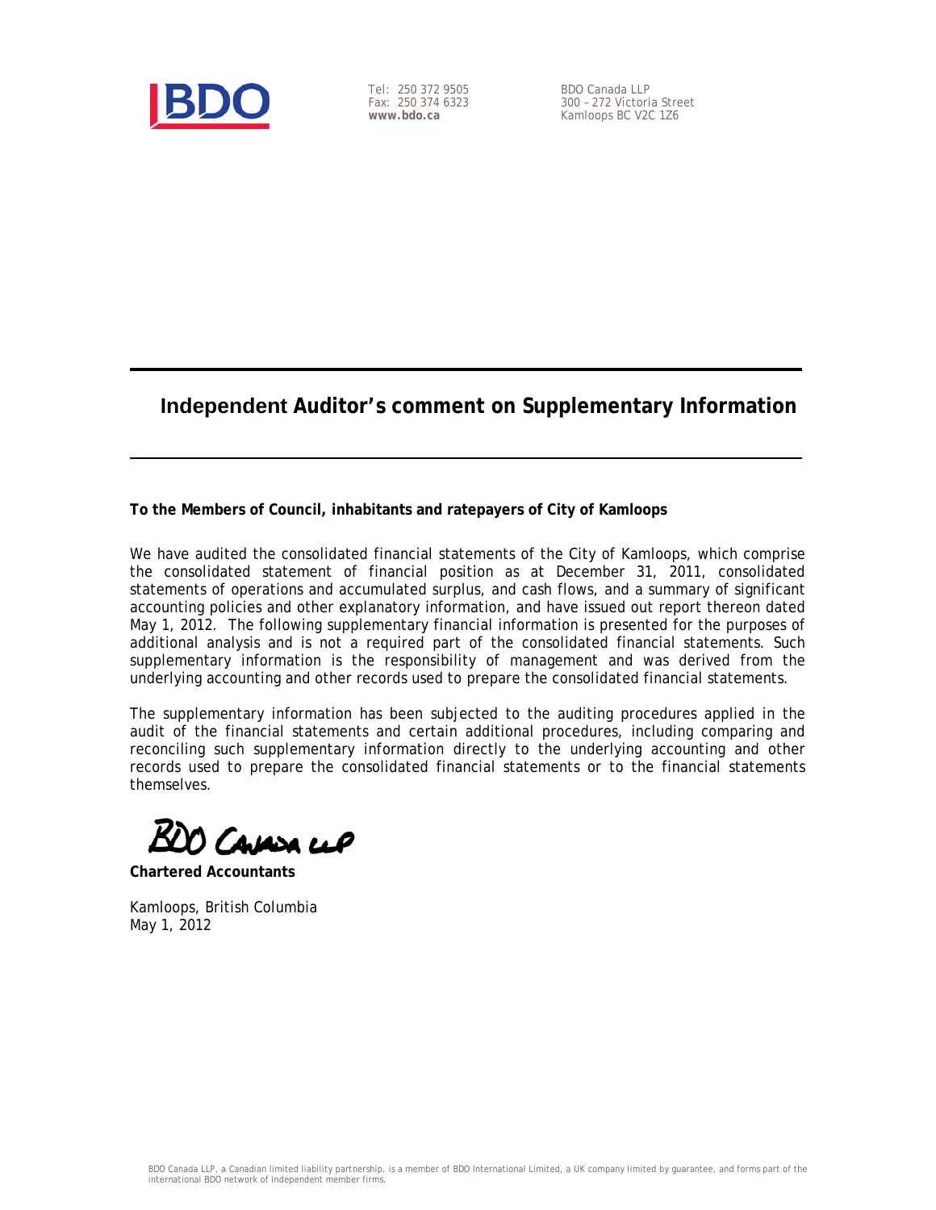BDO

Tel: 250 372 9505
Fax: 250 374 6323
**www.bdo.ca**

BDO Canada LLP
300 – 272 Victoria Street
Kamloops BC V2C 1Z6

## Independent Auditor's comment on Supplementary Information

**To the Members of Council, inhabitants and ratepayers of City of Kamloops**

We have audited the consolidated financial statements of the City of Kamloops, which comprise the consolidated statement of financial position as at December 31, 2011, consolidated statements of operations and accumulated surplus, and cash flows, and a summary of significant accounting policies and other explanatory information, and have issued out report thereon dated May 1, 2012. The following supplementary financial information is presented for the purposes of additional analysis and is not a required part of the consolidated financial statements. Such supplementary information is the responsibility of management and was derived from the underlying accounting and other records used to prepare the consolidated financial statements.

The supplementary information has been subjected to the auditing procedures applied in the audit of the financial statements and certain additional procedures, including comparing and reconciling such supplementary information directly to the underlying accounting and other records used to prepare the consolidated financial statements or to the financial statements themselves.

BDO Canada LLP

**Chartered Accountants**

Kamloops, British Columbia
May 1, 2012

BDO Canada LLP, a Canadian limited liability partnership, is a member of BDO International Limited, a UK company limited by guarantee, and forms part of the international BDO network of independent member firms.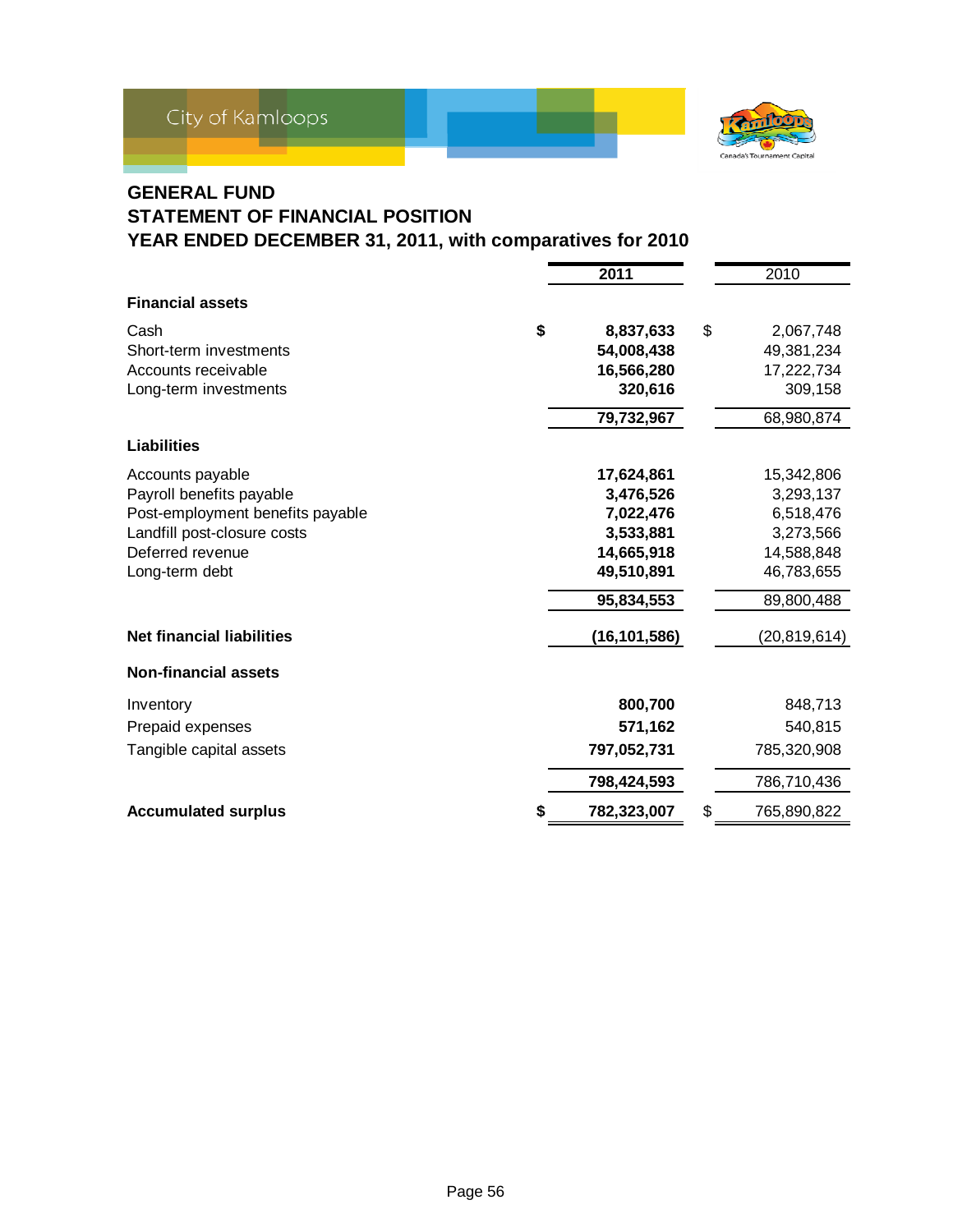City of Kamloops

# GENERAL FUND
## STATEMENT OF FINANCIAL POSITION
## YEAR ENDED DECEMBER 31, 2011, with comparatives for 2010

| | 2011 | 2010 |
|---|---|---|
| **Financial assets** | | |
| Cash | $ 8,837,633 | $ 2,067,748 |
| Short-term investments | 54,008,438 | 49,381,234 |
| Accounts receivable | 16,566,280 | 17,222,734 |
| Long-term investments | 320,616 | 309,158 |
| | 79,732,967 | 68,980,874 |
| **Liabilities** | | |
| Accounts payable | 17,624,861 | 15,342,806 |
| Payroll benefits payable | 3,476,526 | 3,293,137 |
| Post-employment benefits payable | 7,022,476 | 6,518,476 |
| Landfill post-closure costs | 3,533,881 | 3,273,566 |
| Deferred revenue | 14,665,918 | 14,588,848 |
| Long-term debt | 49,510,891 | 46,783,655 |
| | 95,834,553 | 89,800,488 |
| **Net financial liabilities** | (16,101,586) | (20,819,614) |
| **Non-financial assets** | | |
| Inventory | 800,700 | 848,713 |
| Prepaid expenses | 571,162 | 540,815 |
| Tangible capital assets | 797,052,731 | 785,320,908 |
| | 798,424,593 | 786,710,436 |
| **Accumulated surplus** | $ 782,323,007 | $ 765,890,822 |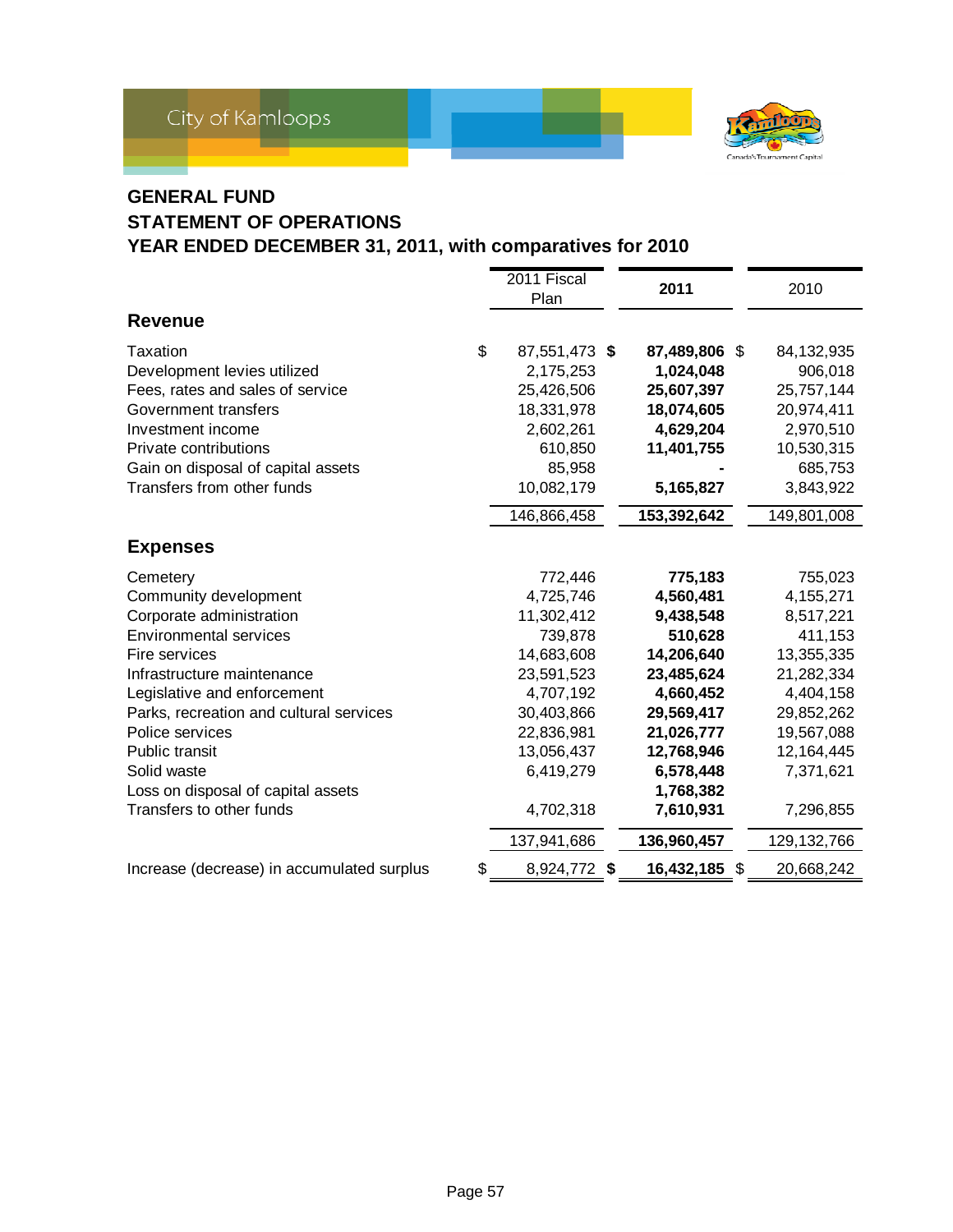City of Kamloops

## GENERAL FUND
## STATEMENT OF OPERATIONS
## YEAR ENDED DECEMBER 31, 2011, with comparatives for 2010

| | 2011 Fiscal Plan | **2011** | 2010 |
|---|---|---|---|
| **Revenue** | | | |
| Taxation | $ 87,551,473 | **$ 87,489,806** | $ 84,132,935 |
| Development levies utilized | 2,175,253 | **1,024,048** | 906,018 |
| Fees, rates and sales of service | 25,426,506 | **25,607,397** | 25,757,144 |
| Government transfers | 18,331,978 | **18,074,605** | 20,974,411 |
| Investment income | 2,602,261 | **4,629,204** | 2,970,510 |
| Private contributions | 610,850 | **11,401,755** | 10,530,315 |
| Gain on disposal of capital assets | 85,958 | **-** | 685,753 |
| Transfers from other funds | 10,082,179 | **5,165,827** | 3,843,922 |
| | 146,866,458 | **153,392,642** | 149,801,008 |
| **Expenses** | | | |
| Cemetery | 772,446 | **775,183** | 755,023 |
| Community development | 4,725,746 | **4,560,481** | 4,155,271 |
| Corporate administration | 11,302,412 | **9,438,548** | 8,517,221 |
| Environmental services | 739,878 | **510,628** | 411,153 |
| Fire services | 14,683,608 | **14,206,640** | 13,355,335 |
| Infrastructure maintenance | 23,591,523 | **23,485,624** | 21,282,334 |
| Legislative and enforcement | 4,707,192 | **4,660,452** | 4,404,158 |
| Parks, recreation and cultural services | 30,403,866 | **29,569,417** | 29,852,262 |
| Police services | 22,836,981 | **21,026,777** | 19,567,088 |
| Public transit | 13,056,437 | **12,768,946** | 12,164,445 |
| Solid waste | 6,419,279 | **6,578,448** | 7,371,621 |
| Loss on disposal of capital assets | | **1,768,382** | |
| Transfers to other funds | 4,702,318 | **7,610,931** | 7,296,855 |
| | 137,941,686 | **136,960,457** | 129,132,766 |
| Increase (decrease) in accumulated surplus | $ 8,924,772 | **$ 16,432,185** | $ 20,668,242 |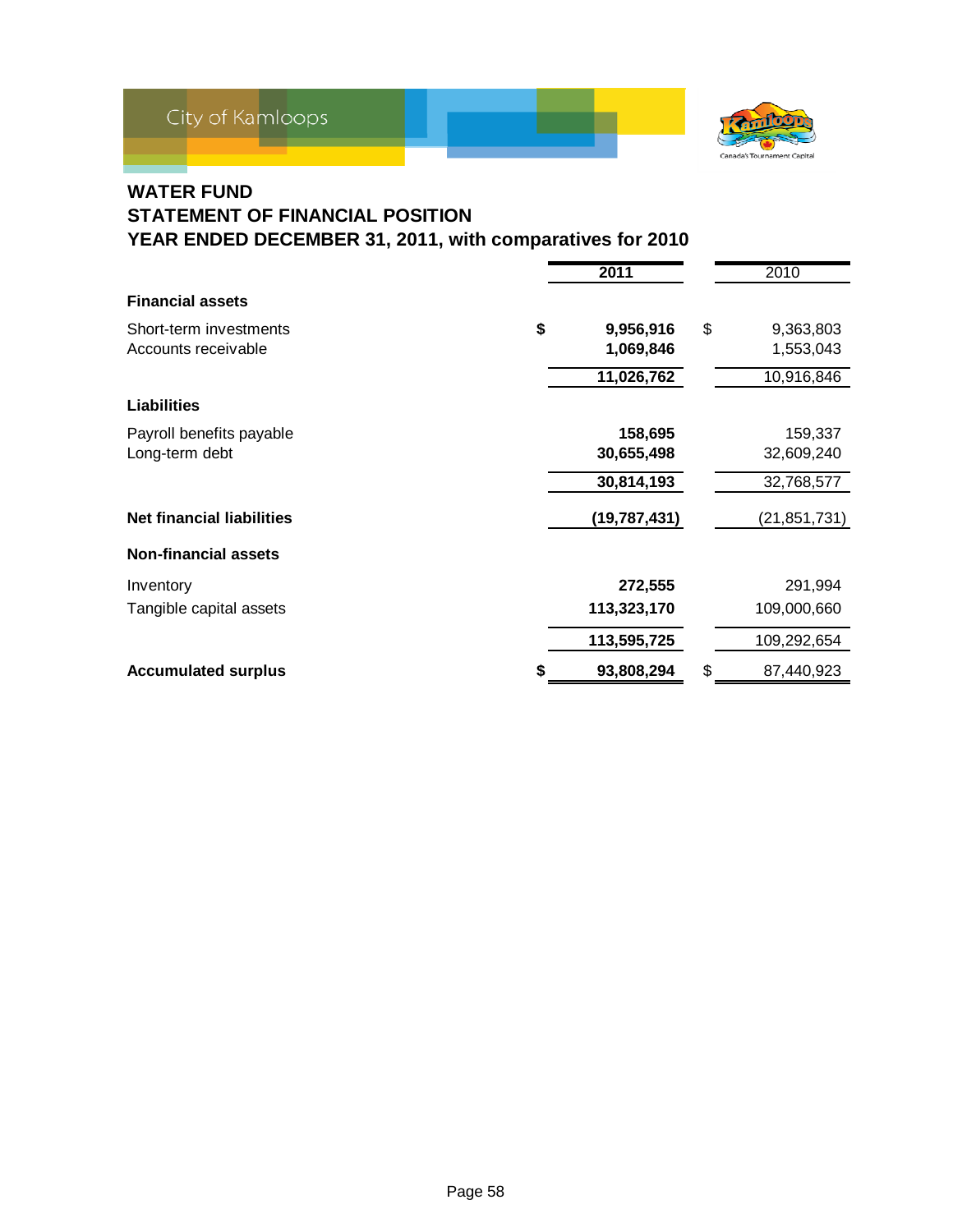## WATER FUND
## STATEMENT OF FINANCIAL POSITION
## YEAR ENDED DECEMBER 31, 2011, with comparatives for 2010

| | 2011 | 2010 |
|---|---|---|
| **Financial assets** | | |
| Short-term investments | **$ 9,956,916** | $ 9,363,803 |
| Accounts receivable | **1,069,846** | 1,553,043 |
| | **11,026,762** | 10,916,846 |
| **Liabilities** | | |
| Payroll benefits payable | **158,695** | 159,337 |
| Long-term debt | **30,655,498** | 32,609,240 |
| | **30,814,193** | 32,768,577 |
| **Net financial liabilities** | **(19,787,431)** | (21,851,731) |
| **Non-financial assets** | | |
| Inventory | **272,555** | 291,994 |
| Tangible capital assets | **113,323,170** | 109,000,660 |
| | **113,595,725** | 109,292,654 |
| **Accumulated surplus** | **$ 93,808,294** | $ 87,440,923 |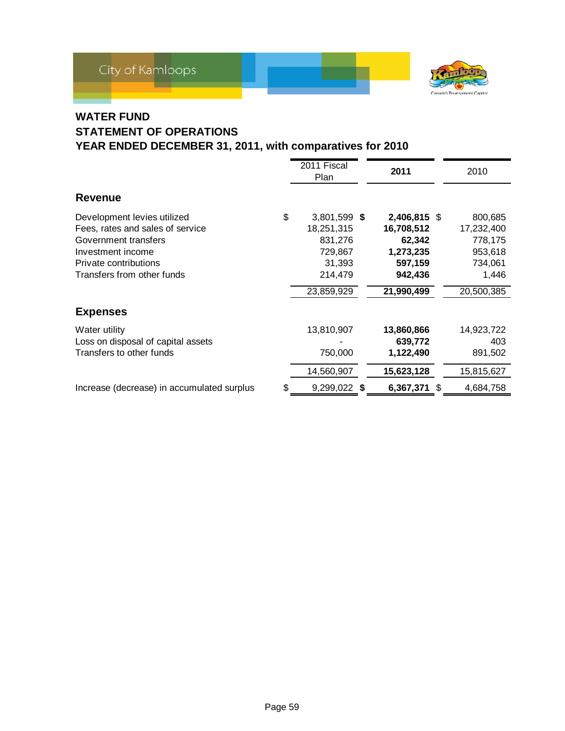City of Kamloops

# WATER FUND
## STATEMENT OF OPERATIONS
## YEAR ENDED DECEMBER 31, 2011, with comparatives for 2010

| | 2011 Fiscal Plan | **2011** | 2010 |
|---|---|---|---|
| **Revenue** | | | |
| Development levies utilized | $ 3,801,599 | **$ 2,406,815** | $ 800,685 |
| Fees, rates and sales of service | 18,251,315 | **16,708,512** | 17,232,400 |
| Government transfers | 831,276 | **62,342** | 778,175 |
| Investment income | 729,867 | **1,273,235** | 953,618 |
| Private contributions | 31,393 | **597,159** | 734,061 |
| Transfers from other funds | 214,479 | **942,436** | 1,446 |
| | 23,859,929 | **21,990,499** | 20,500,385 |
| **Expenses** | | | |
| Water utility | 13,810,907 | **13,860,866** | 14,923,722 |
| Loss on disposal of capital assets | - | **639,772** | 403 |
| Transfers to other funds | 750,000 | **1,122,490** | 891,502 |
| | 14,560,907 | **15,623,128** | 15,815,627 |
| Increase (decrease) in accumulated surplus | $ 9,299,022 | **$ 6,367,371** | $ 4,684,758 |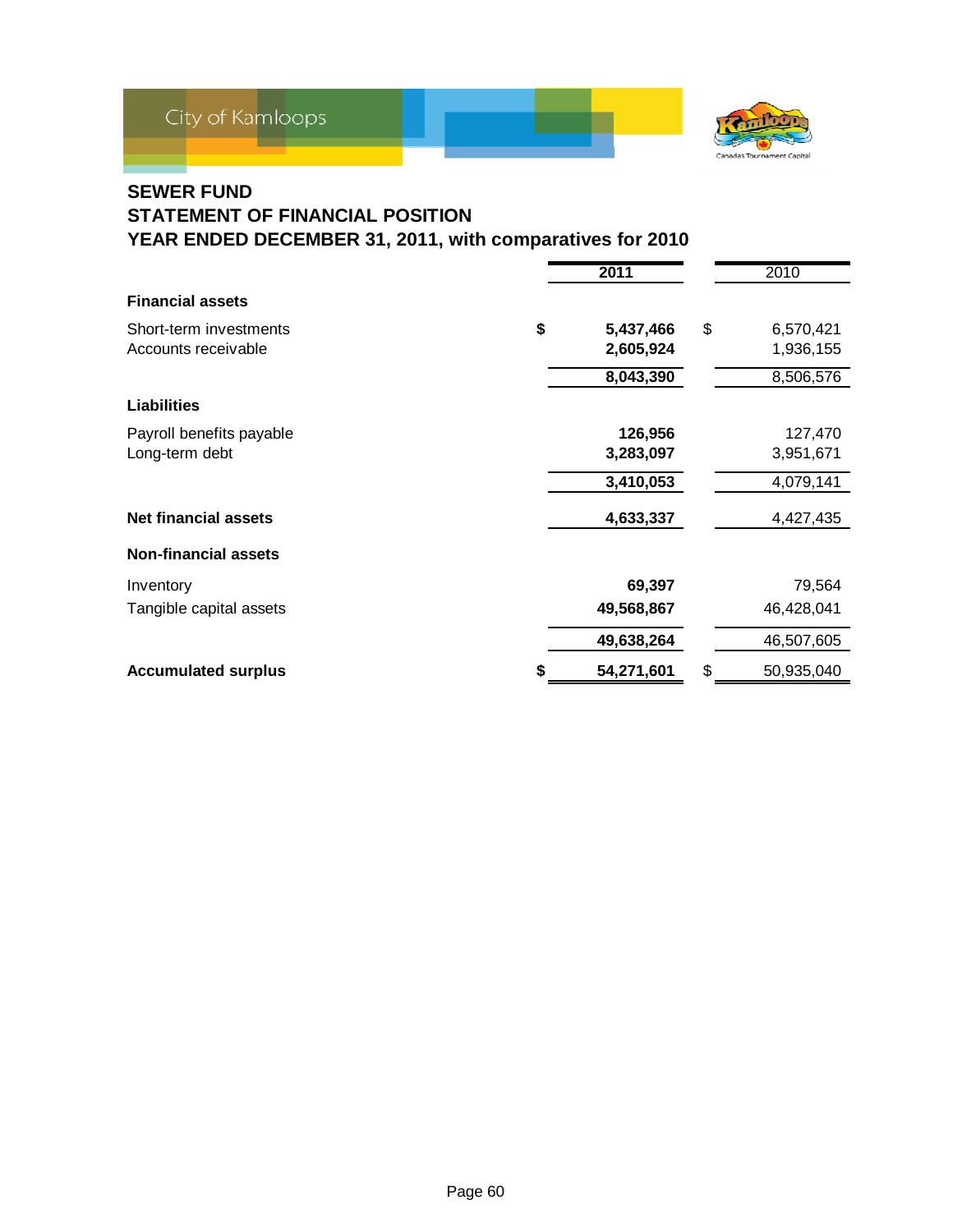# SEWER FUND
## STATEMENT OF FINANCIAL POSITION
## YEAR ENDED DECEMBER 31, 2011, with comparatives for 2010

| | 2011 | 2010 |
|---|---|---|
| **Financial assets** | | |
| Short-term investments | **$ 5,437,466** | $ 6,570,421 |
| Accounts receivable | **2,605,924** | 1,936,155 |
| | **8,043,390** | 8,506,576 |
| **Liabilities** | | |
| Payroll benefits payable | **126,956** | 127,470 |
| Long-term debt | **3,283,097** | 3,951,671 |
| | **3,410,053** | 4,079,141 |
| **Net financial assets** | **4,633,337** | 4,427,435 |
| **Non-financial assets** | | |
| Inventory | **69,397** | 79,564 |
| Tangible capital assets | **49,568,867** | 46,428,041 |
| | **49,638,264** | 46,507,605 |
| **Accumulated surplus** | **$ 54,271,601** | $ 50,935,040 |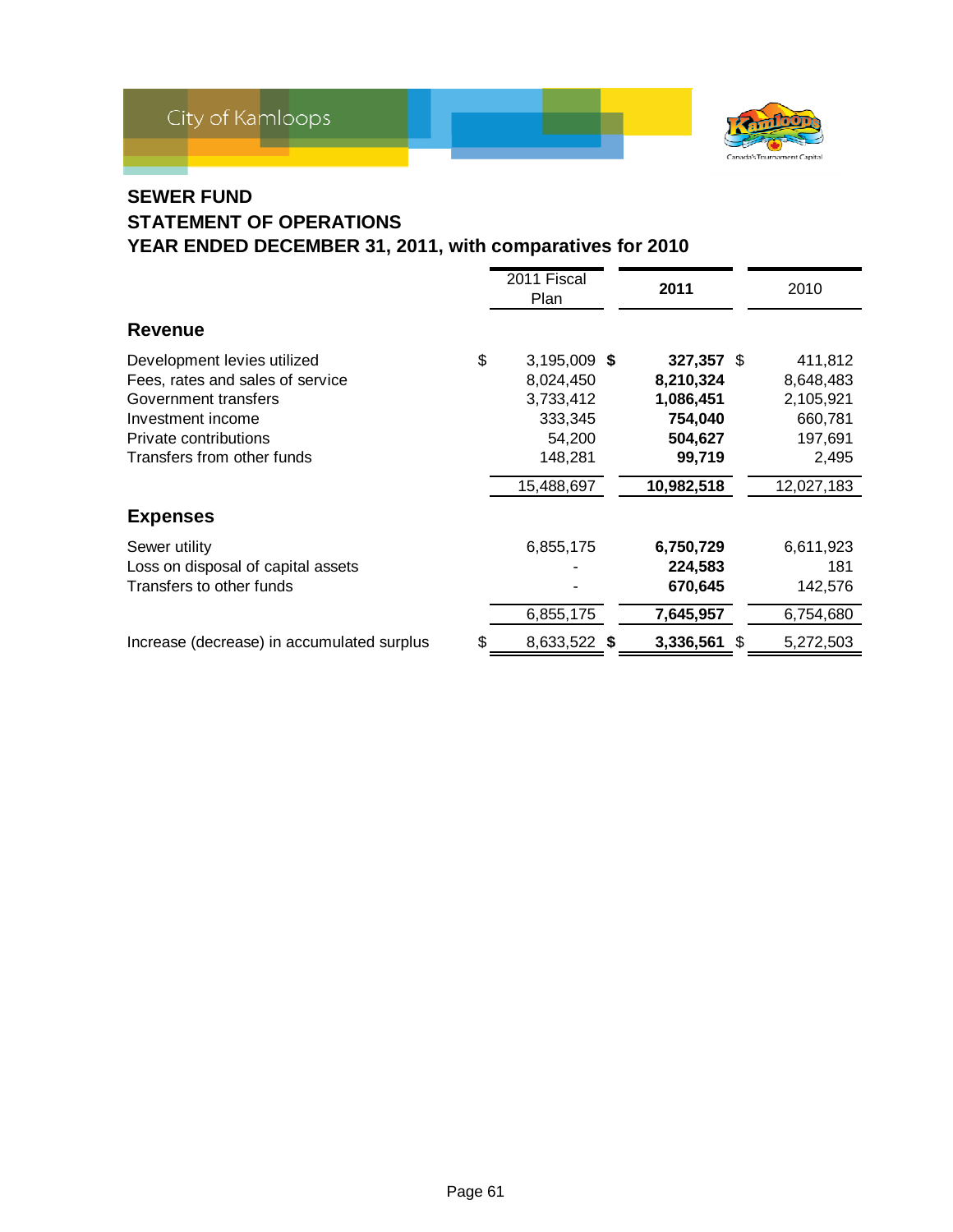City of Kamloops

## SEWER FUND
## STATEMENT OF OPERATIONS
## YEAR ENDED DECEMBER 31, 2011, with comparatives for 2010

| | 2011 Fiscal Plan | **2011** | 2010 |
|---|---|---|---|
| **Revenue** | | | |
| Development levies utilized | $ 3,195,009 | **$ 327,357** | $ 411,812 |
| Fees, rates and sales of service | 8,024,450 | **8,210,324** | 8,648,483 |
| Government transfers | 3,733,412 | **1,086,451** | 2,105,921 |
| Investment income | 333,345 | **754,040** | 660,781 |
| Private contributions | 54,200 | **504,627** | 197,691 |
| Transfers from other funds | 148,281 | **99,719** | 2,495 |
| | 15,488,697 | **10,982,518** | 12,027,183 |
| **Expenses** | | | |
| Sewer utility | 6,855,175 | **6,750,729** | 6,611,923 |
| Loss on disposal of capital assets | - | **224,583** | 181 |
| Transfers to other funds | - | **670,645** | 142,576 |
| | 6,855,175 | **7,645,957** | 6,754,680 |
| Increase (decrease) in accumulated surplus | $ 8,633,522 | **$ 3,336,561** | $ 5,272,503 |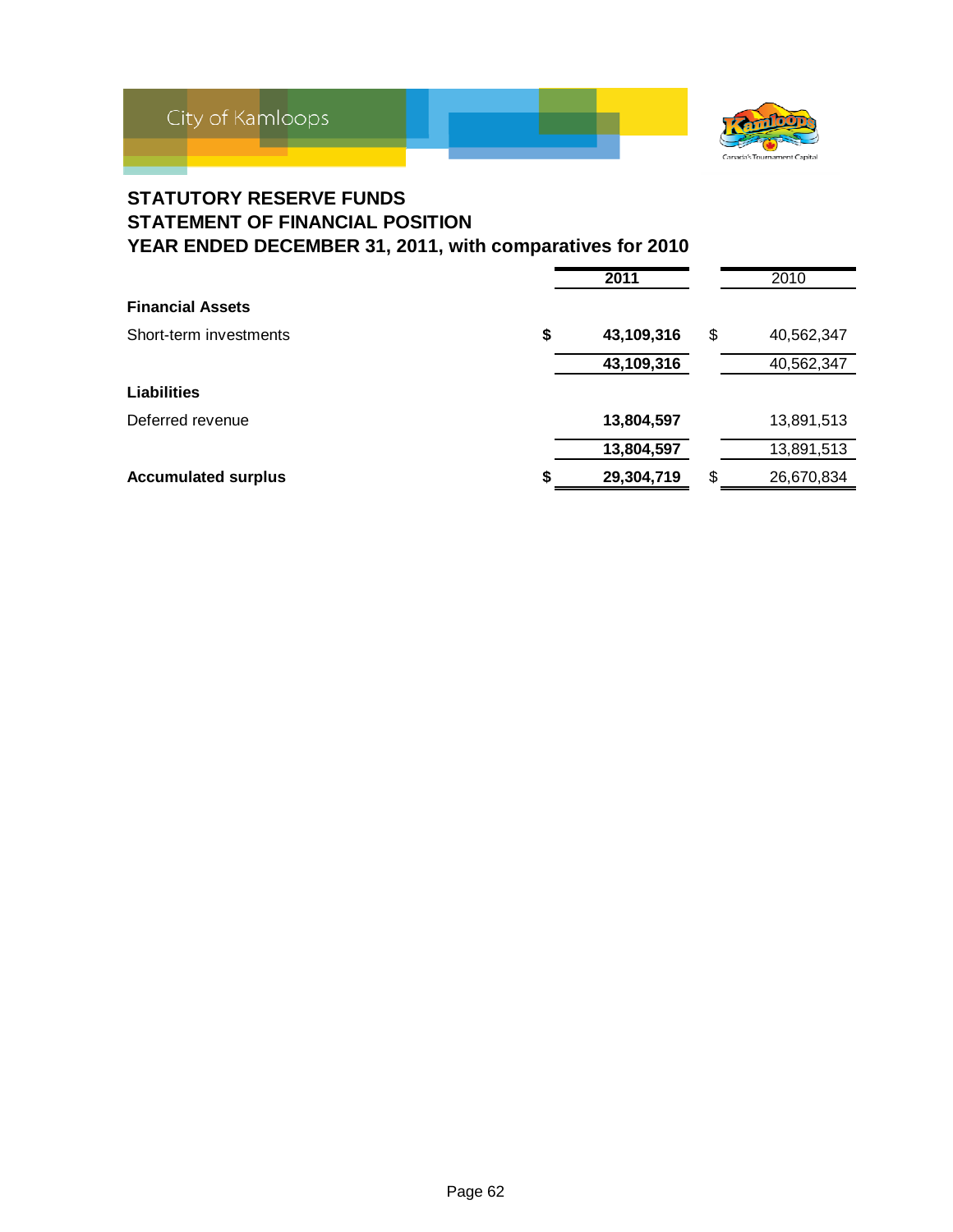## STATUTORY RESERVE FUNDS
## STATEMENT OF FINANCIAL POSITION
## YEAR ENDED DECEMBER 31, 2011, with comparatives for 2010

| | | 2011 | | 2010 |
|---|---|---|---|---|
| **Financial Assets** | | | | |
| Short-term investments | **$** | **43,109,316** | $ | 40,562,347 |
| | | **43,109,316** | | 40,562,347 |
| **Liabilities** | | | | |
| Deferred revenue | | **13,804,597** | | 13,891,513 |
| | | **13,804,597** | | 13,891,513 |
| **Accumulated surplus** | **$** | **29,304,719** | $ | 26,670,834 |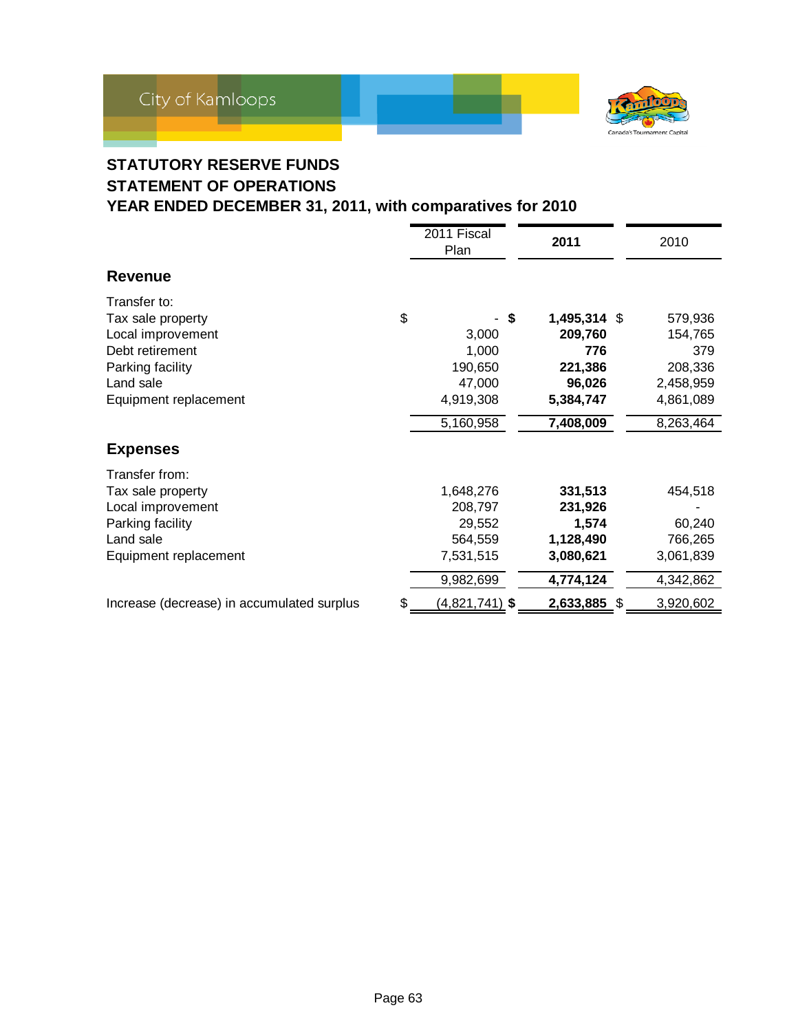City of Kamloops

# STATUTORY RESERVE FUNDS
# STATEMENT OF OPERATIONS
# YEAR ENDED DECEMBER 31, 2011, with comparatives for 2010

| | 2011 Fiscal Plan | 2011 | 2010 |
|---|---|---|---|
| **Revenue** | | | |
| Transfer to: | | | |
| Tax sale property | $ - | $ **1,495,314** | $ 579,936 |
| Local improvement | 3,000 | **209,760** | 154,765 |
| Debt retirement | 1,000 | **776** | 379 |
| Parking facility | 190,650 | **221,386** | 208,336 |
| Land sale | 47,000 | **96,026** | 2,458,959 |
| Equipment replacement | 4,919,308 | **5,384,747** | 4,861,089 |
| | 5,160,958 | **7,408,009** | 8,263,464 |
| **Expenses** | | | |
| Transfer from: | | | |
| Tax sale property | 1,648,276 | **331,513** | 454,518 |
| Local improvement | 208,797 | **231,926** | - |
| Parking facility | 29,552 | **1,574** | 60,240 |
| Land sale | 564,559 | **1,128,490** | 766,265 |
| Equipment replacement | 7,531,515 | **3,080,621** | 3,061,839 |
| | 9,982,699 | **4,774,124** | 4,342,862 |
| Increase (decrease) in accumulated surplus | $ (4,821,741) | $ **2,633,885** | $ 3,920,602 |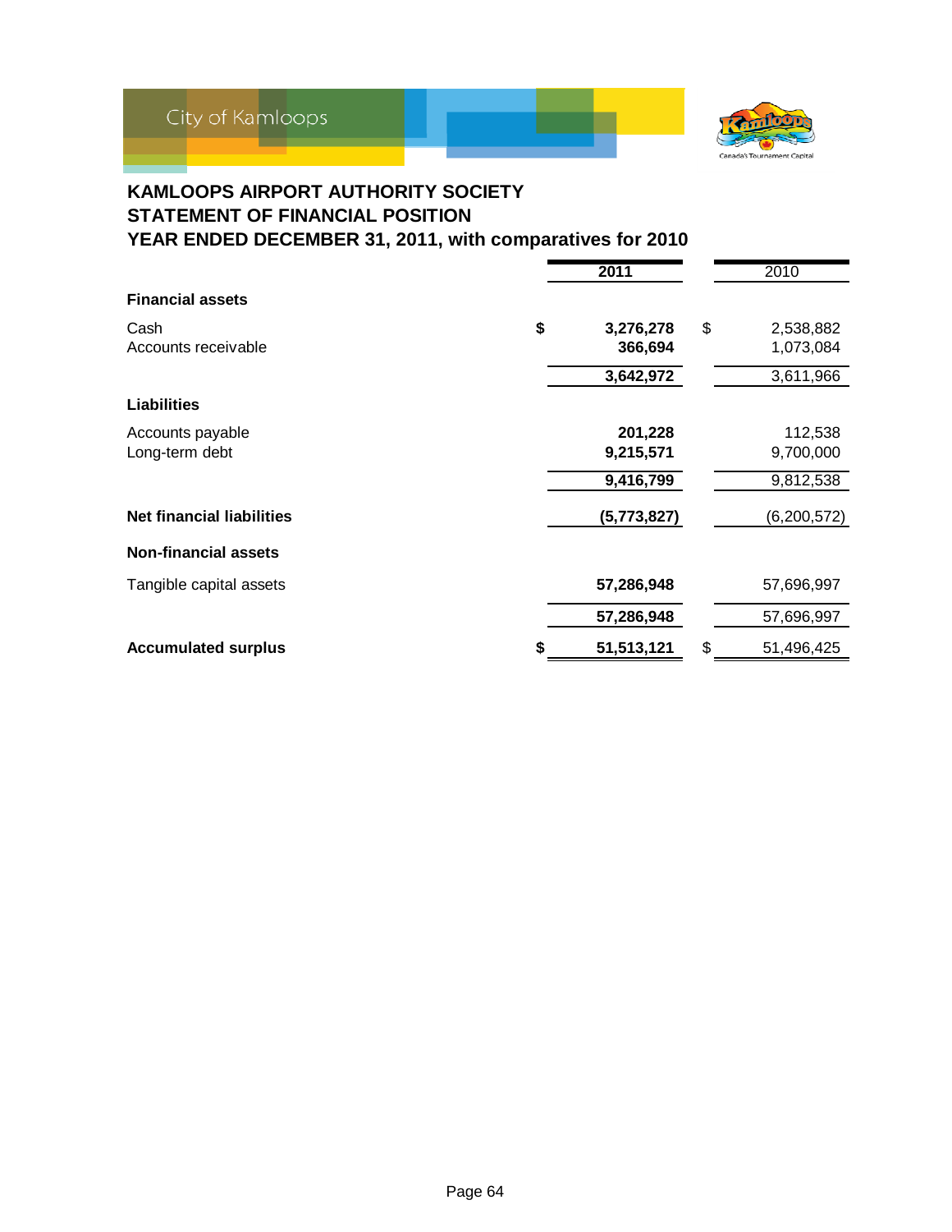# KAMLOOPS AIRPORT AUTHORITY SOCIETY
## STATEMENT OF FINANCIAL POSITION
## YEAR ENDED DECEMBER 31, 2011, with comparatives for 2010

| | 2011 | 2010 |
|---|---|---|
| **Financial assets** | | |
| Cash | **$ 3,276,278** | $ 2,538,882 |
| Accounts receivable | **366,694** | 1,073,084 |
| | **3,642,972** | 3,611,966 |
| **Liabilities** | | |
| Accounts payable | **201,228** | 112,538 |
| Long-term debt | **9,215,571** | 9,700,000 |
| | **9,416,799** | 9,812,538 |
| **Net financial liabilities** | **(5,773,827)** | (6,200,572) |
| **Non-financial assets** | | |
| Tangible capital assets | **57,286,948** | 57,696,997 |
| | **57,286,948** | 57,696,997 |
| **Accumulated surplus** | **$ 51,513,121** | $ 51,496,425 |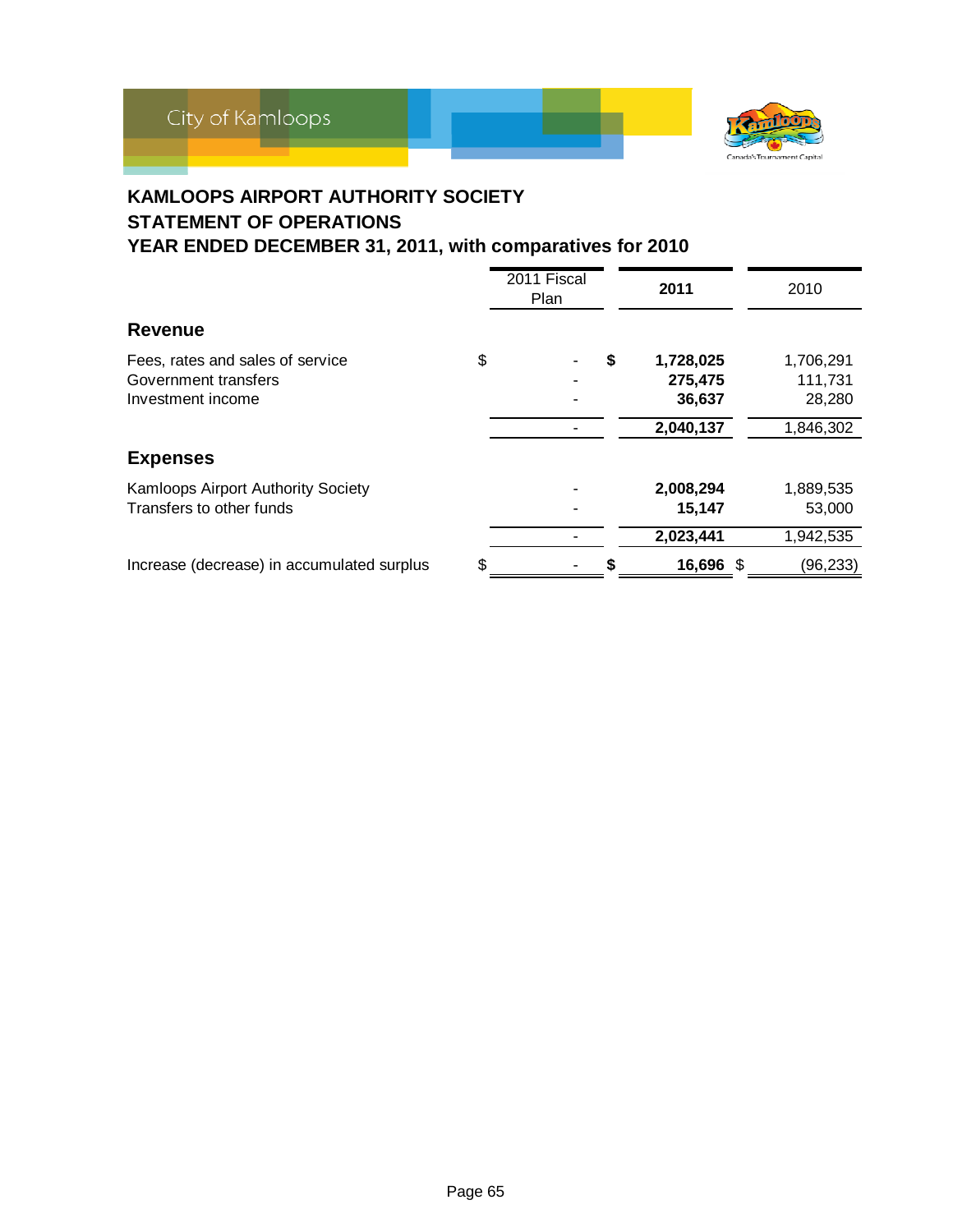## KAMLOOPS AIRPORT AUTHORITY SOCIETY
## STATEMENT OF OPERATIONS
## YEAR ENDED DECEMBER 31, 2011, with comparatives for 2010

| | 2011 Fiscal Plan | 2011 | 2010 |
|---|---|---|---|
| **Revenue** | | | |
| Fees, rates and sales of service | $ - | **$ 1,728,025** | 1,706,291 |
| Government transfers | - | **275,475** | 111,731 |
| Investment income | - | **36,637** | 28,280 |
| | - | **2,040,137** | 1,846,302 |
| **Expenses** | | | |
| Kamloops Airport Authority Society | - | **2,008,294** | 1,889,535 |
| Transfers to other funds | - | **15,147** | 53,000 |
| | - | **2,023,441** | 1,942,535 |
| Increase (decrease) in accumulated surplus | $ - | **$ 16,696** | $ (96,233) |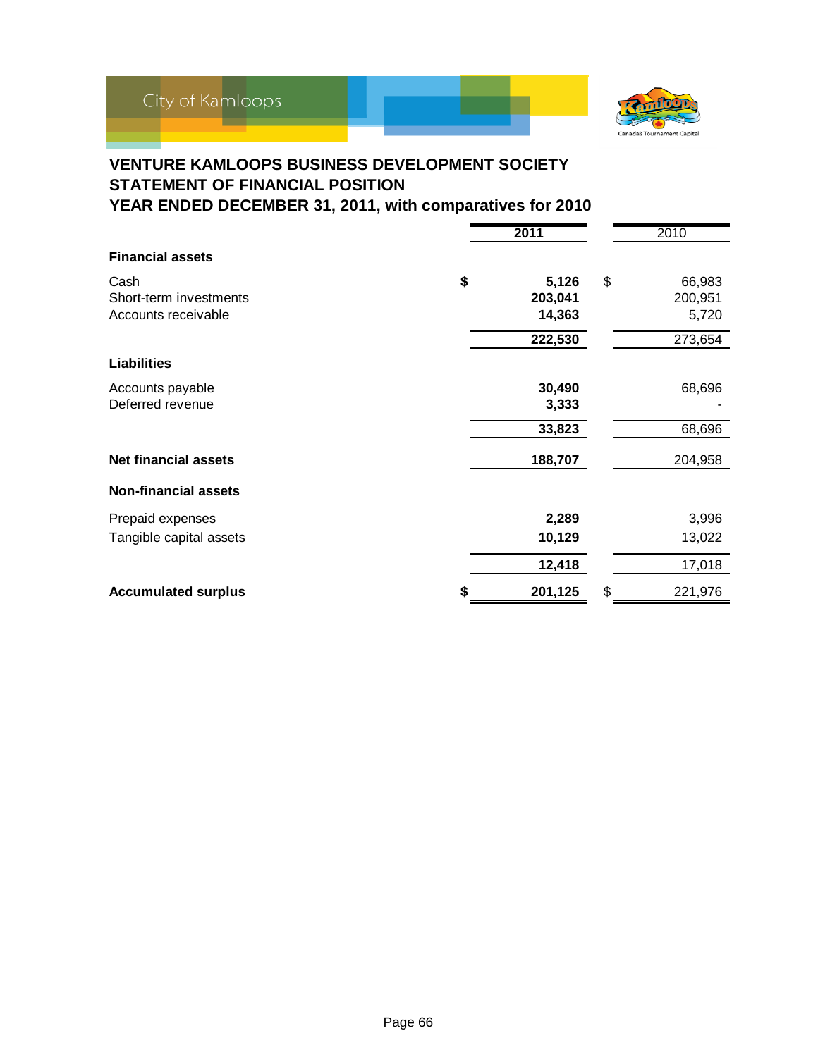## VENTURE KAMLOOPS BUSINESS DEVELOPMENT SOCIETY
## STATEMENT OF FINANCIAL POSITION
## YEAR ENDED DECEMBER 31, 2011, with comparatives for 2010

| | 2011 | 2010 |
|---|---|---|
| **Financial assets** | | |
| Cash | $ 5,126 | $ 66,983 |
| Short-term investments | 203,041 | 200,951 |
| Accounts receivable | 14,363 | 5,720 |
| | 222,530 | 273,654 |
| **Liabilities** | | |
| Accounts payable | 30,490 | 68,696 |
| Deferred revenue | 3,333 | - |
| | 33,823 | 68,696 |
| **Net financial assets** | 188,707 | 204,958 |
| **Non-financial assets** | | |
| Prepaid expenses | 2,289 | 3,996 |
| Tangible capital assets | 10,129 | 13,022 |
| | 12,418 | 17,018 |
| **Accumulated surplus** | $ 201,125 | $ 221,976 |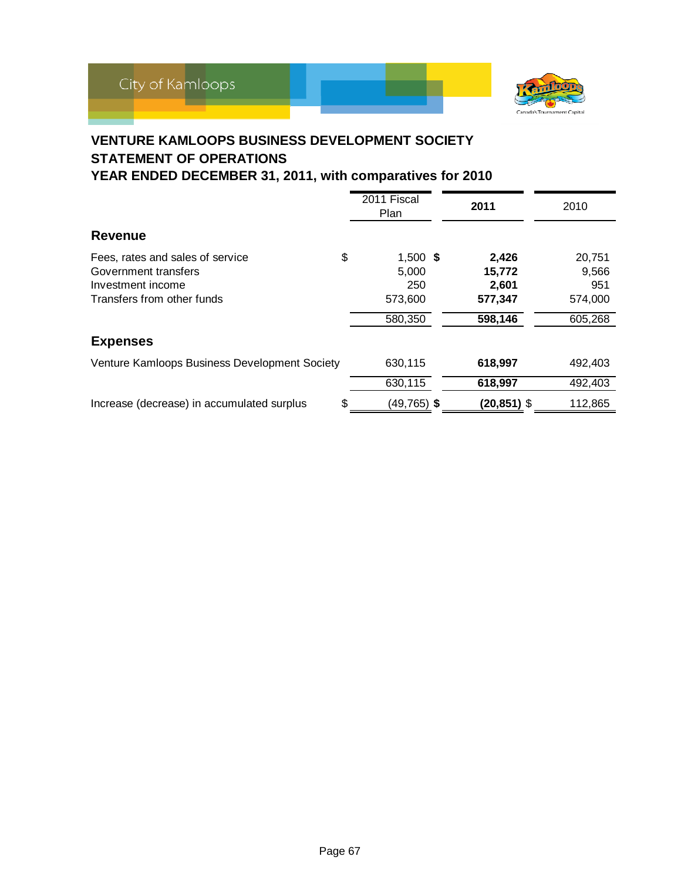# VENTURE KAMLOOPS BUSINESS DEVELOPMENT SOCIETY
## STATEMENT OF OPERATIONS
## YEAR ENDED DECEMBER 31, 2011, with comparatives for 2010

| | 2011 Fiscal Plan | 2011 | 2010 |
|---|---|---|---|
| **Revenue** | | | |
| Fees, rates and sales of service | $ 1,500 | $ **2,426** | 20,751 |
| Government transfers | 5,000 | **15,772** | 9,566 |
| Investment income | 250 | **2,601** | 951 |
| Transfers from other funds | 573,600 | **577,347** | 574,000 |
| | 580,350 | **598,146** | 605,268 |
| **Expenses** | | | |
| Venture Kamloops Business Development Society | 630,115 | **618,997** | 492,403 |
| | 630,115 | **618,997** | 492,403 |
| Increase (decrease) in accumulated surplus | $ (49,765) | $ **(20,851)** | $ 112,865 |